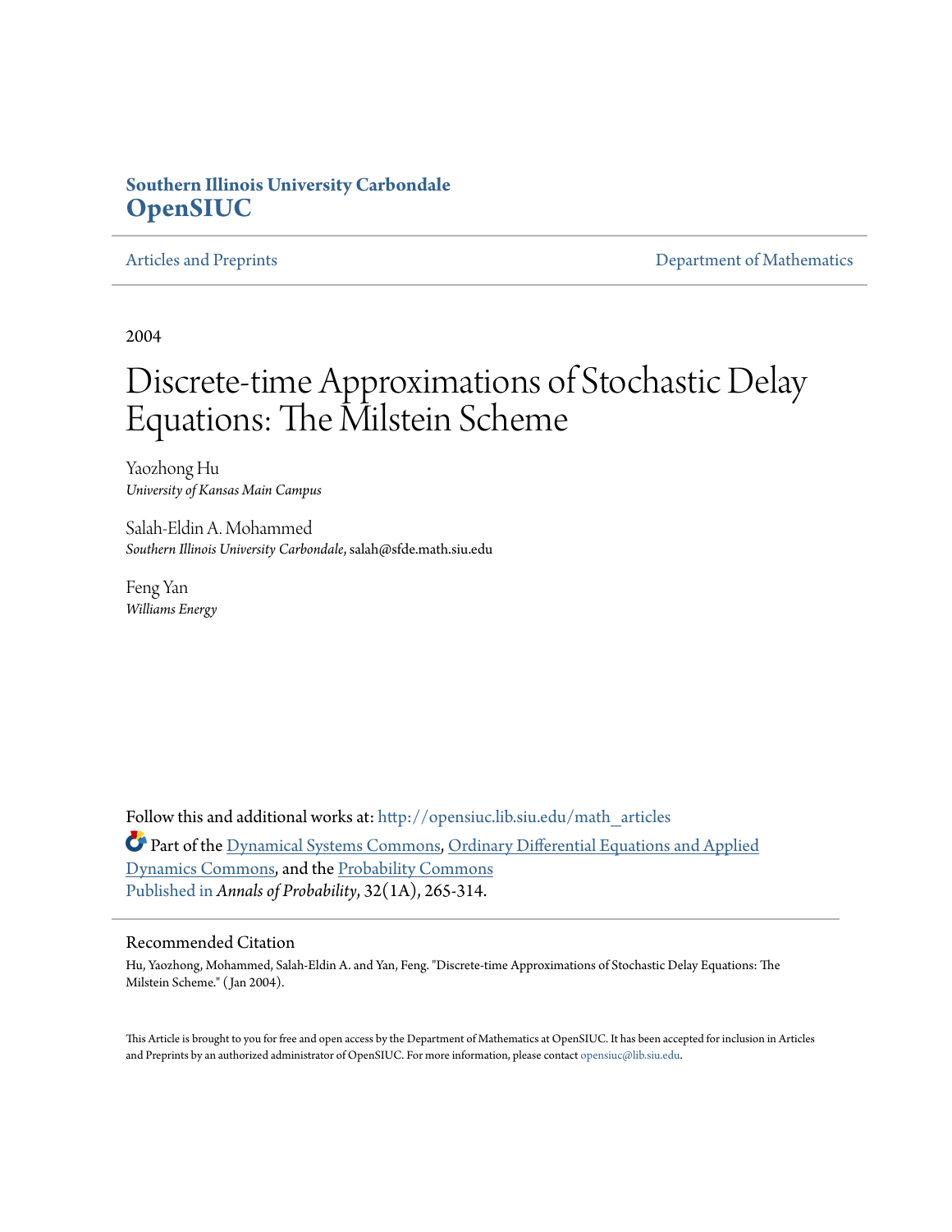**Southern Illinois University Carbondale**
**OpenSIUC**

Articles and Preprints | Department of Mathematics

2004

# Discrete-time Approximations of Stochastic Delay Equations: The Milstein Scheme

Yaozhong Hu
*University of Kansas Main Campus*

Salah-Eldin A. Mohammed
*Southern Illinois University Carbondale*, salah@sfde.math.siu.edu

Feng Yan
*Williams Energy*

Follow this and additional works at: http://opensiuc.lib.siu.edu/math_articles

Part of the Dynamical Systems Commons, Ordinary Differential Equations and Applied Dynamics Commons, and the Probability Commons

Published in *Annals of Probability*, 32(1A), 265-314.

## Recommended Citation

Hu, Yaozhong, Mohammed, Salah-Eldin A. and Yan, Feng. "Discrete-time Approximations of Stochastic Delay Equations: The Milstein Scheme." (Jan 2004).

This Article is brought to you for free and open access by the Department of Mathematics at OpenSIUC. It has been accepted for inclusion in Articles and Preprints by an authorized administrator of OpenSIUC. For more information, please contact opensiuc@lib.siu.edu.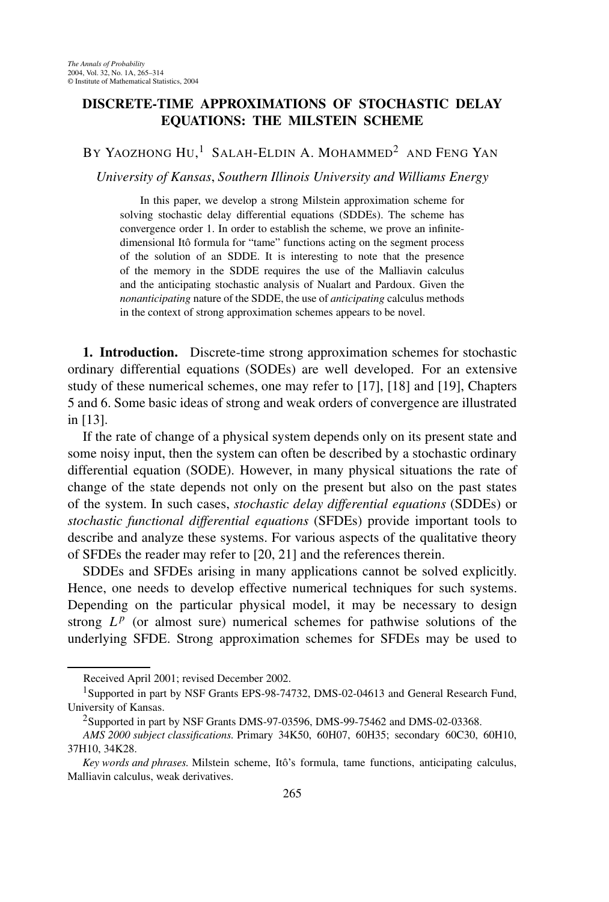# DISCRETE-TIME APPROXIMATIONS OF STOCHASTIC DELAY EQUATIONS: THE MILSTEIN SCHEME

By Yaozhong Hu,[1] Salah-Eldin A. Mohammed[2] and Feng Yan

*University of Kansas, Southern Illinois University and Williams Energy*

In this paper, we develop a strong Milstein approximation scheme for solving stochastic delay differential equations (SDDEs). The scheme has convergence order 1. In order to establish the scheme, we prove an infinite-dimensional Itô formula for "tame" functions acting on the segment process of the solution of an SDDE. It is interesting to note that the presence of the memory in the SDDE requires the use of the Malliavin calculus and the anticipating stochastic analysis of Nualart and Pardoux. Given the *nonanticipating* nature of the SDDE, the use of *anticipating* calculus methods in the context of strong approximation schemes appears to be novel.

**1. Introduction.** Discrete-time strong approximation schemes for stochastic ordinary differential equations (SODEs) are well developed. For an extensive study of these numerical schemes, one may refer to [17], [18] and [19], Chapters 5 and 6. Some basic ideas of strong and weak orders of convergence are illustrated in [13].

If the rate of change of a physical system depends only on its present state and some noisy input, then the system can often be described by a stochastic ordinary differential equation (SODE). However, in many physical situations the rate of change of the state depends not only on the present but also on the past states of the system. In such cases, *stochastic delay differential equations* (SDDEs) or *stochastic functional differential equations* (SFDEs) provide important tools to describe and analyze these systems. For various aspects of the qualitative theory of SFDEs the reader may refer to [20, 21] and the references therein.

SDDEs and SFDEs arising in many applications cannot be solved explicitly. Hence, one needs to develop effective numerical techniques for such systems. Depending on the particular physical model, it may be necessary to design strong $L^p$ (or almost sure) numerical schemes for pathwise solutions of the underlying SFDE. Strong approximation schemes for SFDEs may be used to

---

Received April 2001; revised December 2002.

[1]Supported in part by NSF Grants EPS-98-74732, DMS-02-04613 and General Research Fund, University of Kansas.

[2]Supported in part by NSF Grants DMS-97-03596, DMS-99-75462 and DMS-02-03368.

*AMS 2000 subject classifications.* Primary 34K50, 60H07, 60H35; secondary 60C30, 60H10, 37H10, 34K28.

*Key words and phrases.* Milstein scheme, Itô's formula, tame functions, anticipating calculus, Malliavin calculus, weak derivatives.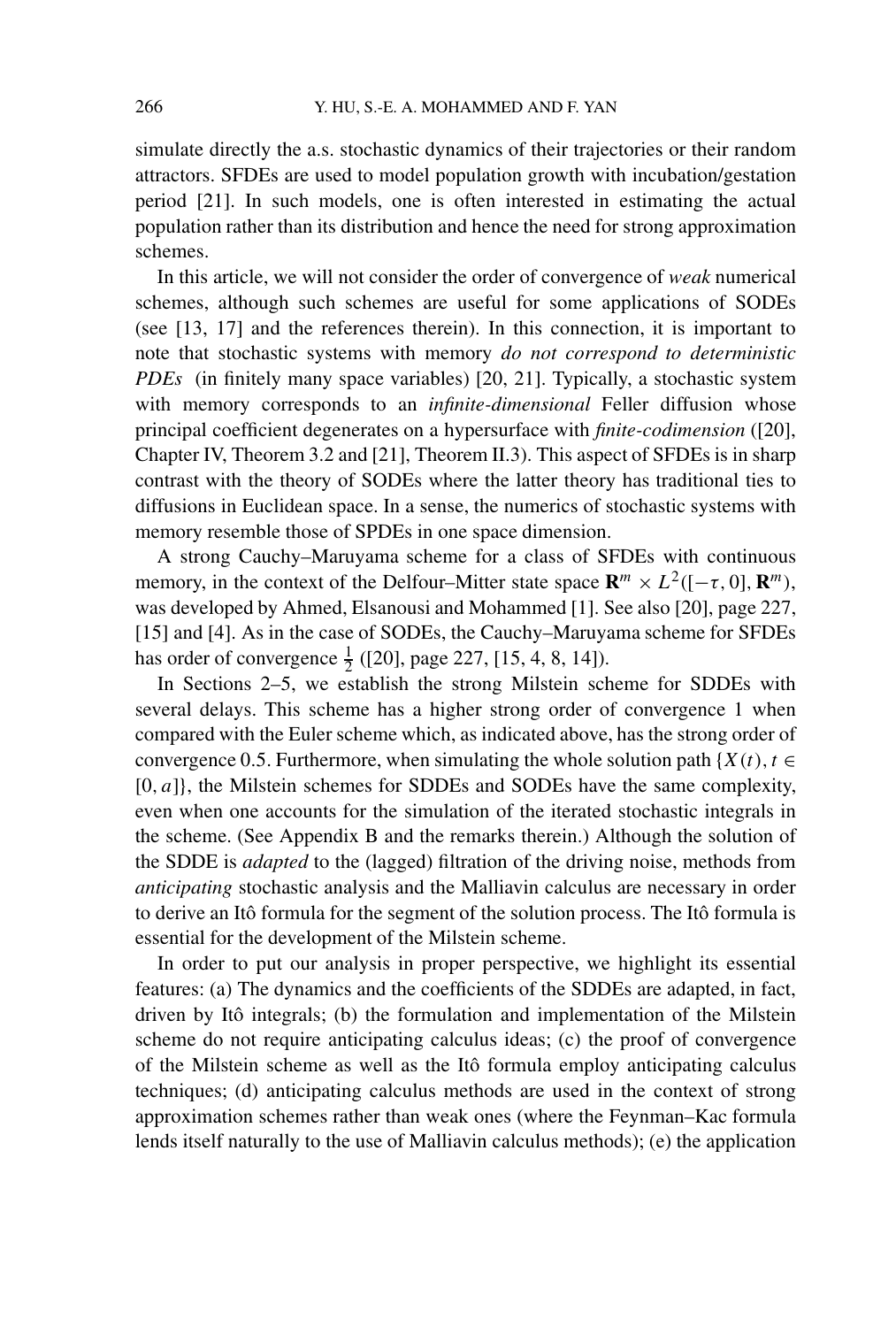simulate directly the a.s. stochastic dynamics of their trajectories or their random attractors. SFDEs are used to model population growth with incubation/gestation period [21]. In such models, one is often interested in estimating the actual population rather than its distribution and hence the need for strong approximation schemes.

In this article, we will not consider the order of convergence of *weak* numerical schemes, although such schemes are useful for some applications of SODEs (see [13, 17] and the references therein). In this connection, it is important to note that stochastic systems with memory *do not correspond to deterministic PDEs* (in finitely many space variables) [20, 21]. Typically, a stochastic system with memory corresponds to an *infinite-dimensional* Feller diffusion whose principal coefficient degenerates on a hypersurface with *finite-codimension* ([20], Chapter IV, Theorem 3.2 and [21], Theorem II.3). This aspect of SFDEs is in sharp contrast with the theory of SODEs where the latter theory has traditional ties to diffusions in Euclidean space. In a sense, the numerics of stochastic systems with memory resemble those of SPDEs in one space dimension.

A strong Cauchy–Maruyama scheme for a class of SFDEs with continuous memory, in the context of the Delfour–Mitter state space $\mathbf{R}^m \times L^2([-\tau, 0], \mathbf{R}^m)$, was developed by Ahmed, Elsanousi and Mohammed [1]. See also [20], page 227, [15] and [4]. As in the case of SODEs, the Cauchy–Maruyama scheme for SFDEs has order of convergence $\frac{1}{2}$ ([20], page 227, [15, 4, 8, 14]).

In Sections 2–5, we establish the strong Milstein scheme for SDDEs with several delays. This scheme has a higher strong order of convergence 1 when compared with the Euler scheme which, as indicated above, has the strong order of convergence 0.5. Furthermore, when simulating the whole solution path $\{X(t), t \in [0, a]\}$, the Milstein schemes for SDDEs and SODEs have the same complexity, even when one accounts for the simulation of the iterated stochastic integrals in the scheme. (See Appendix B and the remarks therein.) Although the solution of the SDDE is *adapted* to the (lagged) filtration of the driving noise, methods from *anticipating* stochastic analysis and the Malliavin calculus are necessary in order to derive an Itô formula for the segment of the solution process. The Itô formula is essential for the development of the Milstein scheme.

In order to put our analysis in proper perspective, we highlight its essential features: (a) The dynamics and the coefficients of the SDDEs are adapted, in fact, driven by Itô integrals; (b) the formulation and implementation of the Milstein scheme do not require anticipating calculus ideas; (c) the proof of convergence of the Milstein scheme as well as the Itô formula employ anticipating calculus techniques; (d) anticipating calculus methods are used in the context of strong approximation schemes rather than weak ones (where the Feynman–Kac formula lends itself naturally to the use of Malliavin calculus methods); (e) the application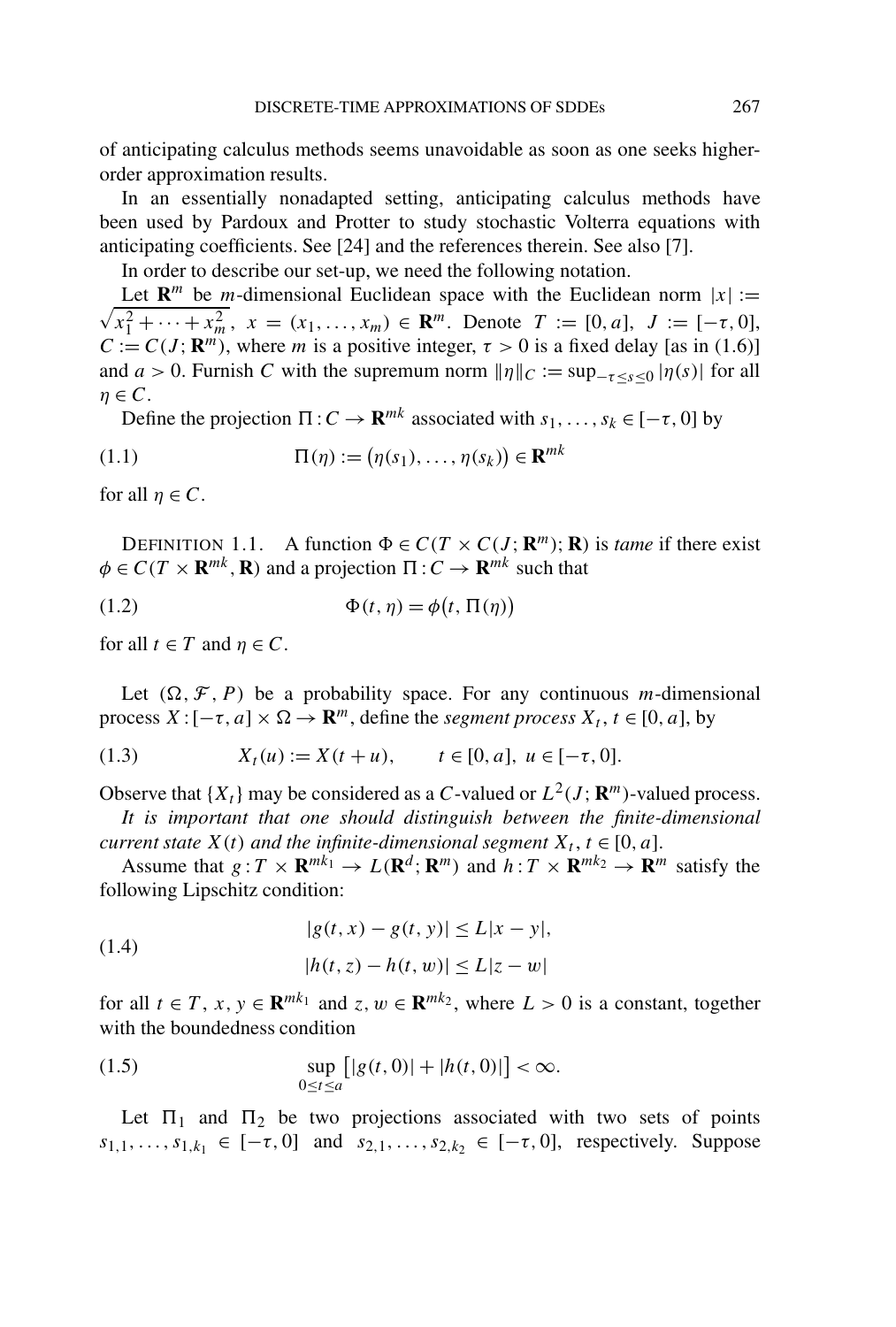of anticipating calculus methods seems unavoidable as soon as one seeks higher-order approximation results.

In an essentially nonadapted setting, anticipating calculus methods have been used by Pardoux and Protter to study stochastic Volterra equations with anticipating coefficients. See [24] and the references therein. See also [7].

In order to describe our set-up, we need the following notation.

Let $\mathbf{R}^m$ be $m$-dimensional Euclidean space with the Euclidean norm $|x| := \sqrt{x_1^2 + \cdots + x_m^2}$, $x = (x_1, \ldots, x_m) \in \mathbf{R}^m$. Denote $T := [0, a]$, $J := [-\tau, 0]$, $C := C(J; \mathbf{R}^m)$, where $m$ is a positive integer, $\tau > 0$ is a fixed delay [as in (1.6)] and $a > 0$. Furnish $C$ with the supremum norm $\|\eta\|_C := \sup_{-\tau \le s \le 0} |\eta(s)|$ for all $\eta \in C$.

Define the projection $\Pi : C \to \mathbf{R}^{mk}$ associated with $s_1, \ldots, s_k \in [-\tau, 0]$ by

$$\Pi(\eta) := \big(\eta(s_1), \ldots, \eta(s_k)\big) \in \mathbf{R}^{mk} \tag{1.1}$$

for all $\eta \in C$.

DEFINITION 1.1. A function $\Phi \in C(T \times C(J; \mathbf{R}^m); \mathbf{R})$ is *tame* if there exist $\phi \in C(T \times \mathbf{R}^{mk}, \mathbf{R})$ and a projection $\Pi : C \to \mathbf{R}^{mk}$ such that

$$\Phi(t, \eta) = \phi\big(t, \Pi(\eta)\big) \tag{1.2}$$

for all $t \in T$ and $\eta \in C$.

Let $(\Omega, \mathcal{F}, P)$ be a probability space. For any continuous $m$-dimensional process $X : [-\tau, a] \times \Omega \to \mathbf{R}^m$, define the *segment process* $X_t$, $t \in [0, a]$, by

$$X_t(u) := X(t + u), \qquad t \in [0, a],\ u \in [-\tau, 0]. \tag{1.3}$$

Observe that $\{X_t\}$ may be considered as a $C$-valued or $L^2(J; \mathbf{R}^m)$-valued process.

*It is important that one should distinguish between the finite-dimensional current state $X(t)$ and the infinite-dimensional segment $X_t$, $t \in [0, a]$.*

Assume that $g : T \times \mathbf{R}^{mk_1} \to L(\mathbf{R}^d; \mathbf{R}^m)$ and $h : T \times \mathbf{R}^{mk_2} \to \mathbf{R}^m$ satisfy the following Lipschitz condition:

$$\begin{aligned} |g(t, x) - g(t, y)| &\le L|x - y|, \\ |h(t, z) - h(t, w)| &\le L|z - w| \end{aligned} \tag{1.4}$$

for all $t \in T$, $x, y \in \mathbf{R}^{mk_1}$ and $z, w \in \mathbf{R}^{mk_2}$, where $L > 0$ is a constant, together with the boundedness condition

$$\sup_{0 \le t \le a} \big[|g(t, 0)| + |h(t, 0)|\big] < \infty. \tag{1.5}$$

Let $\Pi_1$ and $\Pi_2$ be two projections associated with two sets of points $s_{1,1}, \ldots, s_{1,k_1} \in [-\tau, 0]$ and $s_{2,1}, \ldots, s_{2,k_2} \in [-\tau, 0]$, respectively. Suppose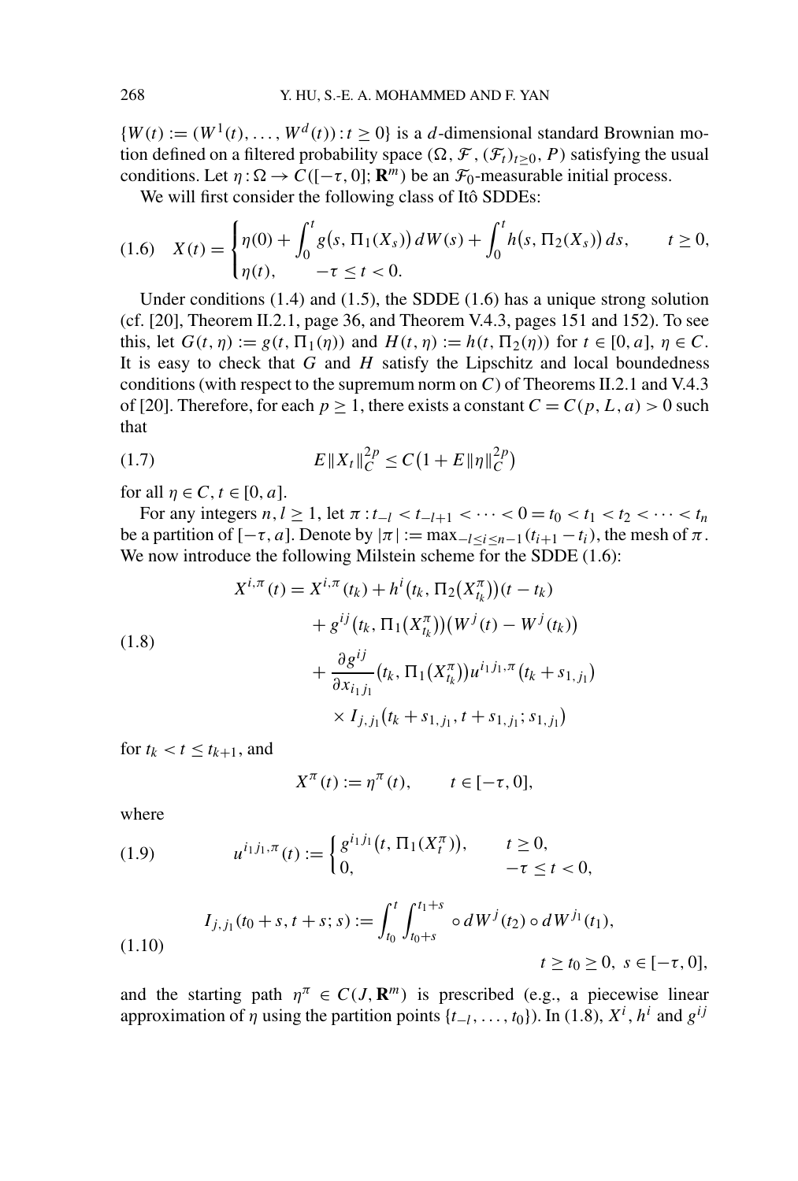$\{W(t) := (W^1(t), \dots, W^d(t)) : t \geq 0\}$ is a $d$-dimensional standard Brownian motion defined on a filtered probability space $(\Omega, \mathcal{F}, (\mathcal{F}_t)_{t \geq 0}, P)$ satisfying the usual conditions. Let $\eta : \Omega \to C([-\tau, 0]; \mathbf{R}^m)$ be an $\mathcal{F}_0$-measurable initial process.

We will first consider the following class of Itô SDDEs:

$$
X(t) = \begin{cases} \eta(0) + \displaystyle\int_0^t g\bigl(s, \Pi_1(X_s)\bigr)\, dW(s) + \int_0^t h\bigl(s, \Pi_2(X_s)\bigr)\, ds, & t \geq 0, \\ \eta(t), & -\tau \leq t < 0. \end{cases} \tag{1.6}
$$

Under conditions (1.4) and (1.5), the SDDE (1.6) has a unique strong solution (cf. [20], Theorem II.2.1, page 36, and Theorem V.4.3, pages 151 and 152). To see this, let $G(t, \eta) := g(t, \Pi_1(\eta))$ and $H(t, \eta) := h(t, \Pi_2(\eta))$ for $t \in [0, a]$, $\eta \in C$. It is easy to check that $G$ and $H$ satisfy the Lipschitz and local boundedness conditions (with respect to the supremum norm on $C$) of Theorems II.2.1 and V.4.3 of [20]. Therefore, for each $p \geq 1$, there exists a constant $C = C(p, L, a) > 0$ such that

$$
E\|X_t\|_C^{2p} \leq C\bigl(1 + E\|\eta\|_C^{2p}\bigr) \tag{1.7}
$$

for all $\eta \in C$, $t \in [0, a]$.

For any integers $n, l \geq 1$, let $\pi : t_{-l} < t_{-l+1} < \cdots < 0 = t_0 < t_1 < t_2 < \cdots < t_n$ be a partition of $[-\tau, a]$. Denote by $|\pi| := \max_{-l \leq i \leq n-1}(t_{i+1} - t_i)$, the mesh of $\pi$. We now introduce the following Milstein scheme for the SDDE (1.6):

$$
\begin{aligned}
X^{i,\pi}(t) = {} & X^{i,\pi}(t_k) + h^i\bigl(t_k, \Pi_2\bigl(X_{t_k}^\pi\bigr)\bigr)(t - t_k) \\
& + g^{ij}\bigl(t_k, \Pi_1\bigl(X_{t_k}^\pi\bigr)\bigr)\bigl(W^j(t) - W^j(t_k)\bigr) \\
& + \frac{\partial g^{ij}}{\partial x_{i_1 j_1}}\bigl(t_k, \Pi_1\bigl(X_{t_k}^\pi\bigr)\bigr) u^{i_1 j_1, \pi}\bigl(t_k + s_{1,j_1}\bigr) \\
& \quad \times I_{j,j_1}\bigl(t_k + s_{1,j_1}, t + s_{1,j_1}; s_{1,j_1}\bigr)
\end{aligned} \tag{1.8}
$$

for $t_k < t \leq t_{k+1}$, and

$$
X^\pi(t) := \eta^\pi(t), \qquad t \in [-\tau, 0],
$$

where

$$
u^{i_1 j_1, \pi}(t) := \begin{cases} g^{i_1 j_1}\bigl(t, \Pi_1(X_t^\pi)\bigr), & t \geq 0, \\ 0, & -\tau \leq t < 0, \end{cases} \tag{1.9}
$$

$$
I_{j,j_1}(t_0 + s, t + s; s) := \int_{t_0}^{t} \int_{t_0+s}^{t_1+s} \circ\, dW^j(t_2) \circ dW^{j_1}(t_1), \qquad t \geq t_0 \geq 0,\ s \in [-\tau, 0], \tag{1.10}
$$

and the starting path $\eta^\pi \in C(J, \mathbf{R}^m)$ is prescribed (e.g., a piecewise linear approximation of $\eta$ using the partition points $\{t_{-l}, \dots, t_0\}$). In (1.8), $X^i$, $h^i$ and $g^{ij}$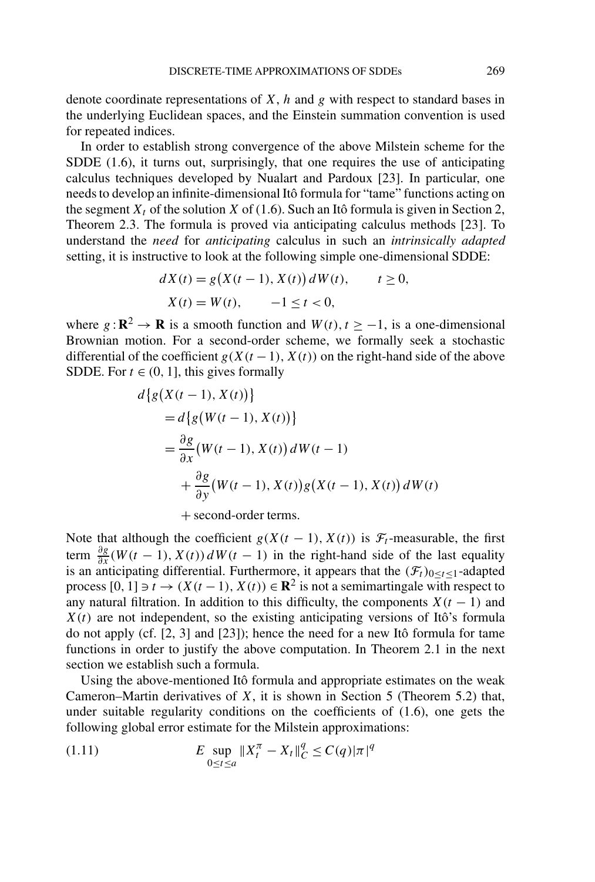denote coordinate representations of $X$, $h$ and $g$ with respect to standard bases in the underlying Euclidean spaces, and the Einstein summation convention is used for repeated indices.

In order to establish strong convergence of the above Milstein scheme for the SDDE (1.6), it turns out, surprisingly, that one requires the use of anticipating calculus techniques developed by Nualart and Pardoux [23]. In particular, one needs to develop an infinite-dimensional Itô formula for "tame" functions acting on the segment $X_t$ of the solution $X$ of (1.6). Such an Itô formula is given in Section 2, Theorem 2.3. The formula is proved via anticipating calculus methods [23]. To understand the *need* for *anticipating* calculus in such an *intrinsically adapted* setting, it is instructive to look at the following simple one-dimensional SDDE:

$$dX(t) = g\big(X(t-1), X(t)\big)\,dW(t), \qquad t \geq 0,$$

$$X(t) = W(t), \qquad -1 \leq t < 0,$$

where $g : \mathbf{R}^2 \to \mathbf{R}$ is a smooth function and $W(t), t \geq -1$, is a one-dimensional Brownian motion. For a second-order scheme, we formally seek a stochastic differential of the coefficient $g(X(t-1), X(t))$ on the right-hand side of the above SDDE. For $t \in (0, 1]$, this gives formally

$$\begin{aligned}
d\big\{g\big(X(t-1), X(t)\big)\big\} &= d\big\{g\big(W(t-1), X(t)\big)\big\} \\
&= \frac{\partial g}{\partial x}\big(W(t-1), X(t)\big)\,dW(t-1) \\
&\quad + \frac{\partial g}{\partial y}\big(W(t-1), X(t)\big) g\big(X(t-1), X(t)\big)\,dW(t) \\
&\quad + \text{second-order terms.}
\end{aligned}$$

Note that although the coefficient $g(X(t-1), X(t))$ is $\mathcal{F}_t$-measurable, the first term $\frac{\partial g}{\partial x}(W(t-1), X(t))\,dW(t-1)$ in the right-hand side of the last equality is an anticipating differential. Furthermore, it appears that the $(\mathcal{F}_t)_{0 \leq t \leq 1}$-adapted process $[0, 1] \ni t \to (X(t-1), X(t)) \in \mathbf{R}^2$ is not a semimartingale with respect to any natural filtration. In addition to this difficulty, the components $X(t-1)$ and $X(t)$ are not independent, so the existing anticipating versions of Itô's formula do not apply (cf. [2, 3] and [23]); hence the need for a new Itô formula for tame functions in order to justify the above computation. In Theorem 2.1 in the next section we establish such a formula.

Using the above-mentioned Itô formula and appropriate estimates on the weak Cameron–Martin derivatives of $X$, it is shown in Section 5 (Theorem 5.2) that, under suitable regularity conditions on the coefficients of (1.6), one gets the following global error estimate for the Milstein approximations:

$$E \sup_{0 \leq t \leq a} \|X_t^{\pi} - X_t\|_C^q \leq C(q)|\pi|^q \tag{1.11}$$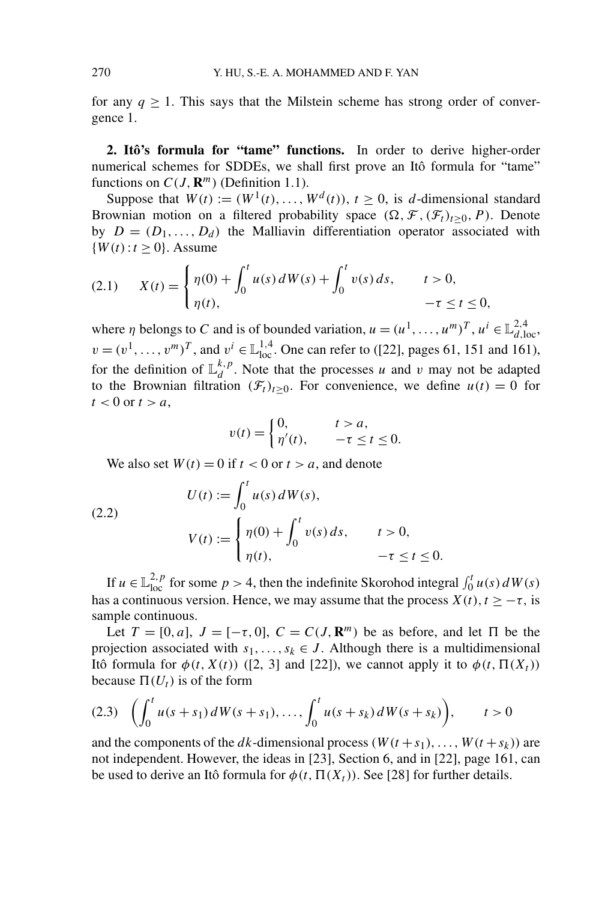for any $q \geq 1$. This says that the Milstein scheme has strong order of convergence 1.

## 2. Itô's formula for "tame" functions.

In order to derive higher-order numerical schemes for SDDEs, we shall first prove an Itô formula for "tame" functions on $C(J, \mathbf{R}^m)$ (Definition 1.1).

Suppose that $W(t) := (W^1(t), \ldots, W^d(t))$, $t \geq 0$, is $d$-dimensional standard Brownian motion on a filtered probability space $(\Omega, \mathcal{F}, (\mathcal{F}_t)_{t\geq 0}, P)$. Denote by $D = (D_1, \ldots, D_d)$ the Malliavin differentiation operator associated with $\{W(t) : t \geq 0\}$. Assume

$$
X(t) = \begin{cases} \eta(0) + \displaystyle\int_0^t u(s)\, dW(s) + \int_0^t v(s)\, ds, & t > 0, \\ \eta(t), & -\tau \leq t \leq 0, \end{cases} \tag{2.1}
$$

where $\eta$ belongs to $C$ and is of bounded variation, $u = (u^1, \ldots, u^m)^T$, $u^i \in \mathbb{L}_{d,\mathrm{loc}}^{2,4}$, $v = (v^1, \ldots, v^m)^T$, and $v^i \in \mathbb{L}_{\mathrm{loc}}^{1,4}$. One can refer to ([22], pages 61, 151 and 161), for the definition of $\mathbb{L}_d^{k,p}$. Note that the processes $u$ and $v$ may not be adapted to the Brownian filtration $(\mathcal{F}_t)_{t\geq 0}$. For convenience, we define $u(t) = 0$ for $t < 0$ or $t > a$,

$$
v(t) = \begin{cases} 0, & t > a, \\ \eta'(t), & -\tau \leq t \leq 0. \end{cases}
$$

We also set $W(t) = 0$ if $t < 0$ or $t > a$, and denote

$$
\begin{aligned}
U(t) &:= \int_0^t u(s)\, dW(s), \\
V(t) &:= \begin{cases} \eta(0) + \displaystyle\int_0^t v(s)\, ds, & t > 0, \\ \eta(t), & -\tau \leq t \leq 0. \end{cases}
\end{aligned} \tag{2.2}
$$

If $u \in \mathbb{L}_{\mathrm{loc}}^{2,p}$ for some $p > 4$, then the indefinite Skorohod integral $\int_0^t u(s)\, dW(s)$ has a continuous version. Hence, we may assume that the process $X(t)$, $t \geq -\tau$, is sample continuous.

Let $T = [0, a]$, $J = [-\tau, 0]$, $C = C(J, \mathbf{R}^m)$ be as before, and let $\Pi$ be the projection associated with $s_1, \ldots, s_k \in J$. Although there is a multidimensional Itô formula for $\phi(t, X(t))$ ([2, 3] and [22]), we cannot apply it to $\phi(t, \Pi(X_t))$ because $\Pi(U_t)$ is of the form

$$
\left( \int_0^t u(s + s_1)\, dW(s + s_1), \ldots, \int_0^t u(s + s_k)\, dW(s + s_k) \right), \qquad t > 0 \tag{2.3}
$$

and the components of the $dk$-dimensional process $(W(t + s_1), \ldots, W(t + s_k))$ are not independent. However, the ideas in [23], Section 6, and in [22], page 161, can be used to derive an Itô formula for $\phi(t, \Pi(X_t))$. See [28] for further details.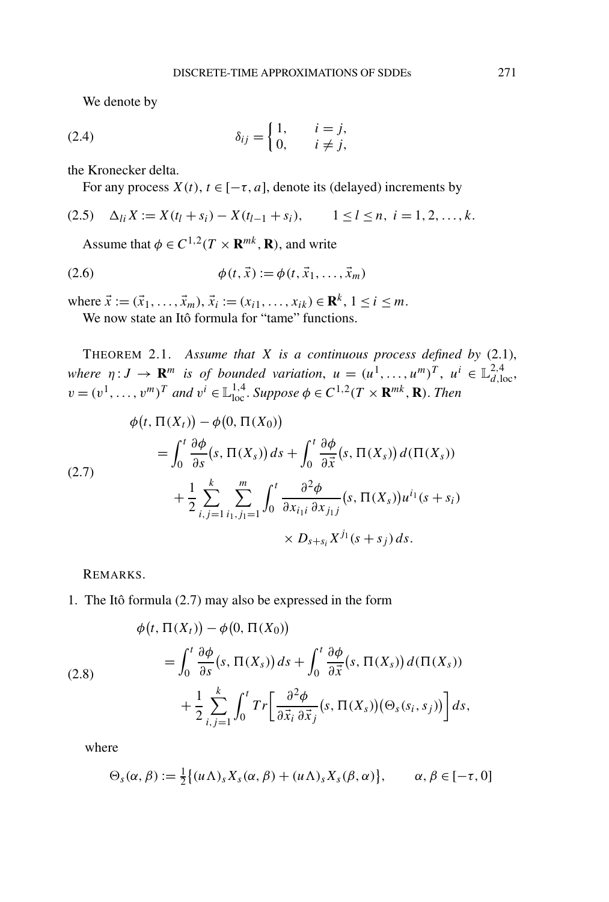We denote by

$$
\delta_{ij} = \begin{cases} 1, & i = j, \\ 0, & i \neq j, \end{cases} \tag{2.4}
$$

the Kronecker delta.

For any process $X(t)$, $t \in [-\tau, a]$, denote its (delayed) increments by

$$
\Delta_{li} X := X(t_l + s_i) - X(t_{l-1} + s_i), \qquad 1 \leq l \leq n,\ i = 1, 2, \ldots, k. \tag{2.5}
$$

Assume that $\phi \in C^{1,2}(T \times \mathbf{R}^{mk}, \mathbf{R})$, and write

$$
\phi(t, \vec{x}) := \phi(t, \vec{x}_1, \ldots, \vec{x}_m) \tag{2.6}
$$

where $\vec{x} := (\vec{x}_1, \ldots, \vec{x}_m)$, $\vec{x}_i := (x_{i1}, \ldots, x_{ik}) \in \mathbf{R}^k$, $1 \leq i \leq m$.

We now state an Itô formula for "tame" functions.

THEOREM 2.1. *Assume that $X$ is a continuous process defined by* (2.1), *where $\eta : J \to \mathbf{R}^m$ is of bounded variation, $u = (u^1, \ldots, u^m)^T$, $u^i \in \mathbb{L}^{2,4}_{d,\mathrm{loc}}$, $v = (v^1, \ldots, v^m)^T$ and $v^i \in \mathbb{L}^{1,4}_{\mathrm{loc}}$. Suppose $\phi \in C^{1,2}(T \times \mathbf{R}^{mk}, \mathbf{R})$. Then*

$$
\begin{aligned}
\phi&\big(t, \Pi(X_t)\big) - \phi\big(0, \Pi(X_0)\big) \\
&= \int_0^t \frac{\partial \phi}{\partial s}\big(s, \Pi(X_s)\big)\, ds + \int_0^t \frac{\partial \phi}{\partial \vec{x}}\big(s, \Pi(X_s)\big)\, d(\Pi(X_s)) \\
&\quad + \frac{1}{2} \sum_{i,j=1}^{k} \sum_{i_1, j_1 = 1}^{m} \int_0^t \frac{\partial^2 \phi}{\partial x_{i_1 i}\, \partial x_{j_1 j}}\big(s, \Pi(X_s)\big) u^{i_1}(s + s_i) \\
&\qquad\qquad \times D_{s+s_i} X^{j_1}(s + s_j)\, ds.
\end{aligned} \tag{2.7}
$$

REMARKS.

1. The Itô formula (2.7) may also be expressed in the form

$$
\begin{aligned}
\phi&\big(t, \Pi(X_t)\big) - \phi\big(0, \Pi(X_0)\big) \\
&= \int_0^t \frac{\partial \phi}{\partial s}\big(s, \Pi(X_s)\big)\, ds + \int_0^t \frac{\partial \phi}{\partial \vec{x}}\big(s, \Pi(X_s)\big)\, d(\Pi(X_s)) \\
&\quad + \frac{1}{2} \sum_{i,j=1}^{k} \int_0^t Tr\bigg[\frac{\partial^2 \phi}{\partial \vec{x}_i\, \partial \vec{x}_j}\big(s, \Pi(X_s)\big)\big(\Theta_s(s_i, s_j)\big)\bigg]\, ds,
\end{aligned} \tag{2.8}
$$

where

$$
\Theta_s(\alpha, \beta) := \tfrac{1}{2}\big\{(u\Lambda)_s X_s(\alpha, \beta) + (u\Lambda)_s X_s(\beta, \alpha)\big\}, \qquad \alpha, \beta \in [-\tau, 0]
$$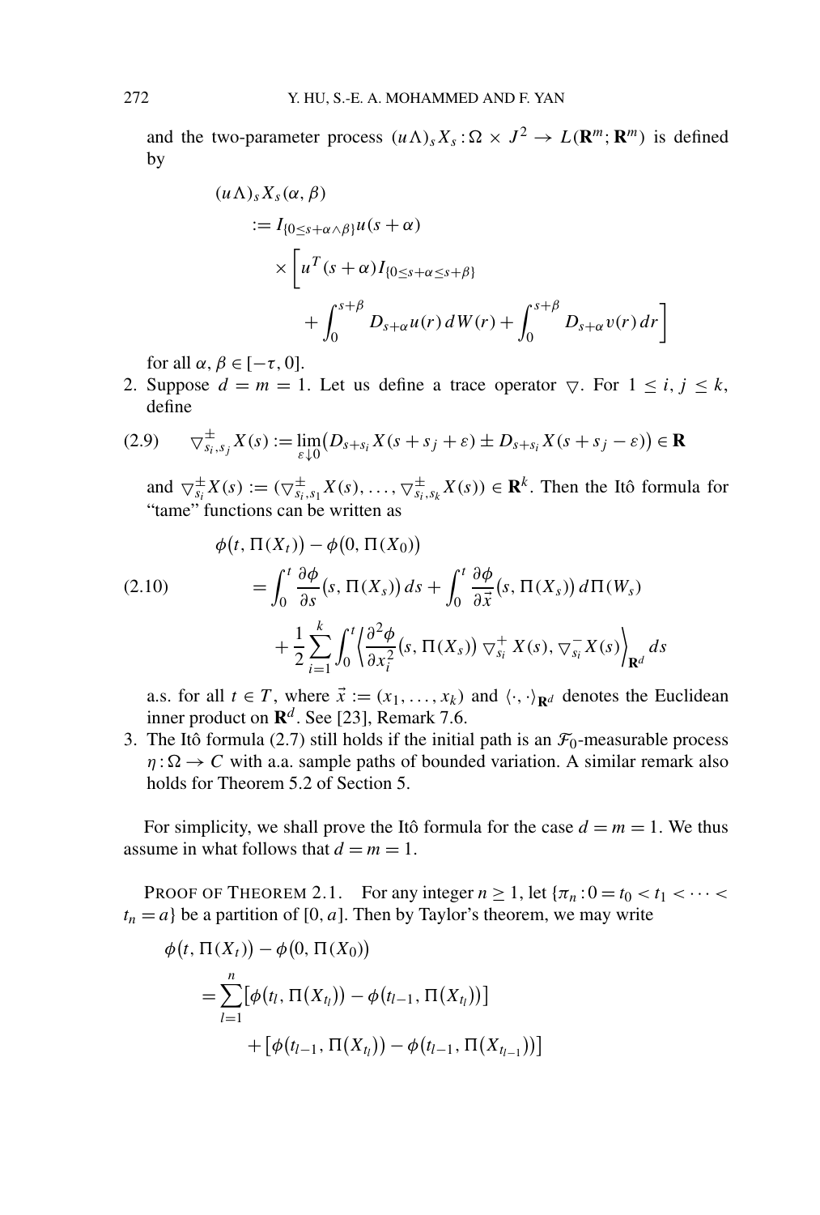and the two-parameter process $(u\Lambda)_s X_s : \Omega \times J^2 \to L(\mathbf{R}^m; \mathbf{R}^m)$ is defined by

$$
\begin{aligned}
(u\Lambda)_s X_s(\alpha, \beta) \\
&:= I_{\{0 \le s+\alpha\wedge\beta\}} u(s+\alpha) \\
&\quad \times \biggl[ u^T(s+\alpha) I_{\{0 \le s+\alpha \le s+\beta\}} \\
&\qquad + \int_0^{s+\beta} D_{s+\alpha} u(r)\, dW(r) + \int_0^{s+\beta} D_{s+\alpha} v(r)\, dr \biggr]
\end{aligned}
$$

for all $\alpha, \beta \in [-\tau, 0]$.

2. Suppose $d = m = 1$. Let us define a trace operator $\triangledown$. For $1 \le i, j \le k$, define

$$
\triangledown^{\pm}_{s_i, s_j} X(s) := \lim_{\varepsilon \downarrow 0} \bigl( D_{s+s_i} X(s + s_j + \varepsilon) \pm D_{s+s_i} X(s + s_j - \varepsilon) \bigr) \in \mathbf{R} \tag{2.9}
$$

and $\triangledown^{\pm}_{s_i} X(s) := (\triangledown^{\pm}_{s_i,s_1} X(s), \ldots, \triangledown^{\pm}_{s_i,s_k} X(s)) \in \mathbf{R}^k$. Then the Itô formula for "tame" functions can be written as

$$
\begin{aligned}
\phi(t, \Pi(X_t)) - \phi(0, \Pi(X_0)) \\
&= \int_0^t \frac{\partial \phi}{\partial s}(s, \Pi(X_s))\, ds + \int_0^t \frac{\partial \phi}{\partial \vec{x}}(s, \Pi(X_s))\, d\Pi(W_s) \\
&\quad + \frac{1}{2} \sum_{i=1}^k \int_0^t \biggl\langle \frac{\partial^2 \phi}{\partial x_i^2}(s, \Pi(X_s))\, \triangledown^{+}_{s_i} X(s), \triangledown^{-}_{s_i} X(s) \biggr\rangle_{\mathbf{R}^d} ds
\end{aligned} \tag{2.10}
$$

a.s. for all $t \in T$, where $\vec{x} := (x_1, \ldots, x_k)$ and $\langle \cdot, \cdot \rangle_{\mathbf{R}^d}$ denotes the Euclidean inner product on $\mathbf{R}^d$. See [23], Remark 7.6.

3. The Itô formula (2.7) still holds if the initial path is an $\mathcal{F}_0$-measurable process $\eta : \Omega \to C$ with a.a. sample paths of bounded variation. A similar remark also holds for Theorem 5.2 of Section 5.

For simplicity, we shall prove the Itô formula for the case $d = m = 1$. We thus assume in what follows that $d = m = 1$.

PROOF OF THEOREM 2.1. For any integer $n \ge 1$, let $\{\pi_n : 0 = t_0 < t_1 < \cdots < t_n = a\}$ be a partition of $[0, a]$. Then by Taylor's theorem, we may write

$$
\begin{aligned}
\phi(t, \Pi(X_t)) - \phi(0, \Pi(X_0)) \\
&= \sum_{l=1}^n [\phi(t_l, \Pi(X_{t_l})) - \phi(t_{l-1}, \Pi(X_{t_l}))] \\
&\qquad + [\phi(t_{l-1}, \Pi(X_{t_l})) - \phi(t_{l-1}, \Pi(X_{t_{l-1}}))]
\end{aligned}
$$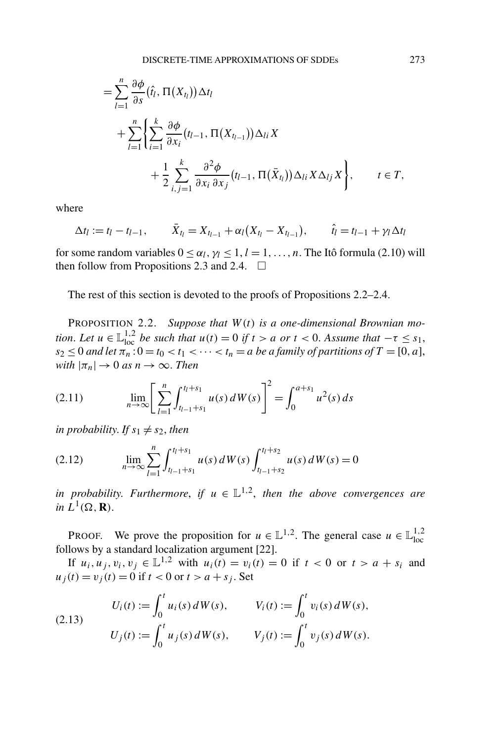$$
\begin{aligned}
&= \sum_{l=1}^{n} \frac{\partial \phi}{\partial s}\big(\hat{t}_l, \Pi(X_{t_l})\big)\Delta t_l \\
&\quad + \sum_{l=1}^{n} \Biggl\{ \sum_{i=1}^{k} \frac{\partial \phi}{\partial x_i}\big(t_{l-1}, \Pi(X_{t_{l-1}})\big)\Delta_{li} X \\
&\qquad\qquad + \frac{1}{2} \sum_{i,j=1}^{k} \frac{\partial^2 \phi}{\partial x_i\, \partial x_j}\big(t_{l-1}, \Pi(\bar{X}_{t_l})\big)\Delta_{li} X \Delta_{lj} X \Biggr\}, \qquad t \in T,
\end{aligned}
$$

where

$$
\Delta t_l := t_l - t_{l-1}, \qquad \bar{X}_{t_l} = X_{t_{l-1}} + \alpha_l\big(X_{t_l} - X_{t_{l-1}}\big), \qquad \hat{t}_l = t_{l-1} + \gamma_l \Delta t_l
$$

for some random variables $0 \le \alpha_l, \gamma_l \le 1$, $l = 1, \dots, n$. The Itô formula (2.10) will then follow from Propositions 2.3 and 2.4. $\square$

The rest of this section is devoted to the proofs of Propositions 2.2–2.4.

PROPOSITION 2.2. *Suppose that $W(t)$ is a one-dimensional Brownian motion. Let $u \in \mathbb{L}^{1,2}_{\mathrm{loc}}$ be such that $u(t) = 0$ if $t > a$ or $t < 0$. Assume that $-\tau \le s_1$, $s_2 \le 0$ and let $\pi_n : 0 = t_0 < t_1 < \cdots < t_n = a$ be a family of partitions of $T = [0, a]$, with $|\pi_n| \to 0$ as $n \to \infty$. Then*

$$
\lim_{n\to\infty} \Biggl[ \sum_{l=1}^{n} \int_{t_{l-1}+s_1}^{t_l+s_1} u(s)\, dW(s) \Biggr]^2 = \int_0^{a+s_1} u^2(s)\, ds \tag{2.11}
$$

*in probability. If $s_1 \ne s_2$, then*

$$
\lim_{n\to\infty} \sum_{l=1}^{n} \int_{t_{l-1}+s_1}^{t_l+s_1} u(s)\, dW(s) \int_{t_{l-1}+s_2}^{t_l+s_2} u(s)\, dW(s) = 0 \tag{2.12}
$$

*in probability. Furthermore, if $u \in \mathbb{L}^{1,2}$, then the above convergences are in $L^1(\Omega, \mathbf{R})$.*

PROOF. We prove the proposition for $u \in \mathbb{L}^{1,2}$. The general case $u \in \mathbb{L}^{1,2}_{\mathrm{loc}}$ follows by a standard localization argument [22].

If $u_i, u_j, v_i, v_j \in \mathbb{L}^{1,2}$ with $u_i(t) = v_i(t) = 0$ if $t < 0$ or $t > a + s_i$ and $u_j(t) = v_j(t) = 0$ if $t < 0$ or $t > a + s_j$. Set

$$
\begin{aligned}
U_i(t) &:= \int_0^t u_i(s)\, dW(s), \qquad & V_i(t) &:= \int_0^t v_i(s)\, dW(s), \\
U_j(t) &:= \int_0^t u_j(s)\, dW(s), \qquad & V_j(t) &:= \int_0^t v_j(s)\, dW(s).
\end{aligned} \tag{2.13}
$$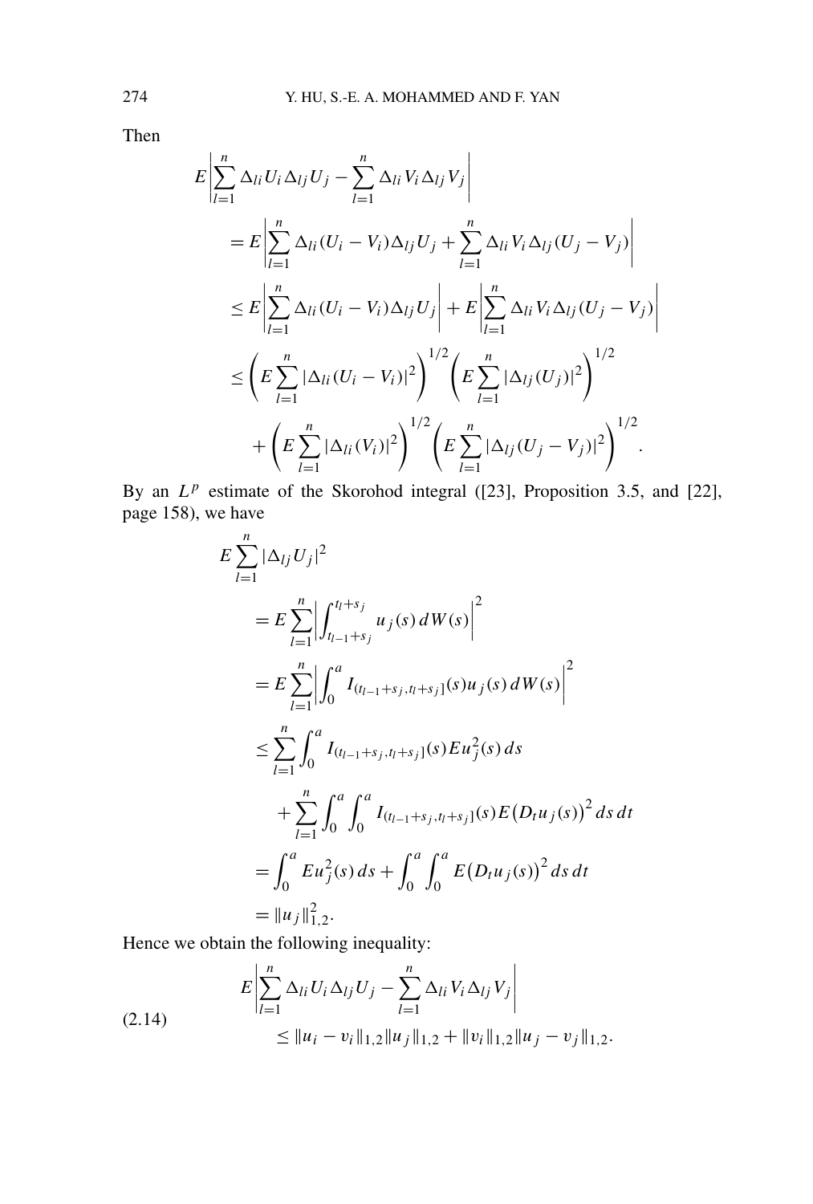Then

$$
\begin{aligned}
E&\left|\sum_{l=1}^{n} \Delta_{li} U_i \Delta_{lj} U_j - \sum_{l=1}^{n} \Delta_{li} V_i \Delta_{lj} V_j\right| \\
&= E\left|\sum_{l=1}^{n} \Delta_{li} (U_i - V_i) \Delta_{lj} U_j + \sum_{l=1}^{n} \Delta_{li} V_i \Delta_{lj} (U_j - V_j)\right| \\
&\leq E\left|\sum_{l=1}^{n} \Delta_{li} (U_i - V_i) \Delta_{lj} U_j\right| + E\left|\sum_{l=1}^{n} \Delta_{li} V_i \Delta_{lj} (U_j - V_j)\right| \\
&\leq \left(E\sum_{l=1}^{n} |\Delta_{li}(U_i - V_i)|^2\right)^{1/2} \left(E\sum_{l=1}^{n} |\Delta_{lj}(U_j)|^2\right)^{1/2} \\
&\quad + \left(E\sum_{l=1}^{n} |\Delta_{li}(V_i)|^2\right)^{1/2} \left(E\sum_{l=1}^{n} |\Delta_{lj}(U_j - V_j)|^2\right)^{1/2}.
\end{aligned}
$$

By an $L^p$ estimate of the Skorohod integral ([23], Proposition 3.5, and [22], page 158), we have

$$
\begin{aligned}
E&\sum_{l=1}^{n} |\Delta_{lj} U_j|^2 \\
&= E\sum_{l=1}^{n} \left|\int_{t_{l-1}+s_j}^{t_l+s_j} u_j(s)\, dW(s)\right|^2 \\
&= E\sum_{l=1}^{n} \left|\int_0^a I_{(t_{l-1}+s_j, t_l+s_j]}(s) u_j(s)\, dW(s)\right|^2 \\
&\leq \sum_{l=1}^{n} \int_0^a I_{(t_{l-1}+s_j, t_l+s_j]}(s) E u_j^2(s)\, ds \\
&\quad + \sum_{l=1}^{n} \int_0^a \int_0^a I_{(t_{l-1}+s_j, t_l+s_j]}(s) E\big(D_t u_j(s)\big)^2\, ds\, dt \\
&= \int_0^a E u_j^2(s)\, ds + \int_0^a \int_0^a E\big(D_t u_j(s)\big)^2\, ds\, dt \\
&= \|u_j\|_{1,2}^2.
\end{aligned}
$$

Hence we obtain the following inequality:

$$
\begin{aligned}
E&\left|\sum_{l=1}^{n} \Delta_{li} U_i \Delta_{lj} U_j - \sum_{l=1}^{n} \Delta_{li} V_i \Delta_{lj} V_j\right| \\
&\leq \|u_i - v_i\|_{1,2} \|u_j\|_{1,2} + \|v_i\|_{1,2} \|u_j - v_j\|_{1,2}.
\end{aligned}
\tag{2.14}
$$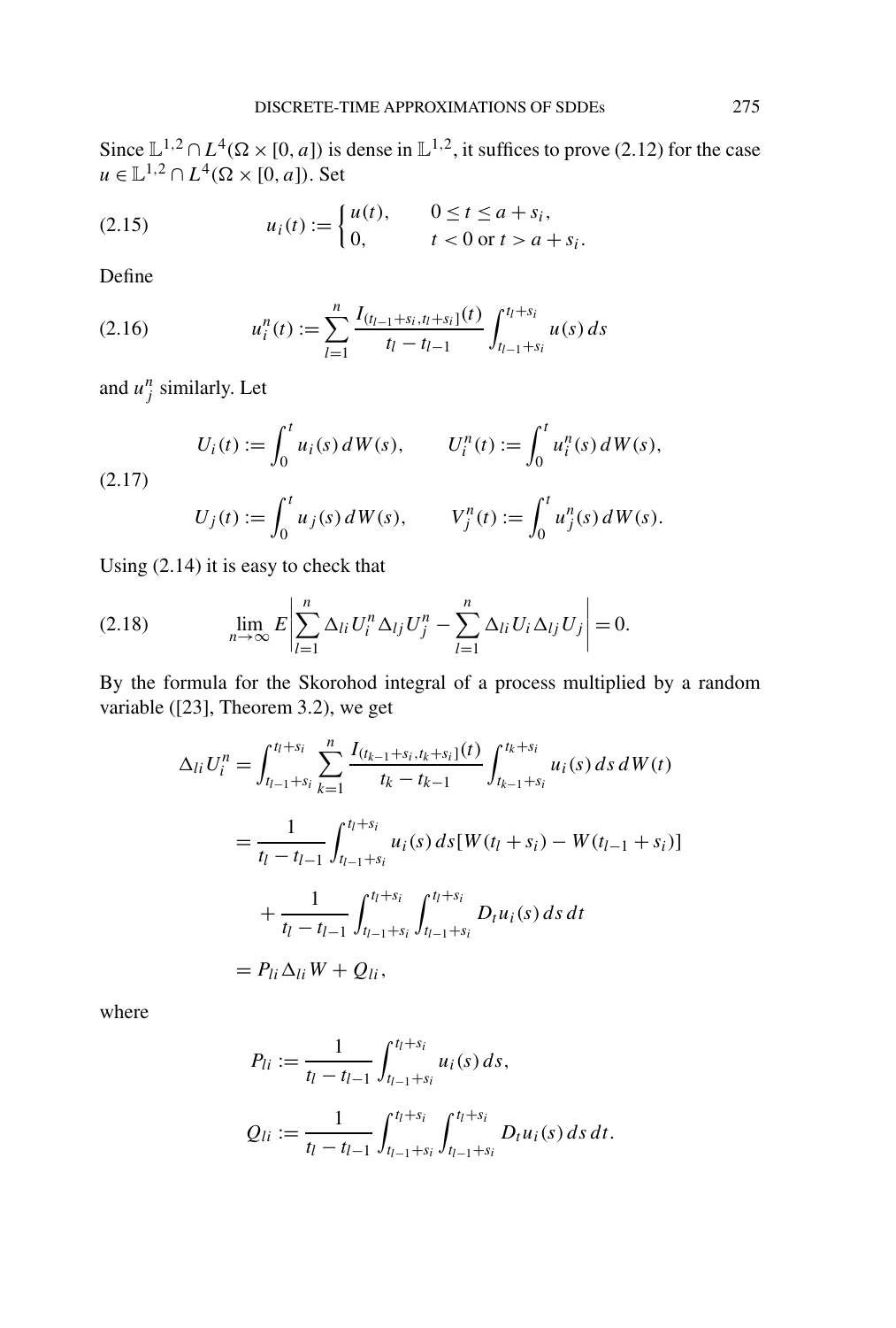Since $\mathbb{L}^{1,2} \cap L^4(\Omega \times [0, a])$ is dense in $\mathbb{L}^{1,2}$, it suffices to prove (2.12) for the case $u \in \mathbb{L}^{1,2} \cap L^4(\Omega \times [0, a])$. Set

$$
u_i(t) := \begin{cases} u(t), & 0 \le t \le a + s_i, \\ 0, & t < 0 \text{ or } t > a + s_i. \end{cases} \tag{2.15}
$$

Define

$$
u_i^n(t) := \sum_{l=1}^{n} \frac{I_{(t_{l-1}+s_i, t_l+s_i]}(t)}{t_l - t_{l-1}} \int_{t_{l-1}+s_i}^{t_l+s_i} u(s)\, ds \tag{2.16}
$$

and $u_j^n$ similarly. Let

$$
\begin{aligned}
U_i(t) &:= \int_0^t u_i(s)\, dW(s), \qquad U_i^n(t) := \int_0^t u_i^n(s)\, dW(s), \\
U_j(t) &:= \int_0^t u_j(s)\, dW(s), \qquad V_j^n(t) := \int_0^t u_j^n(s)\, dW(s).
\end{aligned} \tag{2.17}
$$

Using (2.14) it is easy to check that

$$
\lim_{n\to\infty} E \left| \sum_{l=1}^{n} \Delta_{li} U_i^n \Delta_{lj} U_j^n - \sum_{l=1}^{n} \Delta_{li} U_i \Delta_{lj} U_j \right| = 0. \tag{2.18}
$$

By the formula for the Skorohod integral of a process multiplied by a random variable ([23], Theorem 3.2), we get

$$
\begin{aligned}
\Delta_{li} U_i^n &= \int_{t_{l-1}+s_i}^{t_l+s_i} \sum_{k=1}^{n} \frac{I_{(t_{k-1}+s_i, t_k+s_i]}(t)}{t_k - t_{k-1}} \int_{t_{k-1}+s_i}^{t_k+s_i} u_i(s)\, ds\, dW(t) \\
&= \frac{1}{t_l - t_{l-1}} \int_{t_{l-1}+s_i}^{t_l+s_i} u_i(s)\, ds [W(t_l + s_i) - W(t_{l-1} + s_i)] \\
&\quad + \frac{1}{t_l - t_{l-1}} \int_{t_{l-1}+s_i}^{t_l+s_i} \int_{t_{l-1}+s_i}^{t_l+s_i} D_t u_i(s)\, ds\, dt \\
&= P_{li} \Delta_{li} W + Q_{li},
\end{aligned}
$$

where

$$
\begin{aligned}
P_{li} &:= \frac{1}{t_l - t_{l-1}} \int_{t_{l-1}+s_i}^{t_l+s_i} u_i(s)\, ds, \\
Q_{li} &:= \frac{1}{t_l - t_{l-1}} \int_{t_{l-1}+s_i}^{t_l+s_i} \int_{t_{l-1}+s_i}^{t_l+s_i} D_t u_i(s)\, ds\, dt.
\end{aligned}
$$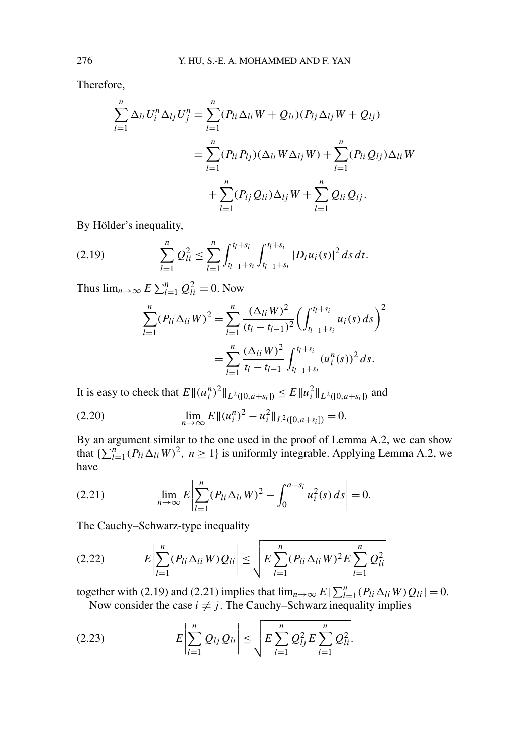Therefore,

$$\begin{aligned}
\sum_{l=1}^{n} \Delta_{li} U_i^n \Delta_{lj} U_j^n &= \sum_{l=1}^{n} (P_{li} \Delta_{li} W + Q_{li})(P_{lj} \Delta_{lj} W + Q_{lj}) \\
&= \sum_{l=1}^{n} (P_{li} P_{lj})(\Delta_{li} W \Delta_{lj} W) + \sum_{l=1}^{n} (P_{li} Q_{lj}) \Delta_{li} W \\
&\quad + \sum_{l=1}^{n} (P_{lj} Q_{li}) \Delta_{lj} W + \sum_{l=1}^{n} Q_{li} Q_{lj}.
\end{aligned}$$

By Hölder's inequality,

$$\sum_{l=1}^{n} Q_{li}^2 \le \sum_{l=1}^{n} \int_{t_{l-1}+s_i}^{t_l+s_i} \int_{t_{l-1}+s_i}^{t_l+s_i} |D_t u_i(s)|^2 \, ds \, dt. \tag{2.19}$$

Thus $\lim_{n\to\infty} E \sum_{l=1}^{n} Q_{li}^2 = 0$. Now

$$\begin{aligned}
\sum_{l=1}^{n} (P_{li} \Delta_{li} W)^2 &= \sum_{l=1}^{n} \frac{(\Delta_{li} W)^2}{(t_l - t_{l-1})^2} \left( \int_{t_{l-1}+s_i}^{t_l+s_i} u_i(s) \, ds \right)^2 \\
&= \sum_{l=1}^{n} \frac{(\Delta_{li} W)^2}{t_l - t_{l-1}} \int_{t_{l-1}+s_i}^{t_l+s_i} (u_i^n(s))^2 \, ds.
\end{aligned}$$

It is easy to check that $E\|(u_i^n)^2\|_{L^2([0,a+s_i])} \le E\|u_i^2\|_{L^2([0,a+s_i])}$ and

$$\lim_{n\to\infty} E\|(u_i^n)^2 - u_i^2\|_{L^2([0,a+s_i])} = 0. \tag{2.20}$$

By an argument similar to the one used in the proof of Lemma A.2, we can show that $\{\sum_{l=1}^{n} (P_{li} \Delta_{li} W)^2, \ n \ge 1\}$ is uniformly integrable. Applying Lemma A.2, we have

$$\lim_{n\to\infty} E \left| \sum_{l=1}^{n} (P_{li} \Delta_{li} W)^2 - \int_0^{a+s_i} u_i^2(s) \, ds \right| = 0. \tag{2.21}$$

The Cauchy–Schwarz-type inequality

$$E \left| \sum_{l=1}^{n} (P_{li} \Delta_{li} W) Q_{li} \right| \le \sqrt{E \sum_{l=1}^{n} (P_{li} \Delta_{li} W)^2 E \sum_{l=1}^{n} Q_{li}^2} \tag{2.22}$$

together with (2.19) and (2.21) implies that $\lim_{n\to\infty} E|\sum_{l=1}^{n} (P_{li} \Delta_{li} W) Q_{li}| = 0$.

Now consider the case $i \ne j$. The Cauchy–Schwarz inequality implies

$$E \left| \sum_{l=1}^{n} Q_{lj} Q_{li} \right| \le \sqrt{E \sum_{l=1}^{n} Q_{lj}^2 E \sum_{l=1}^{n} Q_{li}^2}. \tag{2.23}$$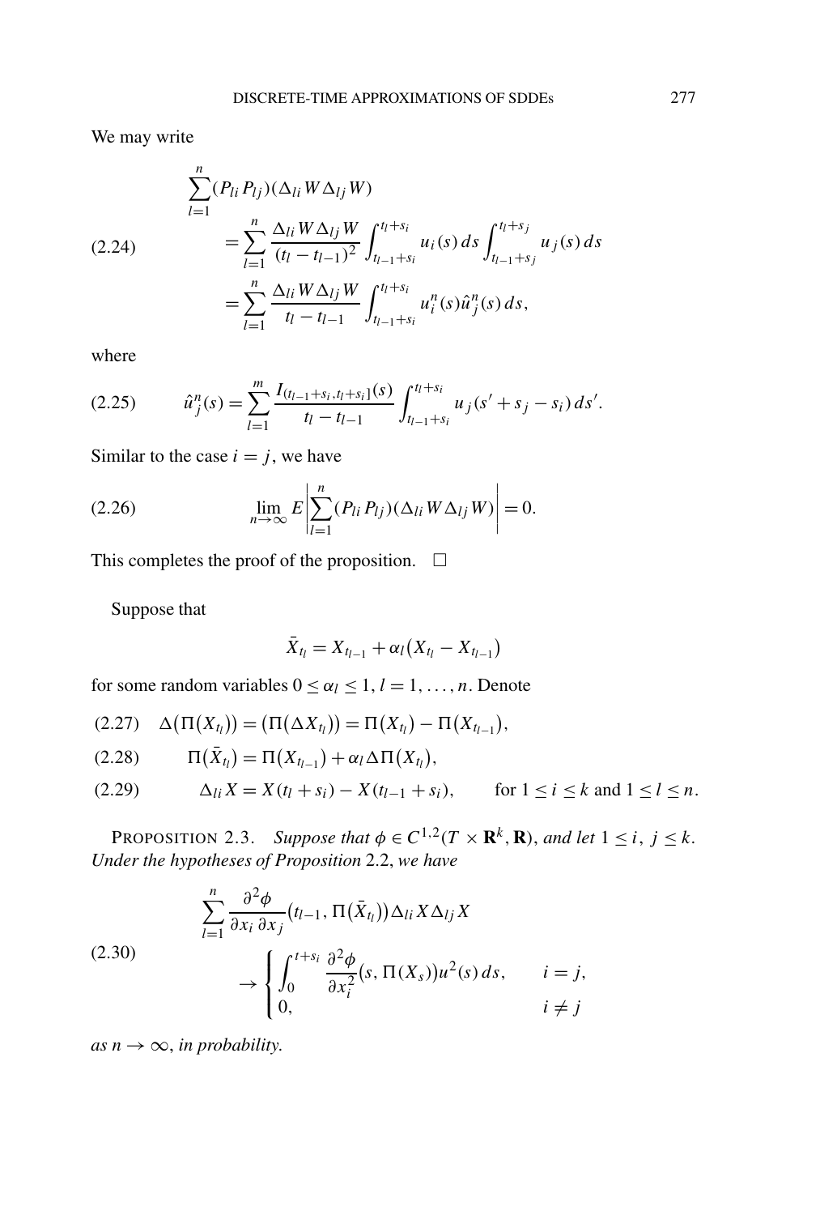We may write

$$
\begin{aligned}
&\sum_{l=1}^{n}(P_{li}P_{lj})(\Delta_{li}W\Delta_{lj}W)\\
&\qquad=\sum_{l=1}^{n}\frac{\Delta_{li}W\Delta_{lj}W}{(t_l-t_{l-1})^2}\int_{t_{l-1}+s_i}^{t_l+s_i}u_i(s)\,ds\int_{t_{l-1}+s_j}^{t_l+s_j}u_j(s)\,ds\\
&\qquad=\sum_{l=1}^{n}\frac{\Delta_{li}W\Delta_{lj}W}{t_l-t_{l-1}}\int_{t_{l-1}+s_i}^{t_l+s_i}u_i^n(s)\hat{u}_j^n(s)\,ds,
\end{aligned}
\tag{2.24}
$$

where

$$
\hat{u}_j^n(s)=\sum_{l=1}^{m}\frac{I_{(t_{l-1}+s_i,t_l+s_i]}(s)}{t_l-t_{l-1}}\int_{t_{l-1}+s_i}^{t_l+s_i}u_j(s'+s_j-s_i)\,ds'.
\tag{2.25}
$$

Similar to the case $i=j$, we have

$$
\lim_{n\to\infty}E\left|\sum_{l=1}^{n}(P_{li}P_{lj})(\Delta_{li}W\Delta_{lj}W)\right|=0.
\tag{2.26}
$$

This completes the proof of the proposition. $\square$

Suppose that

$$
\bar{X}_{t_l}=X_{t_{l-1}}+\alpha_l\big(X_{t_l}-X_{t_{l-1}}\big)
$$

for some random variables $0\le\alpha_l\le 1$, $l=1,\dots,n$. Denote

$$
\Delta\big(\Pi(X_{t_l})\big)=\big(\Pi(\Delta X_{t_l})\big)=\Pi(X_{t_l})-\Pi(X_{t_{l-1}}),
\tag{2.27}
$$

$$
\Pi(\bar{X}_{t_l})=\Pi(X_{t_{l-1}})+\alpha_l\Delta\Pi(X_{t_l}),
\tag{2.28}
$$

$$
\Delta_{li}X=X(t_l+s_i)-X(t_{l-1}+s_i),\qquad \text{for } 1\le i\le k \text{ and } 1\le l\le n.
\tag{2.29}
$$

PROPOSITION 2.3. *Suppose that $\phi\in C^{1,2}(T\times\mathbf{R}^k,\mathbf{R})$, and let $1\le i,\ j\le k$. Under the hypotheses of Proposition* 2.2, *we have*

$$
\begin{aligned}
&\sum_{l=1}^{n}\frac{\partial^2\phi}{\partial x_i\,\partial x_j}\big(t_{l-1},\Pi(\bar{X}_{t_l})\big)\Delta_{li}X\Delta_{lj}X\\
&\qquad\to\begin{cases}\displaystyle\int_0^{t+s_i}\frac{\partial^2\phi}{\partial x_i^2}\big(s,\Pi(X_s)\big)u^2(s)\,ds, & i=j,\\ 0, & i\ne j\end{cases}
\end{aligned}
\tag{2.30}
$$

*as $n\to\infty$, in probability.*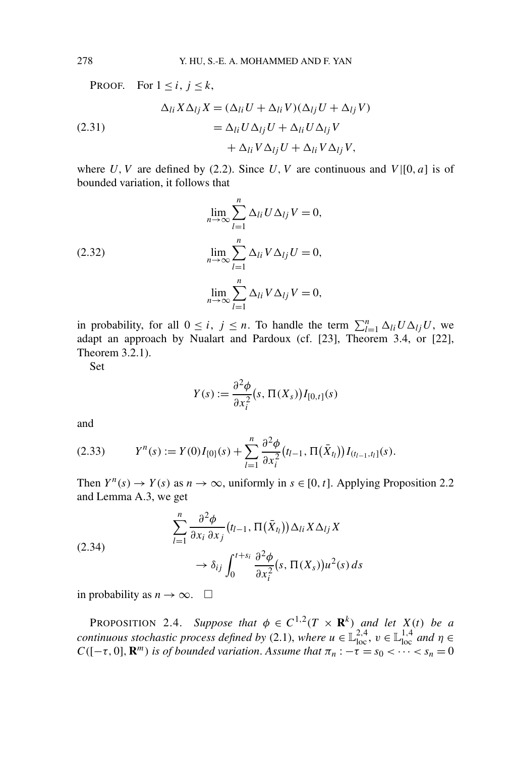PROOF. For $1 \le i,\ j \le k$,

$$
\begin{aligned}
\Delta_{li} X \Delta_{lj} X &= (\Delta_{li} U + \Delta_{li} V)(\Delta_{lj} U + \Delta_{lj} V) \\
&= \Delta_{li} U \Delta_{lj} U + \Delta_{li} U \Delta_{lj} V \\
&\quad + \Delta_{li} V \Delta_{lj} U + \Delta_{li} V \Delta_{lj} V,
\end{aligned} \tag{2.31}
$$

where $U, V$ are defined by (2.2). Since $U, V$ are continuous and $V|[0,a]$ is of bounded variation, it follows that

$$
\begin{aligned}
&\lim_{n\to\infty} \sum_{l=1}^{n} \Delta_{li} U \Delta_{lj} V = 0, \\
&\lim_{n\to\infty} \sum_{l=1}^{n} \Delta_{li} V \Delta_{lj} U = 0, \\
&\lim_{n\to\infty} \sum_{l=1}^{n} \Delta_{li} V \Delta_{lj} V = 0,
\end{aligned} \tag{2.32}
$$

in probability, for all $0 \le i,\ j \le n$. To handle the term $\sum_{l=1}^{n} \Delta_{li} U \Delta_{lj} U$, we adapt an approach by Nualart and Pardoux (cf. [23], Theorem 3.4, or [22], Theorem 3.2.1).

Set

$$
Y(s) := \frac{\partial^2 \phi}{\partial x_i^2}\big(s, \Pi(X_s)\big) I_{[0,t]}(s)
$$

and

$$
Y^n(s) := Y(0) I_{\{0\}}(s) + \sum_{l=1}^{n} \frac{\partial^2 \phi}{\partial x_i^2}\big(t_{l-1}, \Pi(\bar{X}_{t_l})\big) I_{(t_{l-1}, t_l]}(s). \tag{2.33}
$$

Then $Y^n(s) \to Y(s)$ as $n \to \infty$, uniformly in $s \in [0,t]$. Applying Proposition 2.2 and Lemma A.3, we get

$$
\begin{aligned}
&\sum_{l=1}^{n} \frac{\partial^2 \phi}{\partial x_i \, \partial x_j}\big(t_{l-1}, \Pi(\bar{X}_{t_l})\big) \Delta_{li} X \Delta_{lj} X \\
&\qquad \to \delta_{ij} \int_0^{t+s_i} \frac{\partial^2 \phi}{\partial x_i^2}\big(s, \Pi(X_s)\big) u^2(s)\, ds
\end{aligned} \tag{2.34}
$$

in probability as $n \to \infty$. $\square$

PROPOSITION 2.4. *Suppose that $\phi \in C^{1,2}(T \times \mathbf{R}^k)$ and let $X(t)$ be a continuous stochastic process defined by* (2.1), *where $u \in \mathbb{L}^{2,4}_{\mathrm{loc}}$, $v \in \mathbb{L}^{1,4}_{\mathrm{loc}}$ and $\eta \in C([-\tau, 0], \mathbf{R}^m)$ is of bounded variation. Assume that $\pi_n : -\tau = s_0 < \cdots < s_n = 0$*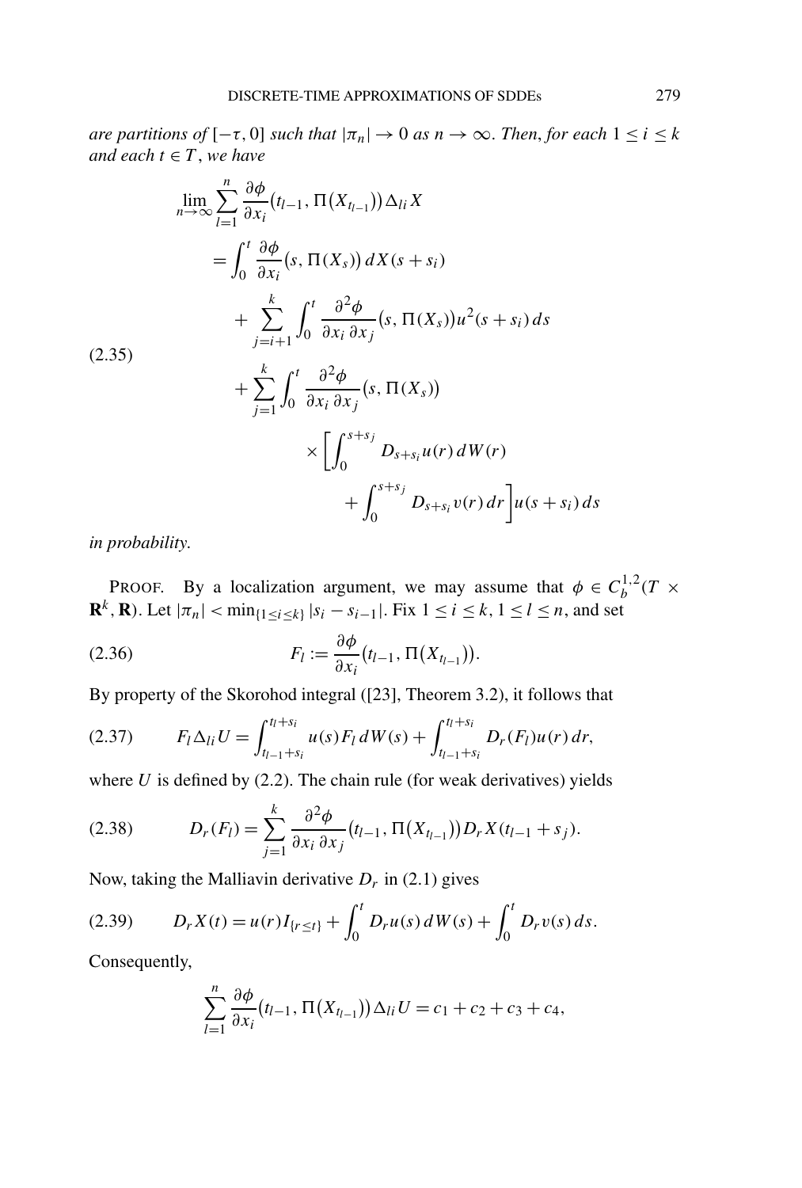*are partitions of* $[-\tau, 0]$ *such that* $|\pi_n| \to 0$ *as* $n \to \infty$. *Then, for each* $1 \le i \le k$ *and each* $t \in T$, *we have*

$$
\begin{aligned}
\lim_{n\to\infty} \sum_{l=1}^{n} \frac{\partial \phi}{\partial x_i}\big(t_{l-1}, \Pi\big(X_{t_{l-1}}\big)\big)\Delta_{li} X
&= \int_0^t \frac{\partial \phi}{\partial x_i}\big(s, \Pi(X_s)\big)\, dX(s+s_i) \\
&\quad + \sum_{j=i+1}^{k} \int_0^t \frac{\partial^2 \phi}{\partial x_i\, \partial x_j}\big(s, \Pi(X_s)\big) u^2(s+s_i)\, ds \\
&\quad + \sum_{j=1}^{k} \int_0^t \frac{\partial^2 \phi}{\partial x_i\, \partial x_j}\big(s, \Pi(X_s)\big) \\
&\qquad \times \left[\int_0^{s+s_j} D_{s+s_i} u(r)\, dW(r) + \int_0^{s+s_j} D_{s+s_i} v(r)\, dr\right] u(s+s_i)\, ds
\end{aligned}
\tag{2.35}
$$

*in probability.*

PROOF. By a localization argument, we may assume that $\phi \in C_b^{1,2}(T \times \mathbf{R}^k, \mathbf{R})$. Let $|\pi_n| < \min_{\{1 \le i \le k\}} |s_i - s_{i-1}|$. Fix $1 \le i \le k$, $1 \le l \le n$, and set

$$
F_l := \frac{\partial \phi}{\partial x_i}\big(t_{l-1}, \Pi\big(X_{t_{l-1}}\big)\big). \tag{2.36}
$$

By property of the Skorohod integral ([23], Theorem 3.2), it follows that

$$
F_l \Delta_{li} U = \int_{t_{l-1}+s_i}^{t_l+s_i} u(s) F_l\, dW(s) + \int_{t_{l-1}+s_i}^{t_l+s_i} D_r(F_l) u(r)\, dr, \tag{2.37}
$$

where $U$ is defined by (2.2). The chain rule (for weak derivatives) yields

$$
D_r(F_l) = \sum_{j=1}^{k} \frac{\partial^2 \phi}{\partial x_i\, \partial x_j}\big(t_{l-1}, \Pi\big(X_{t_{l-1}}\big)\big) D_r X(t_{l-1}+s_j). \tag{2.38}
$$

Now, taking the Malliavin derivative $D_r$ in (2.1) gives

$$
D_r X(t) = u(r) I_{\{r \le t\}} + \int_0^t D_r u(s)\, dW(s) + \int_0^t D_r v(s)\, ds. \tag{2.39}
$$

Consequently,

$$
\sum_{l=1}^{n} \frac{\partial \phi}{\partial x_i}\big(t_{l-1}, \Pi\big(X_{t_{l-1}}\big)\big)\Delta_{li} U = c_1 + c_2 + c_3 + c_4,
$$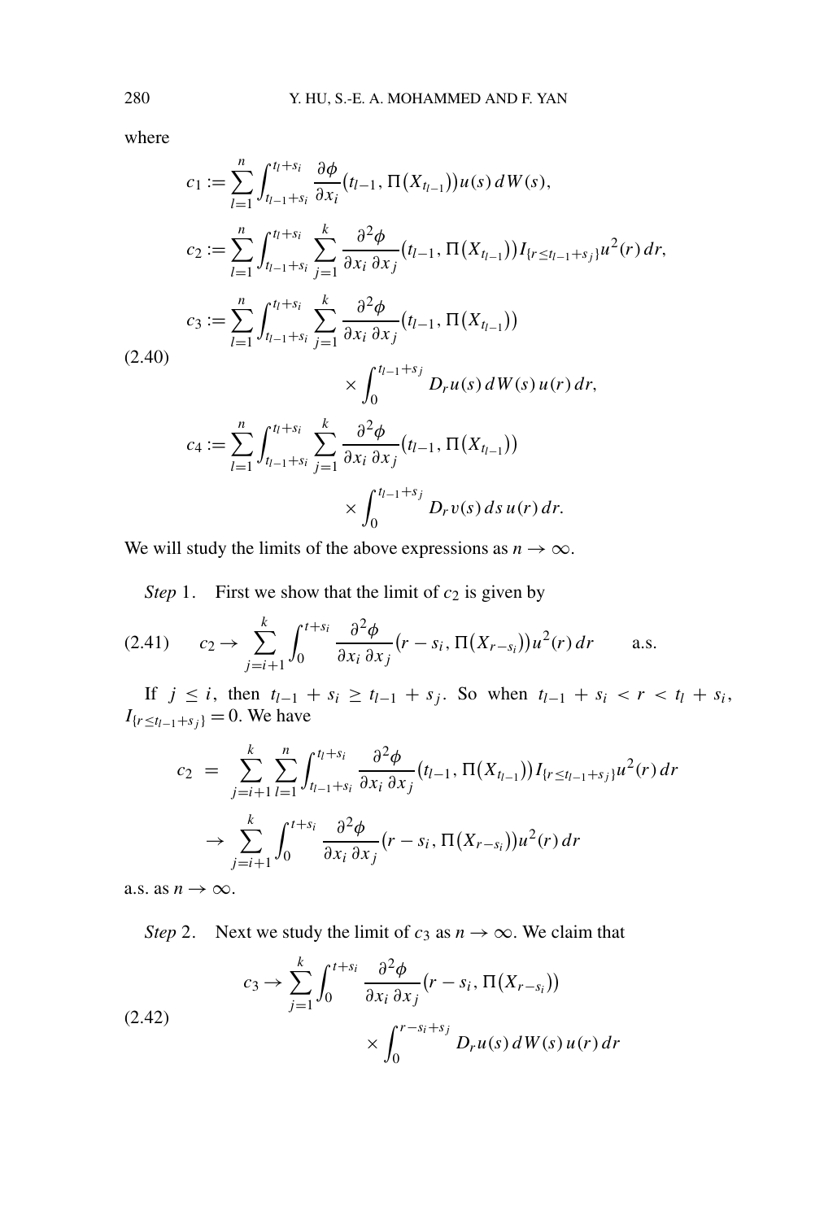where

$$
\begin{aligned}
c_1 &:= \sum_{l=1}^{n} \int_{t_{l-1}+s_i}^{t_l+s_i} \frac{\partial \phi}{\partial x_i}\big(t_{l-1}, \Pi(X_{t_{l-1}})\big) u(s)\, dW(s), \\
c_2 &:= \sum_{l=1}^{n} \int_{t_{l-1}+s_i}^{t_l+s_i} \sum_{j=1}^{k} \frac{\partial^2 \phi}{\partial x_i\, \partial x_j}\big(t_{l-1}, \Pi(X_{t_{l-1}})\big) I_{\{r \le t_{l-1}+s_j\}} u^2(r)\, dr, \\
c_3 &:= \sum_{l=1}^{n} \int_{t_{l-1}+s_i}^{t_l+s_i} \sum_{j=1}^{k} \frac{\partial^2 \phi}{\partial x_i\, \partial x_j}\big(t_{l-1}, \Pi(X_{t_{l-1}})\big) \\
&\qquad\qquad \times \int_0^{t_{l-1}+s_j} D_r u(s)\, dW(s)\, u(r)\, dr, \\
c_4 &:= \sum_{l=1}^{n} \int_{t_{l-1}+s_i}^{t_l+s_i} \sum_{j=1}^{k} \frac{\partial^2 \phi}{\partial x_i\, \partial x_j}\big(t_{l-1}, \Pi(X_{t_{l-1}})\big) \\
&\qquad\qquad \times \int_0^{t_{l-1}+s_j} D_r v(s)\, ds\, u(r)\, dr.
\end{aligned}
\tag{2.40}
$$

We will study the limits of the above expressions as $n \to \infty$.

*Step* 1. First we show that the limit of $c_2$ is given by

$$
c_2 \to \sum_{j=i+1}^{k} \int_0^{t+s_i} \frac{\partial^2 \phi}{\partial x_i\, \partial x_j}\big(r - s_i, \Pi(X_{r-s_i})\big) u^2(r)\, dr \qquad \text{a.s.} \tag{2.41}
$$

If $j \le i$, then $t_{l-1} + s_i \ge t_{l-1} + s_j$. So when $t_{l-1} + s_i < r < t_l + s_i$, $I_{\{r \le t_{l-1}+s_j\}} = 0$. We have

$$
\begin{aligned}
c_2 &= \sum_{j=i+1}^{k} \sum_{l=1}^{n} \int_{t_{l-1}+s_i}^{t_l+s_i} \frac{\partial^2 \phi}{\partial x_i\, \partial x_j}\big(t_{l-1}, \Pi(X_{t_{l-1}})\big) I_{\{r \le t_{l-1}+s_j\}} u^2(r)\, dr \\
&\to \sum_{j=i+1}^{k} \int_0^{t+s_i} \frac{\partial^2 \phi}{\partial x_i\, \partial x_j}\big(r - s_i, \Pi(X_{r-s_i})\big) u^2(r)\, dr
\end{aligned}
$$

a.s. as $n \to \infty$.

*Step* 2. Next we study the limit of $c_3$ as $n \to \infty$. We claim that

$$
\begin{aligned}
c_3 \to \sum_{j=1}^{k} \int_0^{t+s_i} & \frac{\partial^2 \phi}{\partial x_i\, \partial x_j}\big(r - s_i, \Pi(X_{r-s_i})\big) \\
& \times \int_0^{r-s_i+s_j} D_r u(s)\, dW(s)\, u(r)\, dr
\end{aligned}
\tag{2.42}
$$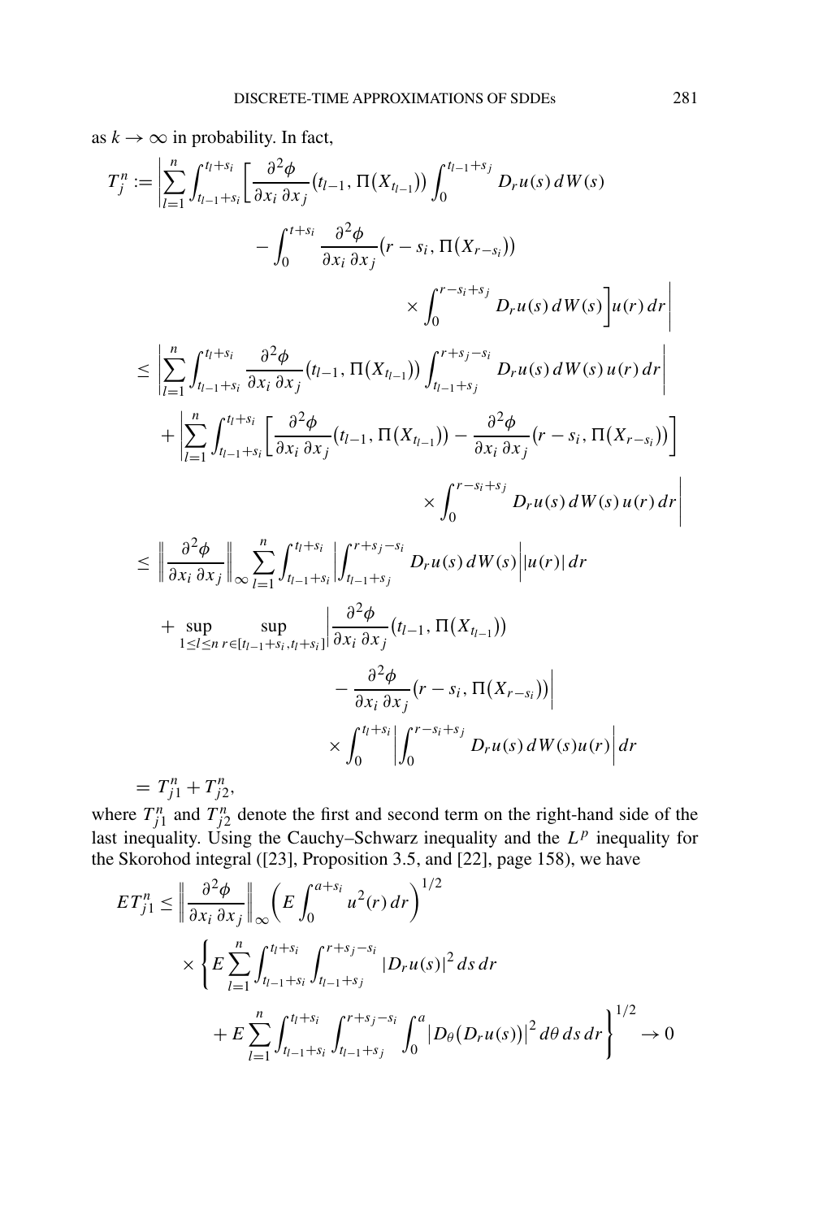as $k \to \infty$ in probability. In fact,

$$
\begin{aligned}
T_j^n &:= \Bigg| \sum_{l=1}^{n} \int_{t_{l-1}+s_i}^{t_l+s_i} \bigg[ \frac{\partial^2 \phi}{\partial x_i \, \partial x_j} \big(t_{l-1}, \Pi(X_{t_{l-1}})\big) \int_0^{t_{l-1}+s_j} D_r u(s) \, dW(s) \\
&\qquad - \int_0^{t+s_i} \frac{\partial^2 \phi}{\partial x_i \, \partial x_j} \big(r - s_i, \Pi(X_{r-s_i})\big) \\
&\qquad\qquad \times \int_0^{r-s_i+s_j} D_r u(s) \, dW(s) \bigg] u(r) \, dr \Bigg| \\
&\le \Bigg| \sum_{l=1}^{n} \int_{t_{l-1}+s_i}^{t_l+s_i} \frac{\partial^2 \phi}{\partial x_i \, \partial x_j} \big(t_{l-1}, \Pi(X_{t_{l-1}})\big) \int_{t_{l-1}+s_j}^{r+s_j-s_i} D_r u(s) \, dW(s) \, u(r) \, dr \Bigg| \\
&\quad + \Bigg| \sum_{l=1}^{n} \int_{t_{l-1}+s_i}^{t_l+s_i} \bigg[ \frac{\partial^2 \phi}{\partial x_i \, \partial x_j} \big(t_{l-1}, \Pi(X_{t_{l-1}})\big) - \frac{\partial^2 \phi}{\partial x_i \, \partial x_j} \big(r - s_i, \Pi(X_{r-s_i})\big) \bigg] \\
&\qquad\qquad \times \int_0^{r-s_i+s_j} D_r u(s) \, dW(s) \, u(r) \, dr \Bigg| \\
&\le \bigg\| \frac{\partial^2 \phi}{\partial x_i \, \partial x_j} \bigg\|_\infty \sum_{l=1}^{n} \int_{t_{l-1}+s_i}^{t_l+s_i} \bigg| \int_{t_{l-1}+s_j}^{r+s_j-s_i} D_r u(s) \, dW(s) \bigg| |u(r)| \, dr \\
&\quad + \sup_{1 \le l \le n} \sup_{r \in [t_{l-1}+s_i, t_l+s_i]} \bigg| \frac{\partial^2 \phi}{\partial x_i \, \partial x_j} \big(t_{l-1}, \Pi(X_{t_{l-1}})\big) \\
&\qquad\qquad - \frac{\partial^2 \phi}{\partial x_i \, \partial x_j} \big(r - s_i, \Pi(X_{r-s_i})\big) \bigg| \\
&\qquad\qquad \times \int_0^{t_l+s_i} \bigg| \int_0^{r-s_i+s_j} D_r u(s) \, dW(s) u(r) \bigg| \, dr \\
&= T_{j1}^n + T_{j2}^n,
\end{aligned}
$$

where $T_{j1}^n$ and $T_{j2}^n$ denote the first and second term on the right-hand side of the last inequality. Using the Cauchy–Schwarz inequality and the $L^p$ inequality for the Skorohod integral ([23], Proposition 3.5, and [22], page 158), we have

$$
\begin{aligned}
E T_{j1}^n &\le \bigg\| \frac{\partial^2 \phi}{\partial x_i \, \partial x_j} \bigg\|_\infty \bigg( E \int_0^{a+s_i} u^2(r) \, dr \bigg)^{1/2} \\
&\quad \times \Bigg\{ E \sum_{l=1}^{n} \int_{t_{l-1}+s_i}^{t_l+s_i} \int_{t_{l-1}+s_j}^{r+s_j-s_i} |D_r u(s)|^2 \, ds \, dr \\
&\qquad + E \sum_{l=1}^{n} \int_{t_{l-1}+s_i}^{t_l+s_i} \int_{t_{l-1}+s_j}^{r+s_j-s_i} \int_0^a \big| D_\theta \big(D_r u(s)\big) \big|^2 \, d\theta \, ds \, dr \Bigg\}^{1/2} \to 0
\end{aligned}
$$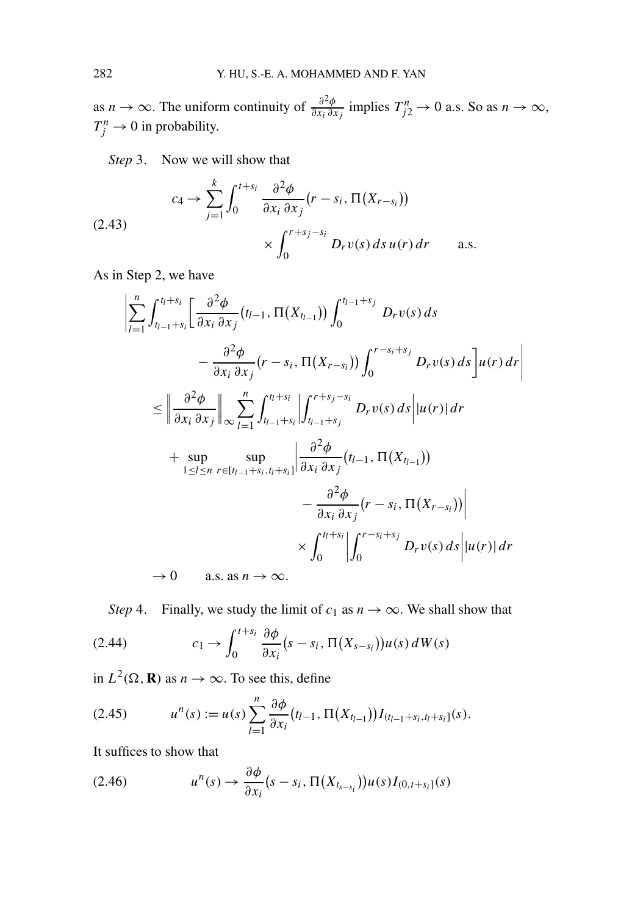as $n \to \infty$. The uniform continuity of $\frac{\partial^2 \phi}{\partial x_i \, \partial x_j}$ implies $T_{j2}^n \to 0$ a.s. So as $n \to \infty$, $T_j^n \to 0$ in probability.

*Step* 3. Now we will show that

$$
c_4 \to \sum_{j=1}^{k} \int_0^{t+s_i} \frac{\partial^2 \phi}{\partial x_i \, \partial x_j}\big(r - s_i, \Pi(X_{r-s_i})\big) \times \int_0^{r+s_j-s_i} D_r v(s) \, ds \, u(r) \, dr \qquad \text{a.s.} \tag{2.43}
$$

As in Step 2, we have

$$
\begin{aligned}
&\Bigg| \sum_{l=1}^{n} \int_{t_{l-1}+s_i}^{t_l+s_i} \bigg[ \frac{\partial^2 \phi}{\partial x_i \, \partial x_j}\big(t_{l-1}, \Pi(X_{t_{l-1}})\big) \int_0^{t_{l-1}+s_j} D_r v(s) \, ds \\
&\qquad\qquad - \frac{\partial^2 \phi}{\partial x_i \, \partial x_j}\big(r - s_i, \Pi(X_{r-s_i})\big) \int_0^{r-s_i+s_j} D_r v(s) \, ds \bigg] u(r) \, dr \Bigg| \\
&\quad \le \left\| \frac{\partial^2 \phi}{\partial x_i \, \partial x_j} \right\|_\infty \sum_{l=1}^{n} \int_{t_{l-1}+s_i}^{t_l+s_i} \left| \int_{t_{l-1}+s_j}^{r+s_j-s_i} D_r v(s) \, ds \right| |u(r)| \, dr \\
&\qquad + \sup_{1 \le l \le n} \sup_{r \in [t_{l-1}+s_i, t_l+s_i]} \bigg| \frac{\partial^2 \phi}{\partial x_i \, \partial x_j}\big(t_{l-1}, \Pi(X_{t_{l-1}})\big) \\
&\qquad\qquad - \frac{\partial^2 \phi}{\partial x_i \, \partial x_j}\big(r - s_i, \Pi(X_{r-s_i})\big) \bigg| \\
&\qquad\qquad \times \int_0^{t_l+s_i} \left| \int_0^{r-s_i+s_j} D_r v(s) \, ds \right| |u(r)| \, dr \\
&\quad \to 0 \qquad \text{a.s. as } n \to \infty.
\end{aligned}
$$

*Step* 4. Finally, we study the limit of $c_1$ as $n \to \infty$. We shall show that

$$
c_1 \to \int_0^{t+s_i} \frac{\partial \phi}{\partial x_i}\big(s - s_i, \Pi(X_{s-s_i})\big) u(s) \, dW(s) \tag{2.44}
$$

in $L^2(\Omega, \mathbf{R})$ as $n \to \infty$. To see this, define

$$
u^n(s) := u(s) \sum_{l=1}^{n} \frac{\partial \phi}{\partial x_i}\big(t_{l-1}, \Pi(X_{t_{l-1}})\big) I_{(t_{l-1}+s_i, t_l+s_i]}(s). \tag{2.45}
$$

It suffices to show that

$$
u^n(s) \to \frac{\partial \phi}{\partial x_i}\big(s - s_i, \Pi(X_{t_{s-s_i}})\big) u(s) I_{(0, t+s_i]}(s) \tag{2.46}
$$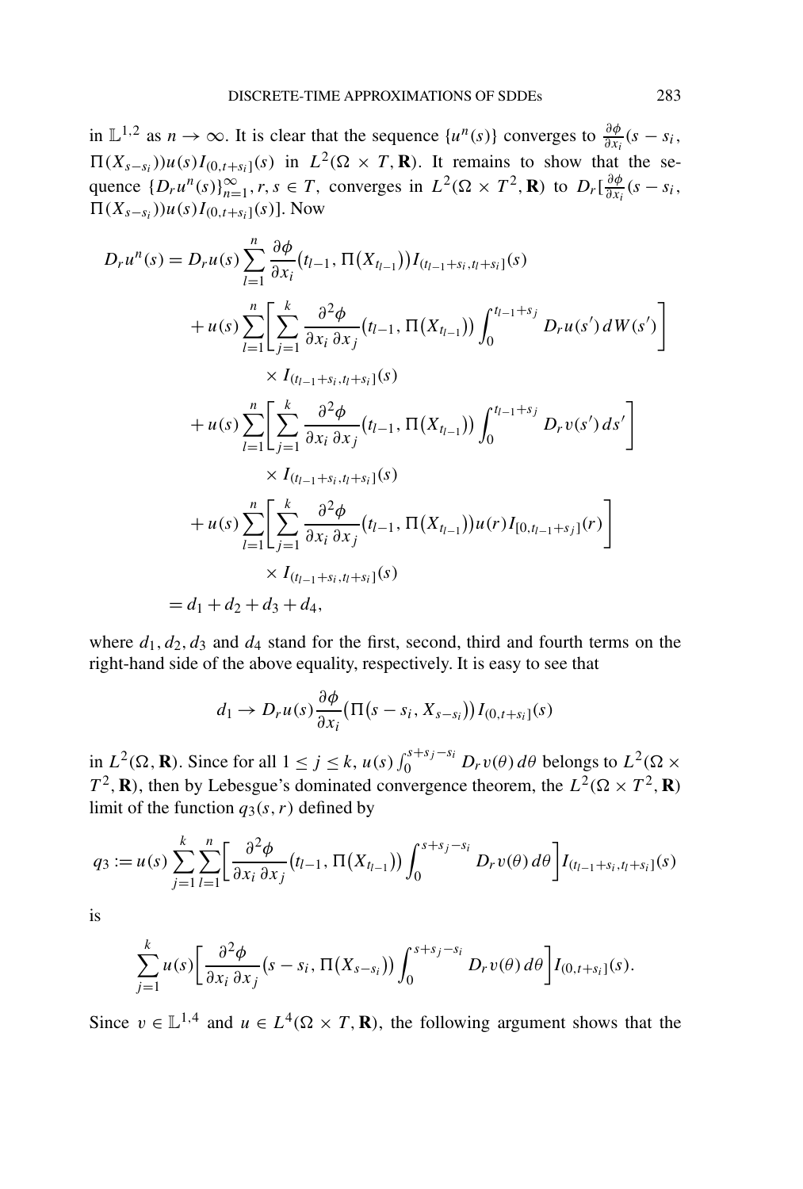in $\mathbb{L}^{1,2}$ as $n \to \infty$. It is clear that the sequence $\{u^n(s)\}$ converges to $\frac{\partial \phi}{\partial x_i}(s - s_i, \Pi(X_{s-s_i}))u(s)I_{(0,t+s_i]}(s)$ in $L^2(\Omega \times T, \mathbf{R})$. It remains to show that the sequence $\{D_r u^n(s)\}_{n=1}^{\infty}, r, s \in T$, converges in $L^2(\Omega \times T^2, \mathbf{R})$ to $D_r[\frac{\partial \phi}{\partial x_i}(s - s_i, \Pi(X_{s-s_i}))u(s)I_{(0,t+s_i]}(s)]$. Now

$$
\begin{aligned}
D_r u^n(s) &= D_r u(s) \sum_{l=1}^{n} \frac{\partial \phi}{\partial x_i}\big(t_{l-1}, \Pi\big(X_{t_{l-1}}\big)\big) I_{(t_{l-1}+s_i, t_l+s_i]}(s) \\
&\quad + u(s) \sum_{l=1}^{n} \Bigg[ \sum_{j=1}^{k} \frac{\partial^2 \phi}{\partial x_i \, \partial x_j}\big(t_{l-1}, \Pi\big(X_{t_{l-1}}\big)\big) \int_0^{t_{l-1}+s_j} D_r u(s') \, dW(s') \Bigg] \\
&\qquad \times I_{(t_{l-1}+s_i, t_l+s_i]}(s) \\
&\quad + u(s) \sum_{l=1}^{n} \Bigg[ \sum_{j=1}^{k} \frac{\partial^2 \phi}{\partial x_i \, \partial x_j}\big(t_{l-1}, \Pi\big(X_{t_{l-1}}\big)\big) \int_0^{t_{l-1}+s_j} D_r v(s') \, ds' \Bigg] \\
&\qquad \times I_{(t_{l-1}+s_i, t_l+s_i]}(s) \\
&\quad + u(s) \sum_{l=1}^{n} \Bigg[ \sum_{j=1}^{k} \frac{\partial^2 \phi}{\partial x_i \, \partial x_j}\big(t_{l-1}, \Pi\big(X_{t_{l-1}}\big)\big) u(r) I_{[0, t_{l-1}+s_j]}(r) \Bigg] \\
&\qquad \times I_{(t_{l-1}+s_i, t_l+s_i]}(s) \\
&= d_1 + d_2 + d_3 + d_4,
\end{aligned}
$$

where $d_1, d_2, d_3$ and $d_4$ stand for the first, second, third and fourth terms on the right-hand side of the above equality, respectively. It is easy to see that

$$
d_1 \to D_r u(s) \frac{\partial \phi}{\partial x_i}\big(\Pi\big(s - s_i, X_{s-s_i}\big)\big) I_{(0,t+s_i]}(s)
$$

in $L^2(\Omega, \mathbf{R})$. Since for all $1 \le j \le k$, $u(s) \int_0^{s+s_j-s_i} D_r v(\theta) \, d\theta$ belongs to $L^2(\Omega \times T^2, \mathbf{R})$, then by Lebesgue's dominated convergence theorem, the $L^2(\Omega \times T^2, \mathbf{R})$ limit of the function $q_3(s, r)$ defined by

$$
q_3 := u(s) \sum_{j=1}^{k} \sum_{l=1}^{n} \Bigg[ \frac{\partial^2 \phi}{\partial x_i \, \partial x_j}\big(t_{l-1}, \Pi\big(X_{t_{l-1}}\big)\big) \int_0^{s+s_j-s_i} D_r v(\theta) \, d\theta \Bigg] I_{(t_{l-1}+s_i, t_l+s_i]}(s)
$$

is

$$
\sum_{j=1}^{k} u(s) \Bigg[ \frac{\partial^2 \phi}{\partial x_i \, \partial x_j}\big(s - s_i, \Pi\big(X_{s-s_i}\big)\big) \int_0^{s+s_j-s_i} D_r v(\theta) \, d\theta \Bigg] I_{(0,t+s_i]}(s).
$$

Since $v \in \mathbb{L}^{1,4}$ and $u \in L^4(\Omega \times T, \mathbf{R})$, the following argument shows that the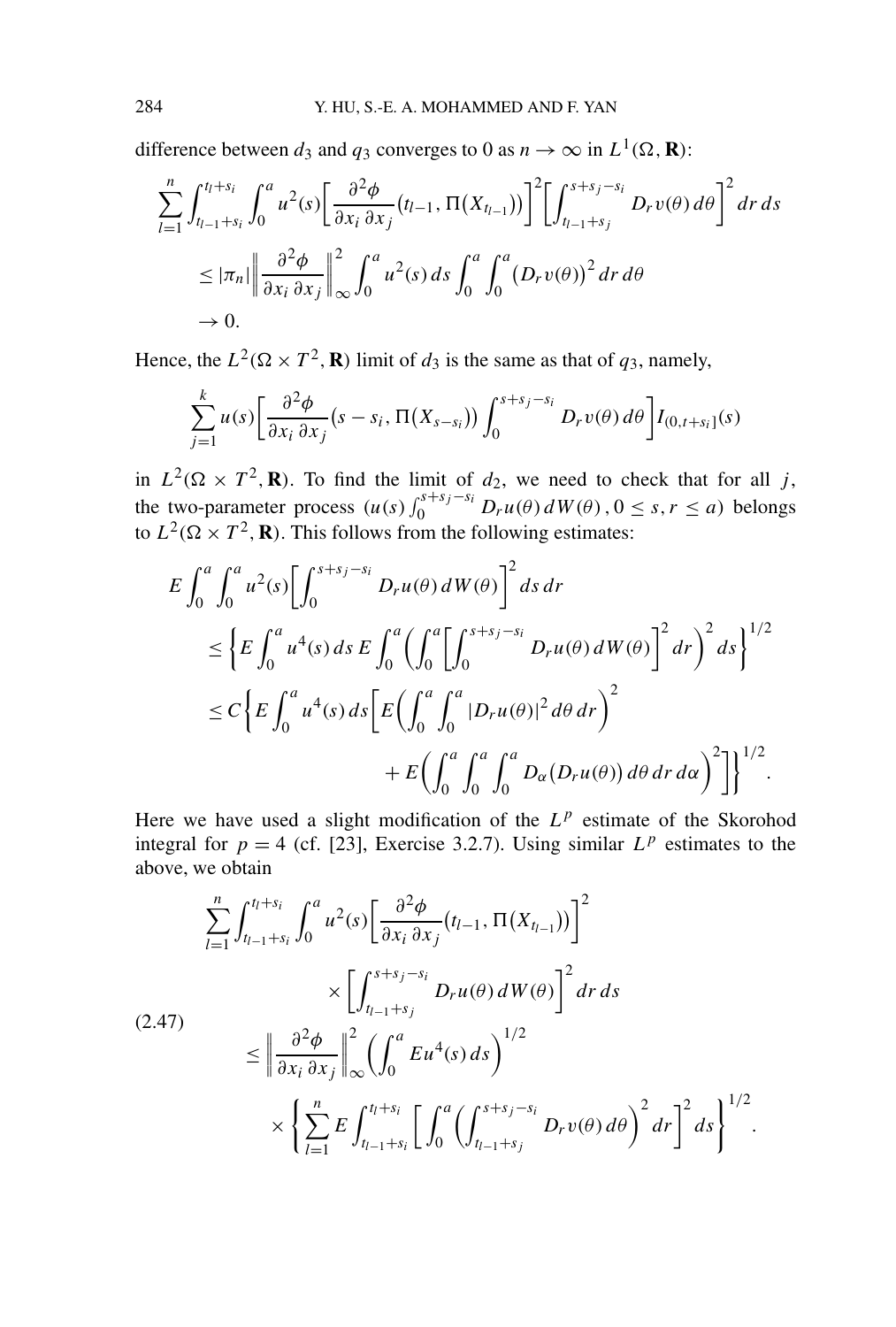difference between $d_3$ and $q_3$ converges to 0 as $n \to \infty$ in $L^1(\Omega, \mathbf{R})$:

$$
\begin{aligned}
\sum_{l=1}^{n} \int_{t_{l-1}+s_i}^{t_l+s_i} \int_0^a u^2(s) \left[ \frac{\partial^2 \phi}{\partial x_i \, \partial x_j}\big(t_{l-1}, \Pi(X_{t_{l-1}})\big) \right]^2 \left[ \int_{t_{l-1}+s_j}^{s+s_j-s_i} D_r v(\theta) \, d\theta \right]^2 dr \, ds& \\
\le |\pi_n| \left\| \frac{\partial^2 \phi}{\partial x_i \, \partial x_j} \right\|_\infty^2 \int_0^a u^2(s) \, ds \int_0^a \int_0^a \big(D_r v(\theta)\big)^2 \, dr \, d\theta& \\
\to 0.&
\end{aligned}
$$

Hence, the $L^2(\Omega \times T^2, \mathbf{R})$ limit of $d_3$ is the same as that of $q_3$, namely,

$$
\sum_{j=1}^{k} u(s) \left[ \frac{\partial^2 \phi}{\partial x_i \, \partial x_j}\big(s - s_i, \Pi(X_{s-s_i})\big) \int_0^{s+s_j-s_i} D_r v(\theta) \, d\theta \right] I_{(0,t+s_i]}(s)
$$

in $L^2(\Omega \times T^2, \mathbf{R})$. To find the limit of $d_2$, we need to check that for all $j$, the two-parameter process $(u(s) \int_0^{s+s_j-s_i} D_r u(\theta) \, dW(\theta) \,, 0 \le s, r \le a)$ belongs to $L^2(\Omega \times T^2, \mathbf{R})$. This follows from the following estimates:

$$
\begin{aligned}
E \int_0^a \int_0^a u^2(s) \left[ \int_0^{s+s_j-s_i} D_r u(\theta) \, dW(\theta) \right]^2 ds \, dr& \\
\le \left\{ E \int_0^a u^4(s) \, ds \, E \int_0^a \left( \int_0^a \left[ \int_0^{s+s_j-s_i} D_r u(\theta) \, dW(\theta) \right]^2 dr \right)^2 ds \right\}^{1/2}& \\
\le C \left\{ E \int_0^a u^4(s) \, ds \left[ E \left( \int_0^a \int_0^a |D_r u(\theta)|^2 \, d\theta \, dr \right)^2 \right. \right.& \\
\left. \left. + E \left( \int_0^a \int_0^a \int_0^a D_\alpha \big(D_r u(\theta)\big) \, d\theta \, dr \, d\alpha \right)^2 \right] \right\}^{1/2}&.
\end{aligned}
$$

Here we have used a slight modification of the $L^p$ estimate of the Skorohod integral for $p = 4$ (cf. [23], Exercise 3.2.7). Using similar $L^p$ estimates to the above, we obtain

$$
\begin{aligned}
\sum_{l=1}^{n} \int_{t_{l-1}+s_i}^{t_l+s_i} \int_0^a u^2(s) \left[ \frac{\partial^2 \phi}{\partial x_i \, \partial x_j}\big(t_{l-1}, \Pi(X_{t_{l-1}})\big) \right]^2& \\
\times \left[ \int_{t_{l-1}+s_j}^{s+s_j-s_i} D_r u(\theta) \, dW(\theta) \right]^2 dr \, ds& \\
\le \left\| \frac{\partial^2 \phi}{\partial x_i \, \partial x_j} \right\|_\infty^2 \left( \int_0^a E u^4(s) \, ds \right)^{1/2}& \\
\times \left\{ \sum_{l=1}^{n} E \int_{t_{l-1}+s_i}^{t_l+s_i} \left[ \int_0^a \left( \int_{t_{l-1}+s_j}^{s+s_j-s_i} D_r v(\theta) \, d\theta \right)^2 dr \right]^2 ds \right\}^{1/2}&.
\end{aligned}
\tag{2.47}
$$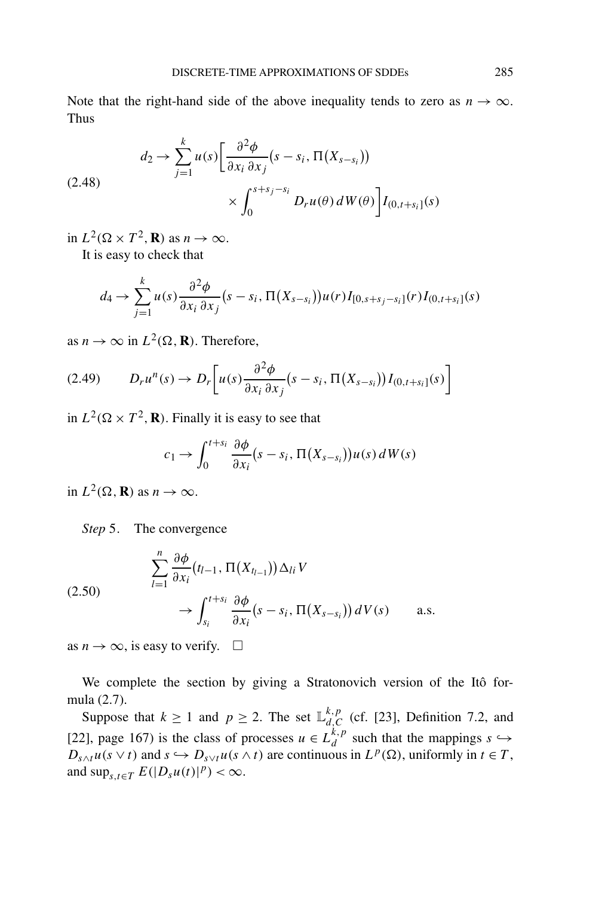Note that the right-hand side of the above inequality tends to zero as $n \to \infty$. Thus

$$d_2 \to \sum_{j=1}^{k} u(s)\left[\frac{\partial^2 \phi}{\partial x_i\, \partial x_j}\big(s - s_i, \Pi(X_{s-s_i})\big) \times \int_0^{s+s_j-s_i} D_r u(\theta)\, dW(\theta)\right] I_{(0,t+s_i]}(s) \tag{2.48}$$

in $L^2(\Omega \times T^2, \mathbf{R})$ as $n \to \infty$.

It is easy to check that

$$d_4 \to \sum_{j=1}^{k} u(s) \frac{\partial^2 \phi}{\partial x_i\, \partial x_j}\big(s - s_i, \Pi(X_{s-s_i})\big) u(r) I_{[0,s+s_j-s_i]}(r) I_{(0,t+s_i]}(s)$$

as $n \to \infty$ in $L^2(\Omega, \mathbf{R})$. Therefore,

$$D_r u^n(s) \to D_r\left[u(s)\frac{\partial^2 \phi}{\partial x_i\, \partial x_j}\big(s - s_i, \Pi(X_{s-s_i})\big) I_{(0,t+s_i]}(s)\right] \tag{2.49}$$

in $L^2(\Omega \times T^2, \mathbf{R})$. Finally it is easy to see that

$$c_1 \to \int_0^{t+s_i} \frac{\partial \phi}{\partial x_i}\big(s - s_i, \Pi(X_{s-s_i})\big) u(s)\, dW(s)$$

in $L^2(\Omega, \mathbf{R})$ as $n \to \infty$.

*Step* 5. The convergence

$$\sum_{l=1}^{n} \frac{\partial \phi}{\partial x_i}\big(t_{l-1}, \Pi(X_{t_{l-1}})\big) \Delta_{li} V \to \int_{s_i}^{t+s_i} \frac{\partial \phi}{\partial x_i}\big(s - s_i, \Pi(X_{s-s_i})\big)\, dV(s) \qquad \text{a.s.} \tag{2.50}$$

as $n \to \infty$, is easy to verify. $\square$

We complete the section by giving a Stratonovich version of the Itô formula (2.7).

Suppose that $k \geq 1$ and $p \geq 2$. The set $\mathbb{L}_{d,C}^{k,p}$ (cf. [23], Definition 7.2, and [22], page 167) is the class of processes $u \in L_d^{k,p}$ such that the mappings $s \hookrightarrow D_{s \wedge t} u(s \vee t)$ and $s \hookrightarrow D_{s \vee t} u(s \wedge t)$ are continuous in $L^p(\Omega)$, uniformly in $t \in T$, and $\sup_{s,t \in T} E(|D_s u(t)|^p) < \infty$.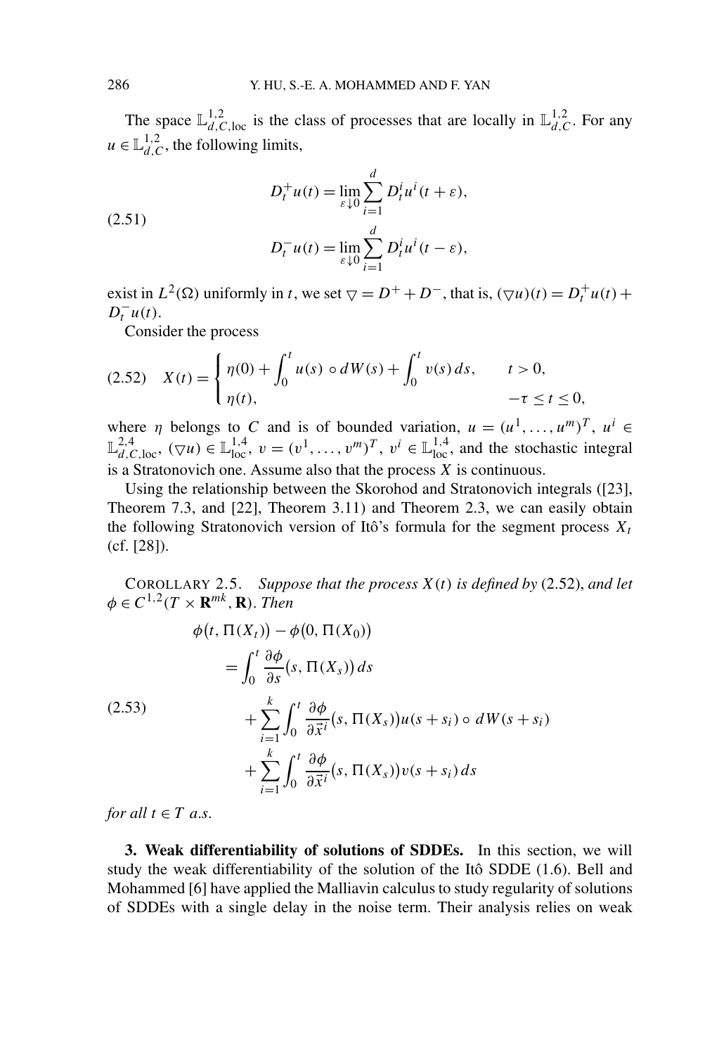The space $\mathbb{L}^{1,2}_{d,C,\text{loc}}$ is the class of processes that are locally in $\mathbb{L}^{1,2}_{d,C}$. For any $u \in \mathbb{L}^{1,2}_{d,C}$, the following limits,

$$
\begin{aligned}
D_t^+ u(t) &= \lim_{\varepsilon \downarrow 0} \sum_{i=1}^d D_t^i u^i(t+\varepsilon), \\
D_t^- u(t) &= \lim_{\varepsilon \downarrow 0} \sum_{i=1}^d D_t^i u^i(t-\varepsilon),
\end{aligned} \tag{2.51}
$$

exist in $L^2(\Omega)$ uniformly in $t$, we set $\triangledown = D^+ + D^-$, that is, $(\triangledown u)(t) = D_t^+ u(t) + D_t^- u(t)$.

Consider the process

$$
X(t) = \begin{cases} \eta(0) + \displaystyle\int_0^t u(s) \circ dW(s) + \int_0^t v(s)\, ds, & t > 0, \\ \eta(t), & -\tau \le t \le 0, \end{cases} \tag{2.52}
$$

where $\eta$ belongs to $C$ and is of bounded variation, $u = (u^1, \ldots, u^m)^T$, $u^i \in \mathbb{L}^{2,4}_{d,C,\text{loc}}$, $(\triangledown u) \in \mathbb{L}^{1,4}_{\text{loc}}$, $v = (v^1, \ldots, v^m)^T$, $v^i \in \mathbb{L}^{1,4}_{\text{loc}}$, and the stochastic integral is a Stratonovich one. Assume also that the process $X$ is continuous.

Using the relationship between the Skorohod and Stratonovich integrals ([23], Theorem 7.3, and [22], Theorem 3.11) and Theorem 2.3, we can easily obtain the following Stratonovich version of Itô's formula for the segment process $X_t$ (cf. [28]).

COROLLARY 2.5. *Suppose that the process $X(t)$ is defined by* (2.52), *and let $\phi \in C^{1,2}(T \times \mathbf{R}^{mk}, \mathbf{R})$. Then*

$$
\begin{aligned}
\phi\big(t, \Pi(X_t)\big) &- \phi\big(0, \Pi(X_0)\big) \\
&= \int_0^t \frac{\partial \phi}{\partial s}\big(s, \Pi(X_s)\big)\, ds \\
&\quad + \sum_{i=1}^k \int_0^t \frac{\partial \phi}{\partial \vec{x}^i}\big(s, \Pi(X_s)\big) u(s+s_i) \circ dW(s+s_i) \\
&\quad + \sum_{i=1}^k \int_0^t \frac{\partial \phi}{\partial \vec{x}^i}\big(s, \Pi(X_s)\big) v(s+s_i)\, ds
\end{aligned} \tag{2.53}
$$

*for all $t \in T$ a.s.*

**3. Weak differentiability of solutions of SDDEs.** In this section, we will study the weak differentiability of the solution of the Itô SDDE (1.6). Bell and Mohammed [6] have applied the Malliavin calculus to study regularity of solutions of SDDEs with a single delay in the noise term. Their analysis relies on weak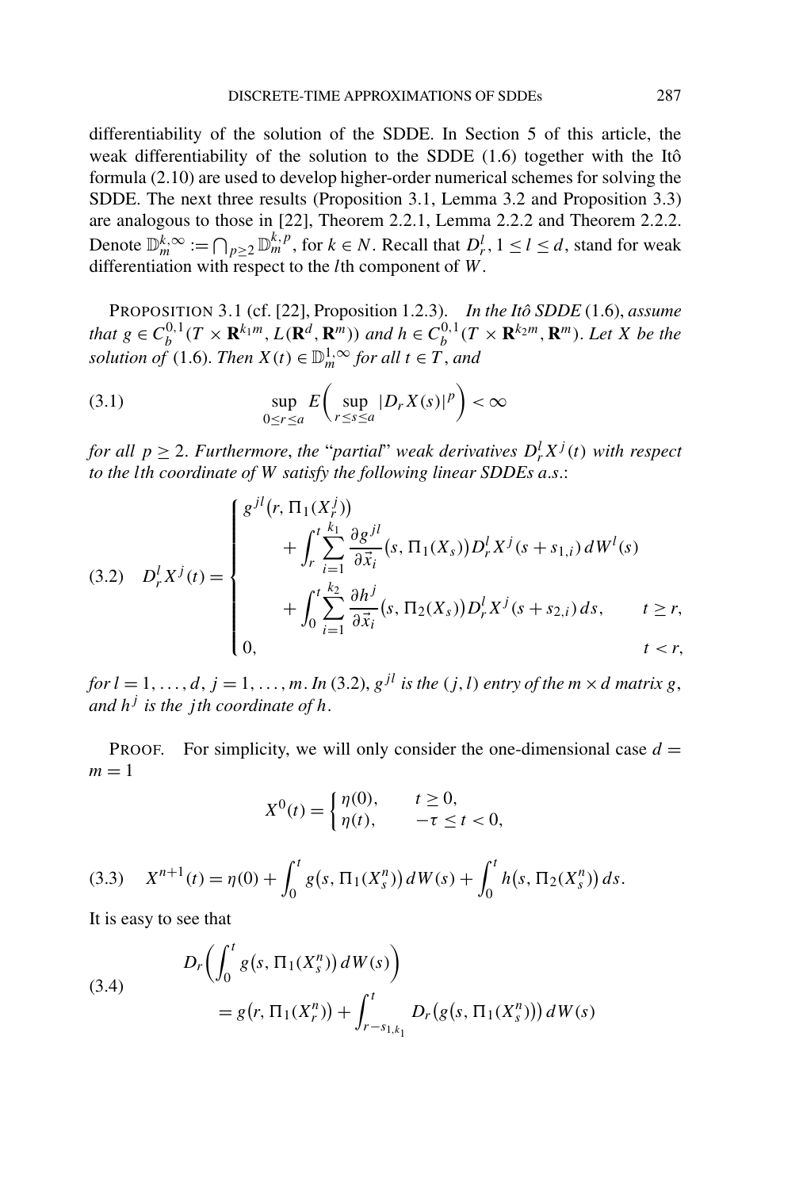differentiability of the solution of the SDDE. In Section 5 of this article, the weak differentiability of the solution to the SDDE (1.6) together with the Itô formula (2.10) are used to develop higher-order numerical schemes for solving the SDDE. The next three results (Proposition 3.1, Lemma 3.2 and Proposition 3.3) are analogous to those in [22], Theorem 2.2.1, Lemma 2.2.2 and Theorem 2.2.2. Denote $\mathbb{D}_m^{k,\infty} := \bigcap_{p\geq 2} \mathbb{D}_m^{k,p}$, for $k \in N$. Recall that $D_r^l$, $1 \leq l \leq d$, stand for weak differentiation with respect to the $l$th component of $W$.

PROPOSITION 3.1 (cf. [22], Proposition 1.2.3). *In the Itô SDDE* (1.6), *assume that* $g \in C_b^{0,1}(T \times \mathbf{R}^{k_1 m}, L(\mathbf{R}^d, \mathbf{R}^m))$ *and* $h \in C_b^{0,1}(T \times \mathbf{R}^{k_2 m}, \mathbf{R}^m)$. *Let* $X$ *be the solution of* (1.6). *Then* $X(t) \in \mathbb{D}_m^{1,\infty}$ *for all* $t \in T$, *and*

$$
\sup_{0\leq r\leq a} E\Big(\sup_{r\leq s\leq a} |D_r X(s)|^p\Big) < \infty \tag{3.1}
$$

*for all* $p \geq 2$. *Furthermore, the "partial" weak derivatives* $D_r^l X^j(t)$ *with respect to the* $l$*th coordinate of* $W$ *satisfy the following linear SDDEs a.s.*:

$$
D_r^l X^j(t) = \begin{cases} g^{jl}\big(r, \Pi_1(X_r^j)\big) \\ \qquad + \displaystyle\int_r^t \sum_{i=1}^{k_1} \frac{\partial g^{jl}}{\partial \vec{x}_i}\big(s, \Pi_1(X_s)\big) D_r^l X^j(s+s_{1,i})\, dW^l(s) \\ \qquad + \displaystyle\int_0^t \sum_{i=1}^{k_2} \frac{\partial h^j}{\partial \vec{x}_i}\big(s, \Pi_2(X_s)\big) D_r^l X^j(s+s_{2,i})\, ds, & t \geq r, \\ 0, & t < r, \end{cases} \tag{3.2}
$$

*for* $l = 1, \ldots, d$, $j = 1, \ldots, m$. *In* (3.2), $g^{jl}$ *is the* $(j,l)$ *entry of the* $m \times d$ *matrix* $g$, *and* $h^j$ *is the* $j$*th coordinate of* $h$.

PROOF. For simplicity, we will only consider the one-dimensional case $d = m = 1$

$$
X^0(t) = \begin{cases} \eta(0), & t \geq 0, \\ \eta(t), & -\tau \leq t < 0, \end{cases}
$$

$$
X^{n+1}(t) = \eta(0) + \int_0^t g\big(s, \Pi_1(X_s^n)\big)\, dW(s) + \int_0^t h\big(s, \Pi_2(X_s^n)\big)\, ds. \tag{3.3}
$$

It is easy to see that

$$
\begin{aligned}
&D_r\Big(\int_0^t g\big(s, \Pi_1(X_s^n)\big)\, dW(s)\Big) \\
&\qquad = g\big(r, \Pi_1(X_r^n)\big) + \int_{r-s_{1,k_1}}^t D_r\big(g\big(s, \Pi_1(X_s^n)\big)\big)\, dW(s)
\end{aligned} \tag{3.4}
$$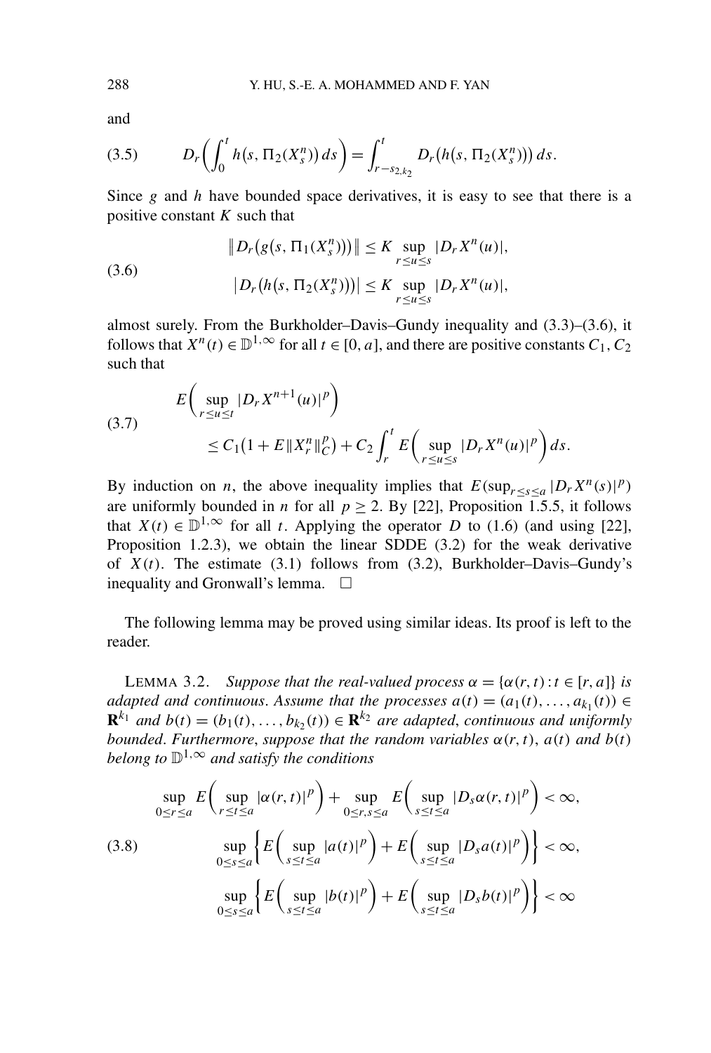and

$$D_r\left(\int_0^t h\big(s, \Pi_2(X_s^n)\big)\, ds\right) = \int_{r-s_{2,k_2}}^t D_r\big(h\big(s, \Pi_2(X_s^n)\big)\big)\, ds. \tag{3.5}$$

Since $g$ and $h$ have bounded space derivatives, it is easy to see that there is a positive constant $K$ such that

$$\begin{aligned} \big\| D_r\big(g\big(s, \Pi_1(X_s^n)\big)\big)\big\| &\le K \sup_{r\le u\le s} |D_r X^n(u)|,\\ \big| D_r\big(h\big(s, \Pi_2(X_s^n)\big)\big)\big| &\le K \sup_{r\le u\le s} |D_r X^n(u)|, \end{aligned} \tag{3.6}$$

almost surely. From the Burkholder–Davis–Gundy inequality and (3.3)–(3.6), it follows that $X^n(t) \in \mathbb{D}^{1,\infty}$ for all $t \in [0, a]$, and there are positive constants $C_1, C_2$ such that

$$\begin{aligned} &E\left(\sup_{r\le u\le t} |D_r X^{n+1}(u)|^p\right)\\ &\qquad \le C_1\big(1 + E\|X_r^n\|_C^p\big) + C_2 \int_r^t E\left(\sup_{r\le u\le s} |D_r X^n(u)|^p\right) ds. \end{aligned} \tag{3.7}$$

By induction on $n$, the above inequality implies that $E(\sup_{r\le s\le a} |D_r X^n(s)|^p)$ are uniformly bounded in $n$ for all $p \ge 2$. By [22], Proposition 1.5.5, it follows that $X(t) \in \mathbb{D}^{1,\infty}$ for all $t$. Applying the operator $D$ to (1.6) (and using [22], Proposition 1.2.3), we obtain the linear SDDE (3.2) for the weak derivative of $X(t)$. The estimate (3.1) follows from (3.2), Burkholder–Davis–Gundy's inequality and Gronwall's lemma. $\square$

The following lemma may be proved using similar ideas. Its proof is left to the reader.

LEMMA 3.2. *Suppose that the real-valued process $\alpha = \{\alpha(r, t) : t \in [r, a]\}$ is adapted and continuous. Assume that the processes $a(t) = (a_1(t), \ldots, a_{k_1}(t)) \in \mathbf{R}^{k_1}$ and $b(t) = (b_1(t), \ldots, b_{k_2}(t)) \in \mathbf{R}^{k_2}$ are adapted, continuous and uniformly bounded. Furthermore, suppose that the random variables $\alpha(r, t)$, $a(t)$ and $b(t)$ belong to $\mathbb{D}^{1,\infty}$ and satisfy the conditions*

$$\begin{aligned} \sup_{0\le r\le a} E\left(\sup_{r\le t\le a} |\alpha(r, t)|^p\right) + \sup_{0\le r,s\le a} E\left(\sup_{s\le t\le a} |D_s\alpha(r, t)|^p\right) &< \infty,\\ \sup_{0\le s\le a}\left\{E\left(\sup_{s\le t\le a} |a(t)|^p\right) + E\left(\sup_{s\le t\le a} |D_s a(t)|^p\right)\right\} &< \infty,\\ \sup_{0\le s\le a}\left\{E\left(\sup_{s\le t\le a} |b(t)|^p\right) + E\left(\sup_{s\le t\le a} |D_s b(t)|^p\right)\right\} &< \infty \end{aligned} \tag{3.8}$$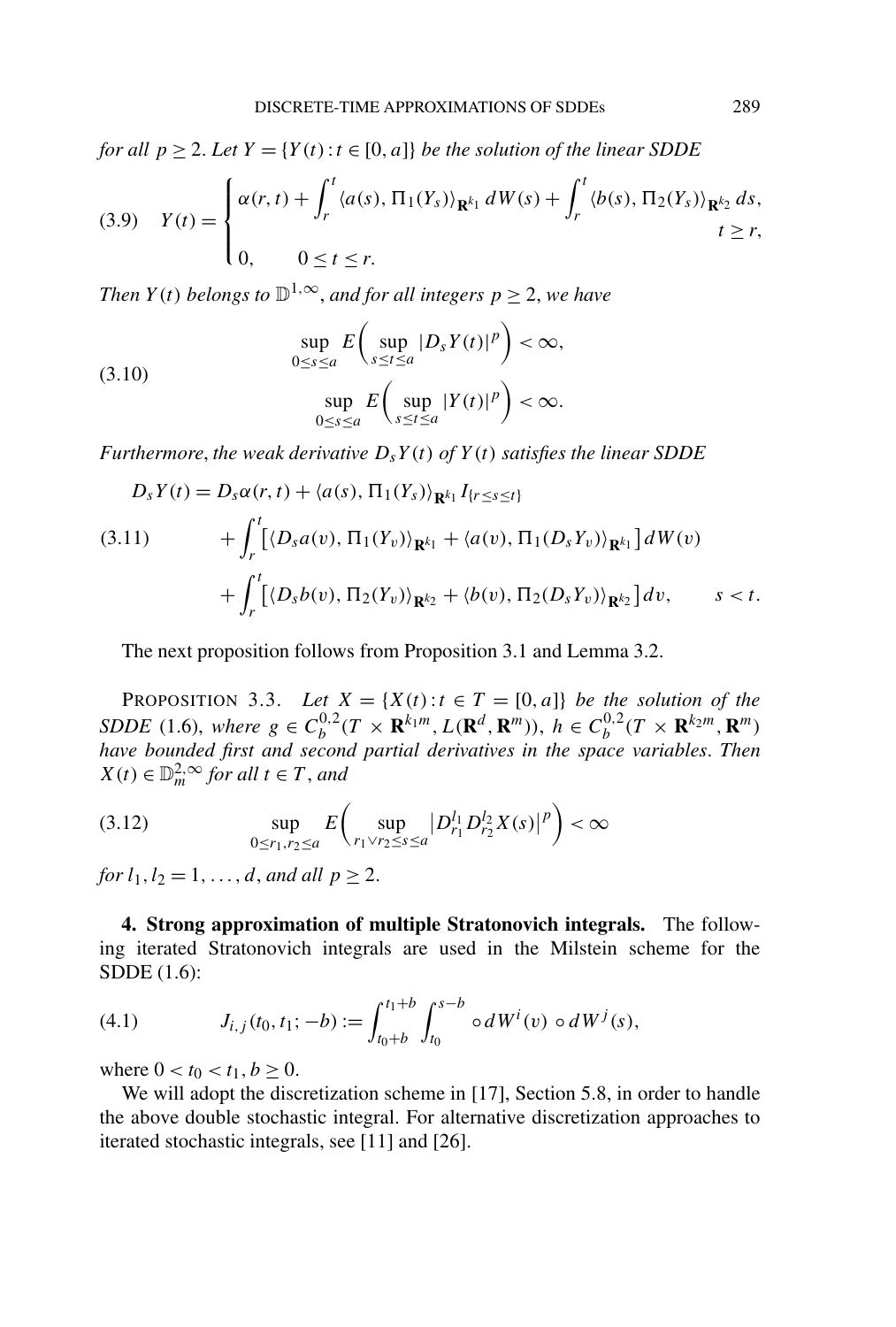*for all* $p \geq 2$. *Let* $Y = \{Y(t) : t \in [0, a]\}$ *be the solution of the linear SDDE*

$$
(3.9) \quad Y(t) = \begin{cases} \alpha(r,t) + \displaystyle\int_r^t \langle a(s), \Pi_1(Y_s)\rangle_{\mathbf{R}^{k_1}} \, dW(s) + \int_r^t \langle b(s), \Pi_2(Y_s)\rangle_{\mathbf{R}^{k_2}} \, ds, \\ \hfill t \geq r, \\ 0, \qquad 0 \leq t \leq r. \end{cases}
$$

*Then* $Y(t)$ *belongs to* $\mathbb{D}^{1,\infty}$, *and for all integers* $p \geq 2$, *we have*

$$
(3.10) \qquad \begin{aligned} &\sup_{0 \leq s \leq a} E\Big( \sup_{s \leq t \leq a} |D_s Y(t)|^p \Big) < \infty, \\ &\sup_{0 \leq s \leq a} E\Big( \sup_{s \leq t \leq a} |Y(t)|^p \Big) < \infty. \end{aligned}
$$

*Furthermore*, *the weak derivative* $D_s Y(t)$ *of* $Y(t)$ *satisfies the linear SDDE*

$$
(3.11) \qquad \begin{aligned} D_s Y(t) &= D_s \alpha(r,t) + \langle a(s), \Pi_1(Y_s)\rangle_{\mathbf{R}^{k_1}} I_{\{r \leq s \leq t\}} \\ &\quad + \int_r^t \big[\langle D_s a(v), \Pi_1(Y_v)\rangle_{\mathbf{R}^{k_1}} + \langle a(v), \Pi_1(D_s Y_v)\rangle_{\mathbf{R}^{k_1}}\big] \, dW(v) \\ &\quad + \int_r^t \big[\langle D_s b(v), \Pi_2(Y_v)\rangle_{\mathbf{R}^{k_2}} + \langle b(v), \Pi_2(D_s Y_v)\rangle_{\mathbf{R}^{k_2}}\big] \, dv, \qquad s < t. \end{aligned}
$$

The next proposition follows from Proposition 3.1 and Lemma 3.2.

PROPOSITION 3.3. *Let* $X = \{X(t) : t \in T = [0, a]\}$ *be the solution of the SDDE* (1.6), *where* $g \in C_b^{0,2}(T \times \mathbf{R}^{k_1 m}, L(\mathbf{R}^d, \mathbf{R}^m))$, $h \in C_b^{0,2}(T \times \mathbf{R}^{k_2 m}, \mathbf{R}^m)$ *have bounded first and second partial derivatives in the space variables*. *Then* $X(t) \in \mathbb{D}_m^{2,\infty}$ *for all* $t \in T$, *and*

$$
(3.12) \qquad \sup_{0 \leq r_1, r_2 \leq a} E\Big( \sup_{r_1 \vee r_2 \leq s \leq a} \big| D_{r_1}^{l_1} D_{r_2}^{l_2} X(s) \big|^p \Big) < \infty
$$

*for* $l_1, l_2 = 1, \dots, d$, *and all* $p \geq 2$.

**4. Strong approximation of multiple Stratonovich integrals.** The following iterated Stratonovich integrals are used in the Milstein scheme for the SDDE (1.6):

$$
(4.1) \qquad J_{i,j}(t_0, t_1; -b) := \int_{t_0+b}^{t_1+b} \int_{t_0}^{s-b} \circ\, dW^i(v) \circ dW^j(s),
$$

where $0 < t_0 < t_1$, $b \geq 0$.

We will adopt the discretization scheme in [17], Section 5.8, in order to handle the above double stochastic integral. For alternative discretization approaches to iterated stochastic integrals, see [11] and [26].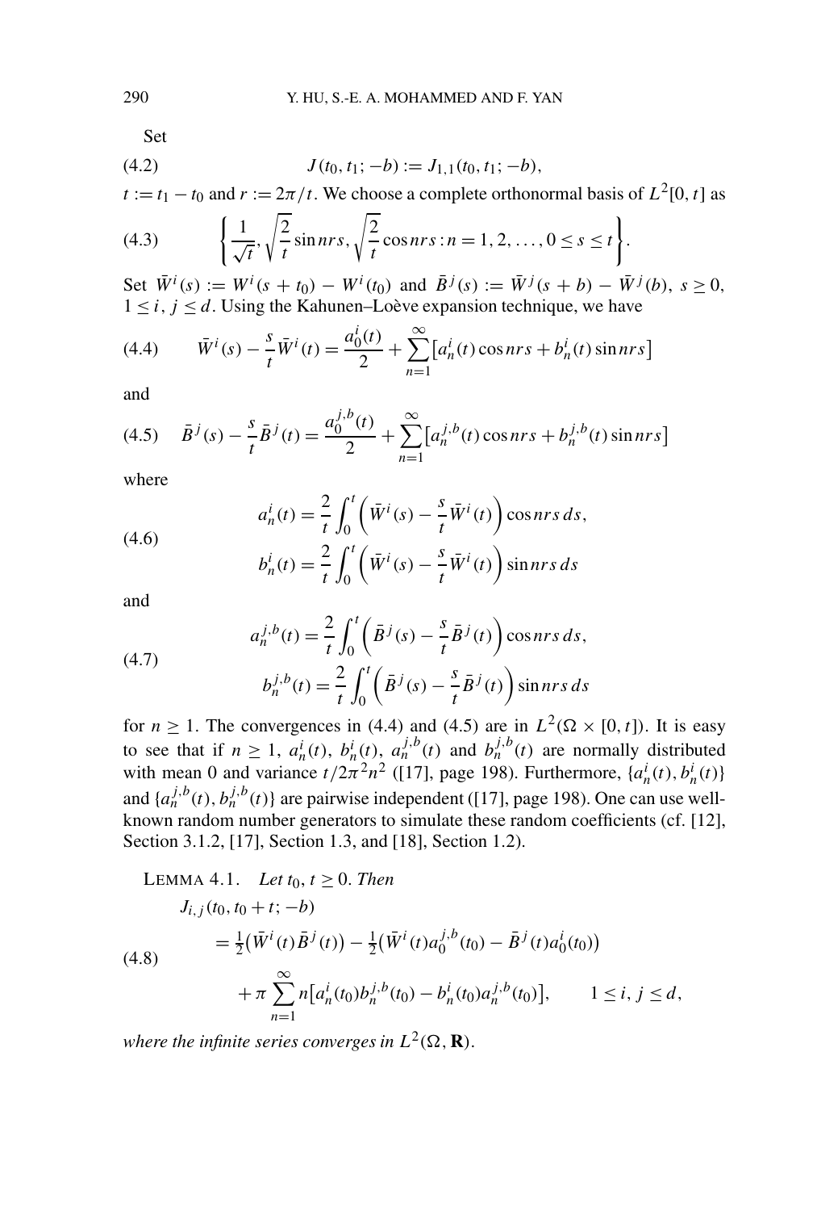Set

$$J(t_0, t_1; -b) := J_{1,1}(t_0, t_1; -b), \tag{4.2}$$

$t := t_1 - t_0$ and $r := 2\pi/t$. We choose a complete orthonormal basis of $L^2[0, t]$ as

$$\left\{ \frac{1}{\sqrt{t}}, \sqrt{\frac{2}{t}} \sin nrs, \sqrt{\frac{2}{t}} \cos nrs : n = 1, 2, \ldots, 0 \le s \le t \right\}. \tag{4.3}$$

Set $\bar{W}^i(s) := W^i(s + t_0) - W^i(t_0)$ and $\bar{B}^j(s) := \bar{W}^j(s + b) - \bar{W}^j(b)$, $s \ge 0$, $1 \le i, j \le d$. Using the Kahunen–Loève expansion technique, we have

$$\bar{W}^i(s) - \frac{s}{t}\bar{W}^i(t) = \frac{a_0^i(t)}{2} + \sum_{n=1}^{\infty} \left[ a_n^i(t) \cos nrs + b_n^i(t) \sin nrs \right] \tag{4.4}$$

and

$$\bar{B}^j(s) - \frac{s}{t}\bar{B}^j(t) = \frac{a_0^{j,b}(t)}{2} + \sum_{n=1}^{\infty} \left[ a_n^{j,b}(t) \cos nrs + b_n^{j,b}(t) \sin nrs \right] \tag{4.5}$$

where

$$\begin{aligned} a_n^i(t) &= \frac{2}{t} \int_0^t \left( \bar{W}^i(s) - \frac{s}{t}\bar{W}^i(t) \right) \cos nrs \, ds, \\ b_n^i(t) &= \frac{2}{t} \int_0^t \left( \bar{W}^i(s) - \frac{s}{t}\bar{W}^i(t) \right) \sin nrs \, ds \end{aligned} \tag{4.6}$$

and

$$\begin{aligned} a_n^{j,b}(t) &= \frac{2}{t} \int_0^t \left( \bar{B}^j(s) - \frac{s}{t}\bar{B}^j(t) \right) \cos nrs \, ds, \\ b_n^{j,b}(t) &= \frac{2}{t} \int_0^t \left( \bar{B}^j(s) - \frac{s}{t}\bar{B}^j(t) \right) \sin nrs \, ds \end{aligned} \tag{4.7}$$

for $n \ge 1$. The convergences in (4.4) and (4.5) are in $L^2(\Omega \times [0, t])$. It is easy to see that if $n \ge 1$, $a_n^i(t)$, $b_n^i(t)$, $a_n^{j,b}(t)$ and $b_n^{j,b}(t)$ are normally distributed with mean 0 and variance $t/2\pi^2 n^2$ ([17], page 198). Furthermore, $\{a_n^i(t), b_n^i(t)\}$ and $\{a_n^{j,b}(t), b_n^{j,b}(t)\}$ are pairwise independent ([17], page 198). One can use well-known random number generators to simulate these random coefficients (cf. [12], Section 3.1.2, [17], Section 1.3, and [18], Section 1.2).

LEMMA 4.1. *Let $t_0, t \ge 0$. Then*

$$\begin{aligned} &J_{i,j}(t_0, t_0 + t; -b) \\ &\quad = \tfrac{1}{2}\left(\bar{W}^i(t)\bar{B}^j(t)\right) - \tfrac{1}{2}\left(\bar{W}^i(t) a_0^{j,b}(t_0) - \bar{B}^j(t) a_0^i(t_0)\right) \\ &\qquad + \pi \sum_{n=1}^{\infty} n\left[ a_n^i(t_0) b_n^{j,b}(t_0) - b_n^i(t_0) a_n^{j,b}(t_0) \right], \qquad 1 \le i, j \le d, \end{aligned} \tag{4.8}$$

*where the infinite series converges in $L^2(\Omega, \mathbf{R})$.*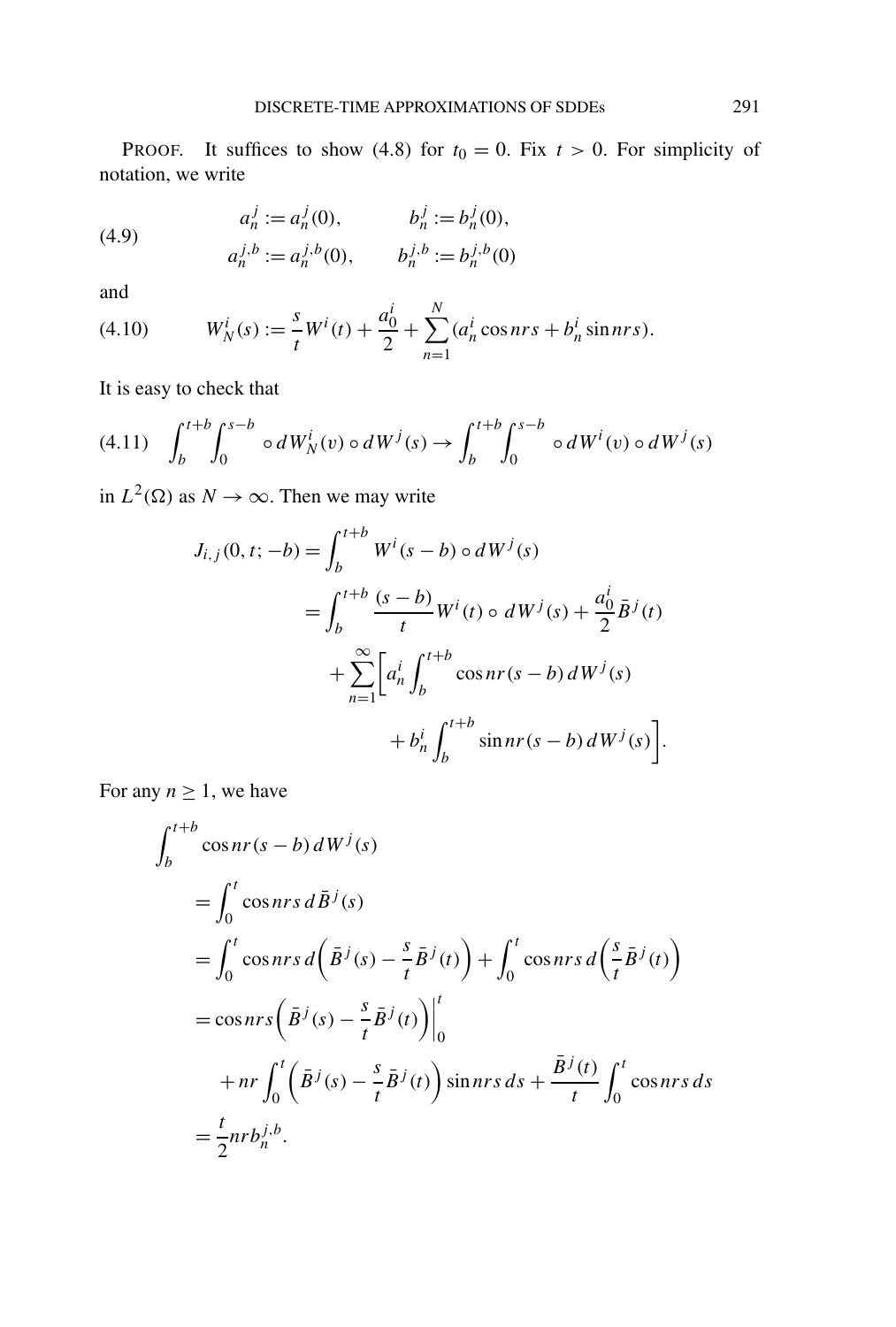PROOF. It suffices to show (4.8) for $t_0 = 0$. Fix $t > 0$. For simplicity of notation, we write

$$
\begin{aligned}
a_n^j &:= a_n^j(0), \qquad & b_n^j &:= b_n^j(0), \\
a_n^{j,b} &:= a_n^{j,b}(0), \qquad & b_n^{j,b} &:= b_n^{j,b}(0)
\end{aligned}
\tag{4.9}
$$

and

$$
W_N^i(s) := \frac{s}{t} W^i(t) + \frac{a_0^i}{2} + \sum_{n=1}^{N} (a_n^i \cos nrs + b_n^i \sin nrs). \tag{4.10}
$$

It is easy to check that

$$
\int_b^{t+b} \int_0^{s-b} \circ\, dW_N^i(v) \circ dW^j(s) \to \int_b^{t+b} \int_0^{s-b} \circ\, dW^i(v) \circ dW^j(s) \tag{4.11}
$$

in $L^2(\Omega)$ as $N \to \infty$. Then we may write

$$
\begin{aligned}
J_{i,j}(0, t; -b) &= \int_b^{t+b} W^i(s - b) \circ dW^j(s) \\
&= \int_b^{t+b} \frac{(s-b)}{t} W^i(t) \circ dW^j(s) + \frac{a_0^i}{2} \bar{B}^j(t) \\
&\quad + \sum_{n=1}^{\infty} \biggl[ a_n^i \int_b^{t+b} \cos nr(s-b)\, dW^j(s) \\
&\qquad\qquad + b_n^i \int_b^{t+b} \sin nr(s-b)\, dW^j(s) \biggr].
\end{aligned}
$$

For any $n \geq 1$, we have

$$
\begin{aligned}
&\int_b^{t+b} \cos nr(s-b)\, dW^j(s) \\
&\quad = \int_0^t \cos nrs\, d\bar{B}^j(s) \\
&\quad = \int_0^t \cos nrs\, d\biggl( \bar{B}^j(s) - \frac{s}{t} \bar{B}^j(t) \biggr) + \int_0^t \cos nrs\, d\biggl( \frac{s}{t} \bar{B}^j(t) \biggr) \\
&\quad = \cos nrs \biggl( \bar{B}^j(s) - \frac{s}{t} \bar{B}^j(t) \biggr) \bigg|_0^t \\
&\qquad + nr \int_0^t \biggl( \bar{B}^j(s) - \frac{s}{t} \bar{B}^j(t) \biggr) \sin nrs\, ds + \frac{\bar{B}^j(t)}{t} \int_0^t \cos nrs\, ds \\
&\quad = \frac{t}{2} nr b_n^{j,b}.
\end{aligned}
$$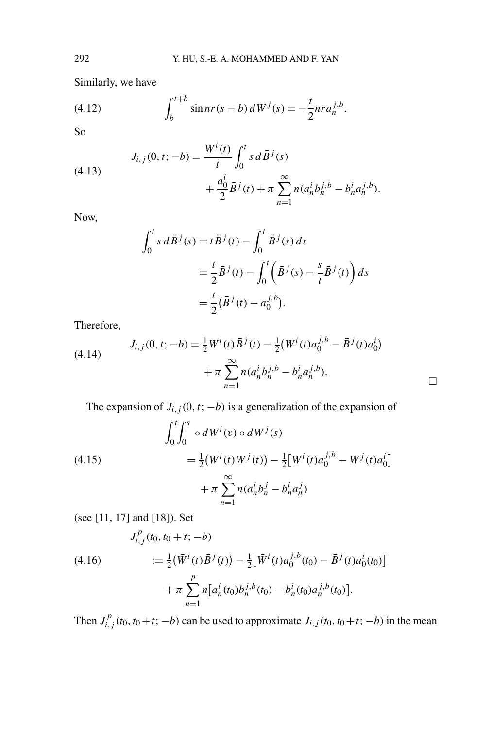Similarly, we have

$$\int_b^{t+b} \sin nr(s-b)\, dW^j(s) = -\frac{t}{2} n r a_n^{j,b}. \tag{4.12}$$

So

$$\begin{aligned} J_{i,j}(0,t;-b) &= \frac{W^i(t)}{t}\int_0^t s\, d\bar{B}^j(s) \\ &\quad + \frac{a_0^i}{2}\bar{B}^j(t) + \pi \sum_{n=1}^{\infty} n(a_n^i b_n^{j,b} - b_n^i a_n^{j,b}). \end{aligned} \tag{4.13}$$

Now,

$$\begin{aligned} \int_0^t s\, d\bar{B}^j(s) &= t\bar{B}^j(t) - \int_0^t \bar{B}^j(s)\, ds \\ &= \frac{t}{2}\bar{B}^j(t) - \int_0^t \left(\bar{B}^j(s) - \frac{s}{t}\bar{B}^j(t)\right) ds \\ &= \frac{t}{2}\big(\bar{B}^j(t) - a_0^{j,b}\big). \end{aligned}$$

Therefore,

$$\begin{aligned} J_{i,j}(0,t;-b) &= \tfrac{1}{2}W^i(t)\bar{B}^j(t) - \tfrac{1}{2}\big(W^i(t)a_0^{j,b} - \bar{B}^j(t)a_0^i\big) \\ &\quad + \pi \sum_{n=1}^{\infty} n(a_n^i b_n^{j,b} - b_n^i a_n^{j,b}). \end{aligned} \tag{4.14}$$

□

The expansion of $J_{i,j}(0,t;-b)$ is a generalization of the expansion of

$$\begin{aligned} &\int_0^t \int_0^s \circ\, dW^i(v) \circ dW^j(s) \\ &\quad = \tfrac{1}{2}\big(W^i(t)W^j(t)\big) - \tfrac{1}{2}\big[W^i(t)a_0^{j,b} - W^j(t)a_0^i\big] \\ &\quad\quad + \pi \sum_{n=1}^{\infty} n(a_n^i b_n^j - b_n^i a_n^j) \end{aligned} \tag{4.15}$$

(see [11, 17] and [18]). Set

$$\begin{aligned} &J_{i,j}^p(t_0, t_0+t; -b) \\ &\quad := \tfrac{1}{2}\big(\bar{W}^i(t)\bar{B}^j(t)\big) - \tfrac{1}{2}\big[\bar{W}^i(t)a_0^{j,b}(t_0) - \bar{B}^j(t)a_0^i(t_0)\big] \\ &\quad\quad + \pi \sum_{n=1}^{p} n\big[a_n^i(t_0)b_n^{j,b}(t_0) - b_n^i(t_0)a_n^{j,b}(t_0)\big]. \end{aligned} \tag{4.16}$$

Then $J_{i,j}^p(t_0, t_0+t; -b)$ can be used to approximate $J_{i,j}(t_0, t_0+t; -b)$ in the mean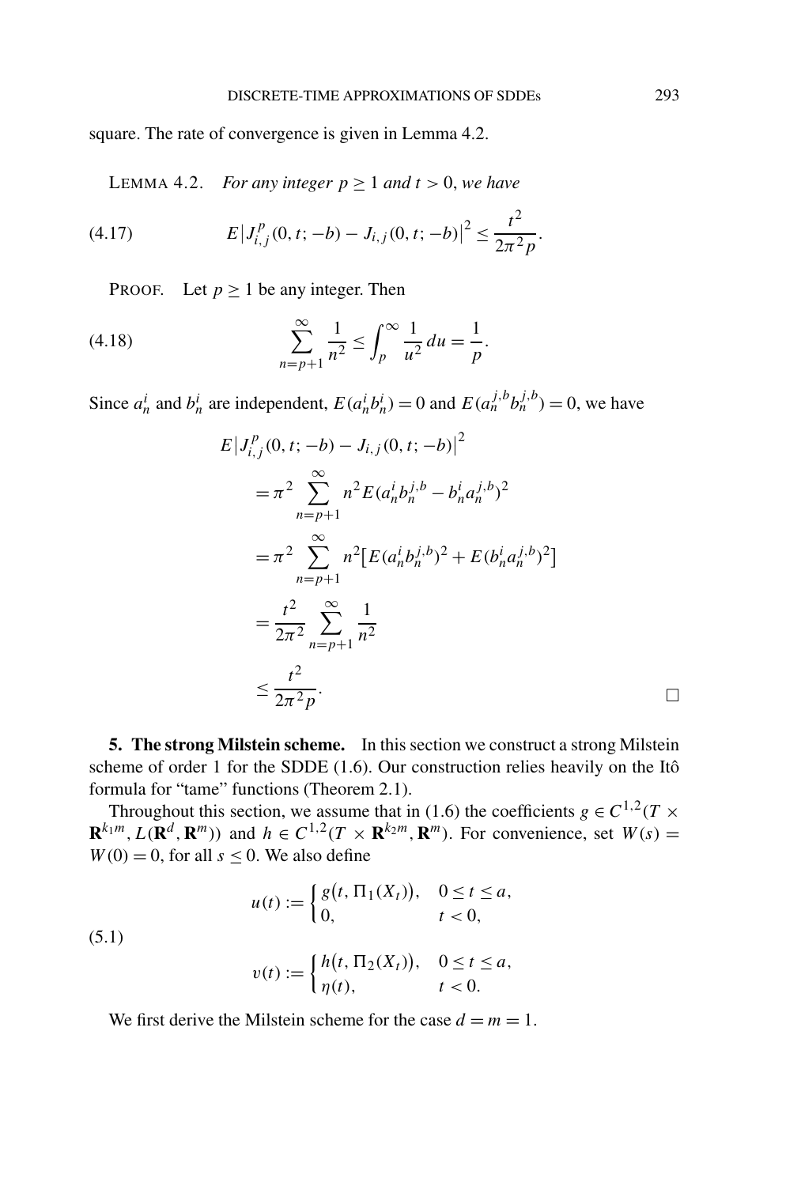square. The rate of convergence is given in Lemma 4.2.

LEMMA 4.2. *For any integer $p \geq 1$ and $t > 0$, we have*

$$E\left|J_{i,j}^{p}(0,t;-b) - J_{i,j}(0,t;-b)\right|^2 \leq \frac{t^2}{2\pi^2 p}. \tag{4.17}$$

PROOF. Let $p \geq 1$ be any integer. Then

$$\sum_{n=p+1}^{\infty} \frac{1}{n^2} \leq \int_{p}^{\infty} \frac{1}{u^2}\,du = \frac{1}{p}. \tag{4.18}$$

Since $a_n^i$ and $b_n^i$ are independent, $E(a_n^i b_n^i) = 0$ and $E(a_n^{j,b} b_n^{j,b}) = 0$, we have

$$\begin{aligned}
E&\left|J_{i,j}^{p}(0,t;-b) - J_{i,j}(0,t;-b)\right|^2 \\
&= \pi^2 \sum_{n=p+1}^{\infty} n^2 E(a_n^i b_n^{j,b} - b_n^i a_n^{j,b})^2 \\
&= \pi^2 \sum_{n=p+1}^{\infty} n^2 \left[E(a_n^i b_n^{j,b})^2 + E(b_n^i a_n^{j,b})^2\right] \\
&= \frac{t^2}{2\pi^2} \sum_{n=p+1}^{\infty} \frac{1}{n^2} \\
&\leq \frac{t^2}{2\pi^2 p}.
\end{aligned}$$

□

**5. The strong Milstein scheme.** In this section we construct a strong Milstein scheme of order 1 for the SDDE (1.6). Our construction relies heavily on the Itô formula for "tame" functions (Theorem 2.1).

Throughout this section, we assume that in (1.6) the coefficients $g \in C^{1,2}(T \times \mathbf{R}^{k_1 m}, L(\mathbf{R}^d, \mathbf{R}^m))$ and $h \in C^{1,2}(T \times \mathbf{R}^{k_2 m}, \mathbf{R}^m)$. For convenience, set $W(s) = W(0) = 0$, for all $s \leq 0$. We also define

$$\begin{aligned}
u(t) &:= \begin{cases} g\big(t, \Pi_1(X_t)\big), & 0 \leq t \leq a, \\ 0, & t < 0, \end{cases} \\
v(t) &:= \begin{cases} h\big(t, \Pi_2(X_t)\big), & 0 \leq t \leq a, \\ \eta(t), & t < 0. \end{cases}
\end{aligned} \tag{5.1}$$

We first derive the Milstein scheme for the case $d = m = 1$.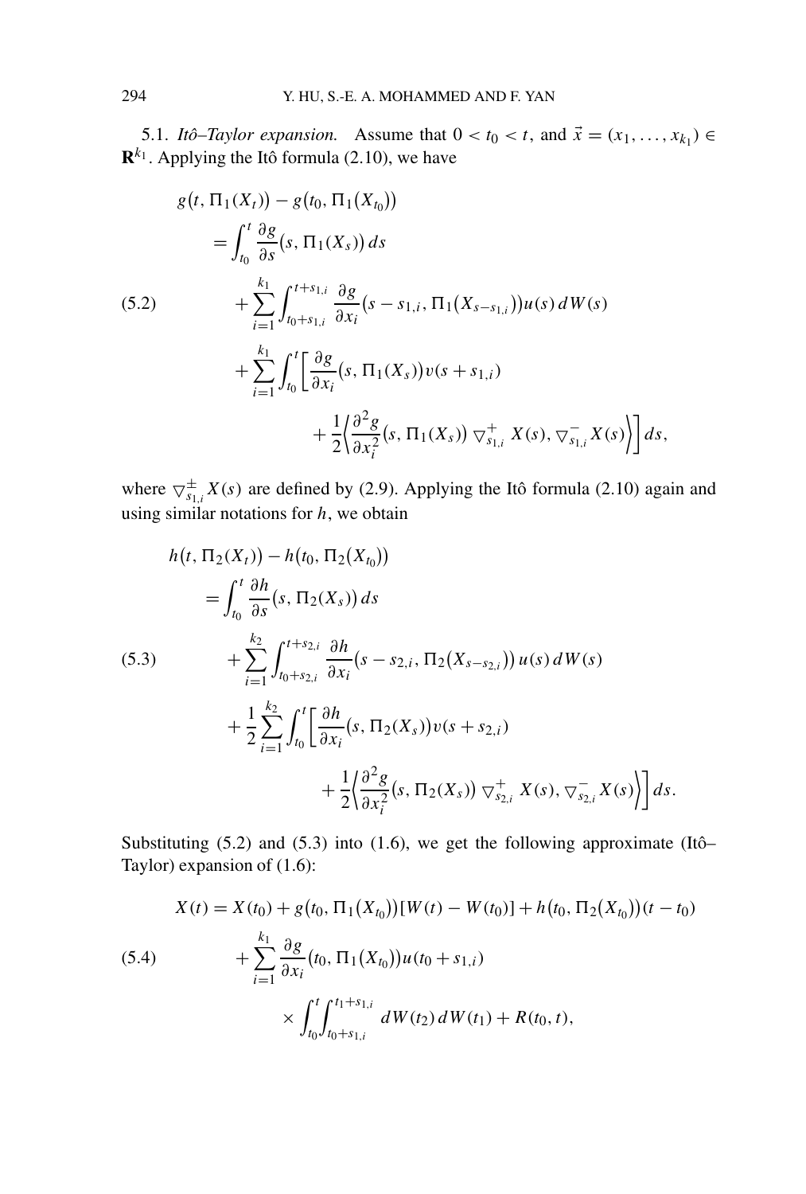5.1. *Itô–Taylor expansion.* Assume that $0 < t_0 < t$, and $\vec{x} = (x_1, \ldots, x_{k_1}) \in \mathbf{R}^{k_1}$. Applying the Itô formula (2.10), we have

$$
\begin{aligned}
g(t, \Pi_1(X_t)) &- g(t_0, \Pi_1(X_{t_0})) \\
&= \int_{t_0}^{t} \frac{\partial g}{\partial s}(s, \Pi_1(X_s))\, ds \\
&\quad + \sum_{i=1}^{k_1} \int_{t_0+s_{1,i}}^{t+s_{1,i}} \frac{\partial g}{\partial x_i}(s - s_{1,i}, \Pi_1(X_{s-s_{1,i}}))u(s)\, dW(s) \\
&\quad + \sum_{i=1}^{k_1} \int_{t_0}^{t} \biggl[ \frac{\partial g}{\partial x_i}(s, \Pi_1(X_s)) v(s + s_{1,i}) \\
&\qquad\qquad + \frac{1}{2} \biggl\langle \frac{\partial^2 g}{\partial x_i^2}(s, \Pi_1(X_s))\, \triangledown_{s_{1,i}}^{+} X(s), \triangledown_{s_{1,i}}^{-} X(s) \biggr\rangle \biggr] ds,
\end{aligned}
\tag{5.2}
$$

where $\triangledown_{s_{1,i}}^{\pm} X(s)$ are defined by (2.9). Applying the Itô formula (2.10) again and using similar notations for $h$, we obtain

$$
\begin{aligned}
h(t, \Pi_2(X_t)) &- h(t_0, \Pi_2(X_{t_0})) \\
&= \int_{t_0}^{t} \frac{\partial h}{\partial s}(s, \Pi_2(X_s))\, ds \\
&\quad + \sum_{i=1}^{k_2} \int_{t_0+s_{2,i}}^{t+s_{2,i}} \frac{\partial h}{\partial x_i}(s - s_{2,i}, \Pi_2(X_{s-s_{2,i}}))\, u(s)\, dW(s) \\
&\quad + \frac{1}{2} \sum_{i=1}^{k_2} \int_{t_0}^{t} \biggl[ \frac{\partial h}{\partial x_i}(s, \Pi_2(X_s)) v(s + s_{2,i}) \\
&\qquad\qquad + \frac{1}{2} \biggl\langle \frac{\partial^2 g}{\partial x_i^2}(s, \Pi_2(X_s))\, \triangledown_{s_{2,i}}^{+} X(s), \triangledown_{s_{2,i}}^{-} X(s) \biggr\rangle \biggr] ds.
\end{aligned}
\tag{5.3}
$$

Substituting (5.2) and (5.3) into (1.6), we get the following approximate (Itô–Taylor) expansion of (1.6):

$$
\begin{aligned}
X(t) = X(t_0) &+ g(t_0, \Pi_1(X_{t_0}))[W(t) - W(t_0)] + h(t_0, \Pi_2(X_{t_0}))(t - t_0) \\
&+ \sum_{i=1}^{k_1} \frac{\partial g}{\partial x_i}(t_0, \Pi_1(X_{t_0}))u(t_0 + s_{1,i}) \\
&\qquad \times \int_{t_0}^{t} \int_{t_0+s_{1,i}}^{t_1+s_{1,i}} dW(t_2)\, dW(t_1) + R(t_0, t),
\end{aligned}
\tag{5.4}
$$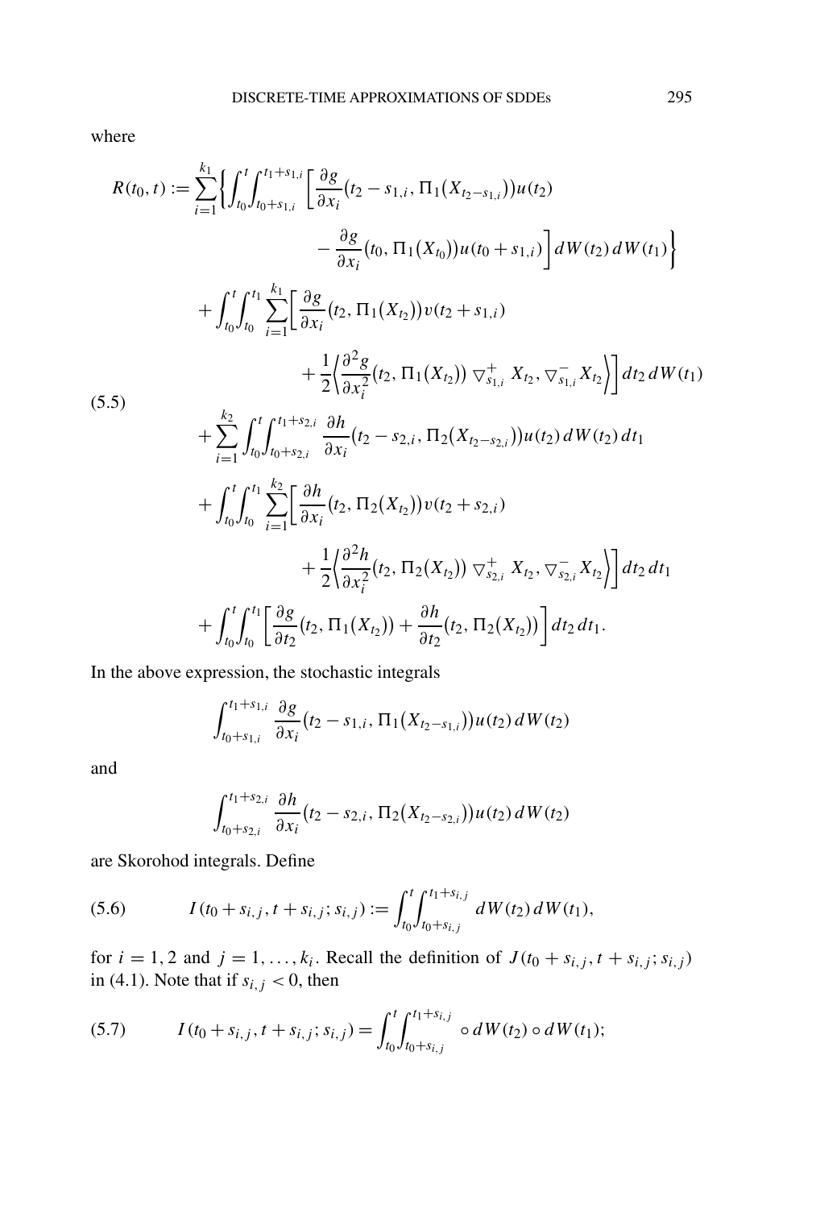where

$$
\begin{aligned}
R(t_0, t) :=& \sum_{i=1}^{k_1} \Bigg\{ \int_{t_0}^{t} \int_{t_0+s_{1,i}}^{t_1+s_{1,i}} \bigg[ \frac{\partial g}{\partial x_i}\big(t_2 - s_{1,i}, \Pi_1\big(X_{t_2-s_{1,i}}\big)\big) u(t_2) \\
&\qquad - \frac{\partial g}{\partial x_i}\big(t_0, \Pi_1\big(X_{t_0}\big)\big) u(t_0 + s_{1,i}) \bigg] \, dW(t_2) \, dW(t_1) \Bigg\} \\
&+ \int_{t_0}^{t} \int_{t_0}^{t_1} \sum_{i=1}^{k_1} \bigg[ \frac{\partial g}{\partial x_i}\big(t_2, \Pi_1\big(X_{t_2}\big)\big) v(t_2 + s_{1,i}) \\
&\qquad + \frac{1}{2} \Big\langle \frac{\partial^2 g}{\partial x_i^2}\big(t_2, \Pi_1\big(X_{t_2}\big)\big) \, \triangledown_{s_{1,i}}^{+} X_{t_2}, \triangledown_{s_{1,i}}^{-} X_{t_2} \Big\rangle \bigg] \, dt_2 \, dW(t_1) \\
&+ \sum_{i=1}^{k_2} \int_{t_0}^{t} \int_{t_0+s_{2,i}}^{t_1+s_{2,i}} \frac{\partial h}{\partial x_i}\big(t_2 - s_{2,i}, \Pi_2\big(X_{t_2-s_{2,i}}\big)\big) u(t_2) \, dW(t_2) \, dt_1 \\
&+ \int_{t_0}^{t} \int_{t_0}^{t_1} \sum_{i=1}^{k_2} \bigg[ \frac{\partial h}{\partial x_i}\big(t_2, \Pi_2\big(X_{t_2}\big)\big) v(t_2 + s_{2,i}) \\
&\qquad + \frac{1}{2} \Big\langle \frac{\partial^2 h}{\partial x_i^2}\big(t_2, \Pi_2\big(X_{t_2}\big)\big) \, \triangledown_{s_{2,i}}^{+} X_{t_2}, \triangledown_{s_{2,i}}^{-} X_{t_2} \Big\rangle \bigg] \, dt_2 \, dt_1 \\
&+ \int_{t_0}^{t} \int_{t_0}^{t_1} \bigg[ \frac{\partial g}{\partial t_2}\big(t_2, \Pi_1\big(X_{t_2}\big)\big) + \frac{\partial h}{\partial t_2}\big(t_2, \Pi_2\big(X_{t_2}\big)\big) \bigg] \, dt_2 \, dt_1.
\end{aligned}
\tag{5.5}
$$

In the above expression, the stochastic integrals

$$
\int_{t_0+s_{1,i}}^{t_1+s_{1,i}} \frac{\partial g}{\partial x_i}\big(t_2 - s_{1,i}, \Pi_1\big(X_{t_2-s_{1,i}}\big)\big) u(t_2) \, dW(t_2)
$$

and

$$
\int_{t_0+s_{2,i}}^{t_1+s_{2,i}} \frac{\partial h}{\partial x_i}\big(t_2 - s_{2,i}, \Pi_2\big(X_{t_2-s_{2,i}}\big)\big) u(t_2) \, dW(t_2)
$$

are Skorohod integrals. Define

$$
I(t_0 + s_{i,j}, t + s_{i,j}; s_{i,j}) := \int_{t_0}^{t} \int_{t_0+s_{i,j}}^{t_1+s_{i,j}} dW(t_2) \, dW(t_1), \tag{5.6}
$$

for $i = 1, 2$ and $j = 1, \ldots, k_i$. Recall the definition of $J(t_0 + s_{i,j}, t + s_{i,j}; s_{i,j})$ in (4.1). Note that if $s_{i,j} < 0$, then

$$
I(t_0 + s_{i,j}, t + s_{i,j}; s_{i,j}) = \int_{t_0}^{t} \int_{t_0+s_{i,j}}^{t_1+s_{i,j}} \circ \, dW(t_2) \circ dW(t_1); \tag{5.7}
$$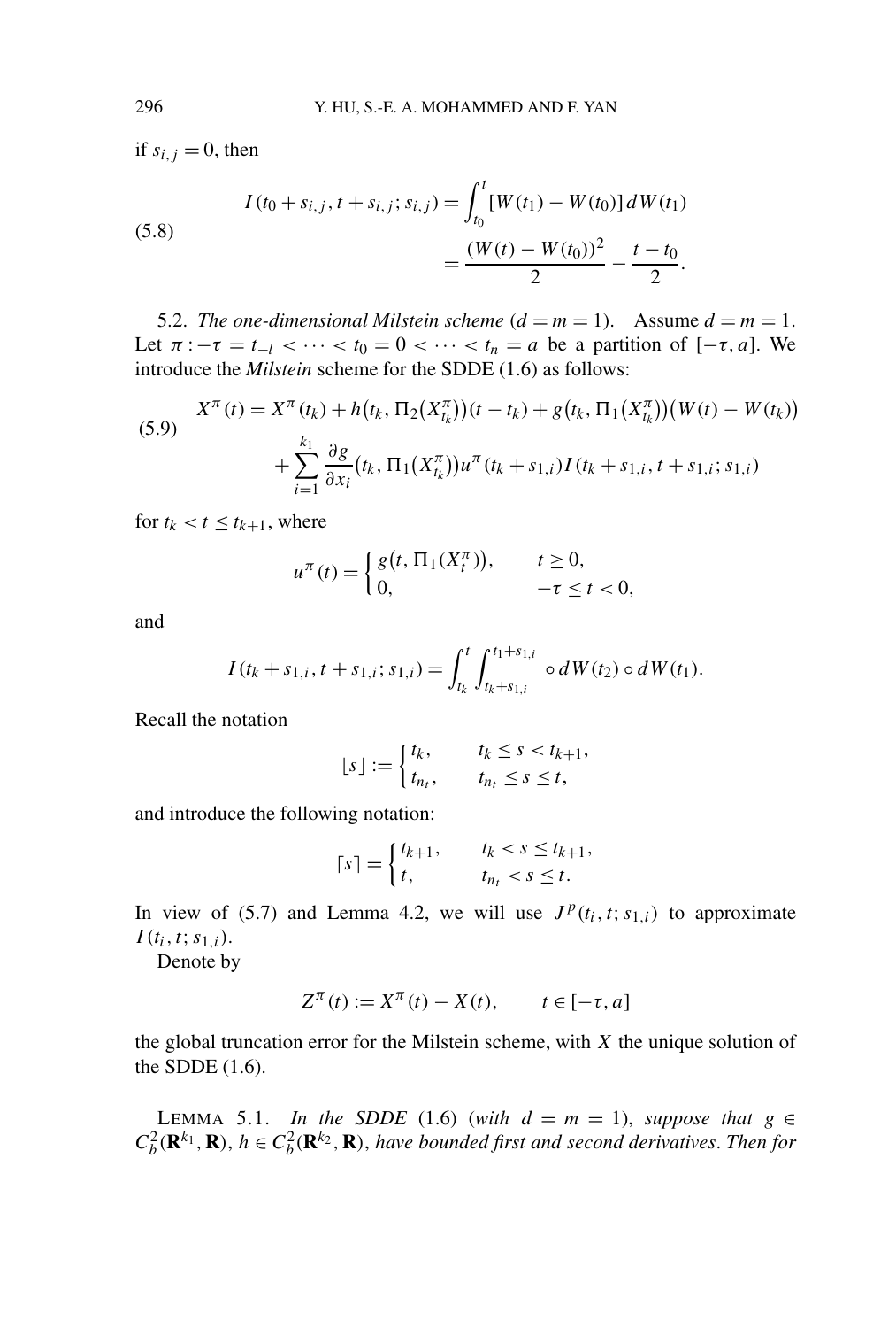if $s_{i,j} = 0$, then

$$
\begin{aligned}
I(t_0 + s_{i,j}, t + s_{i,j}; s_{i,j}) &= \int_{t_0}^{t} [W(t_1) - W(t_0)]\, dW(t_1) \\
&= \frac{(W(t) - W(t_0))^2}{2} - \frac{t - t_0}{2}.
\end{aligned}
\tag{5.8}
$$

5.2. *The one-dimensional Milstein scheme* ($d = m = 1$). Assume $d = m = 1$. Let $\pi : -\tau = t_{-l} < \cdots < t_0 = 0 < \cdots < t_n = a$ be a partition of $[-\tau, a]$. We introduce the *Milstein* scheme for the SDDE (1.6) as follows:

$$
\begin{aligned}
X^\pi(t) &= X^\pi(t_k) + h\big(t_k, \Pi_2(X^\pi_{t_k})\big)(t - t_k) + g\big(t_k, \Pi_1(X^\pi_{t_k})\big)\big(W(t) - W(t_k)\big) \\
&\quad + \sum_{i=1}^{k_1} \frac{\partial g}{\partial x_i}\big(t_k, \Pi_1(X^\pi_{t_k})\big) u^\pi(t_k + s_{1,i}) I(t_k + s_{1,i}, t + s_{1,i}; s_{1,i})
\end{aligned}
\tag{5.9}
$$

for $t_k < t \le t_{k+1}$, where

$$
u^\pi(t) = \begin{cases} g\big(t, \Pi_1(X^\pi_t)\big), & t \ge 0, \\ 0, & -\tau \le t < 0, \end{cases}
$$

and

$$
I(t_k + s_{1,i}, t + s_{1,i}; s_{1,i}) = \int_{t_k}^{t} \int_{t_k + s_{1,i}}^{t_1 + s_{1,i}} \circ\, dW(t_2) \circ dW(t_1).
$$

Recall the notation

$$
\lfloor s \rfloor := \begin{cases} t_k, & t_k \le s < t_{k+1}, \\ t_{n_t}, & t_{n_t} \le s \le t, \end{cases}
$$

and introduce the following notation:

$$
\lceil s \rceil = \begin{cases} t_{k+1}, & t_k < s \le t_{k+1}, \\ t, & t_{n_t} < s \le t. \end{cases}
$$

In view of (5.7) and Lemma 4.2, we will use $J^p(t_i, t; s_{1,i})$ to approximate $I(t_i, t; s_{1,i})$.

Denote by

$$
Z^\pi(t) := X^\pi(t) - X(t), \qquad t \in [-\tau, a]
$$

the global truncation error for the Milstein scheme, with $X$ the unique solution of the SDDE (1.6).

LEMMA 5.1. *In the SDDE* (1.6) (*with* $d = m = 1$), *suppose that* $g \in C_b^2(\mathbf{R}^{k_1}, \mathbf{R})$, $h \in C_b^2(\mathbf{R}^{k_2}, \mathbf{R})$, *have bounded first and second derivatives. Then for*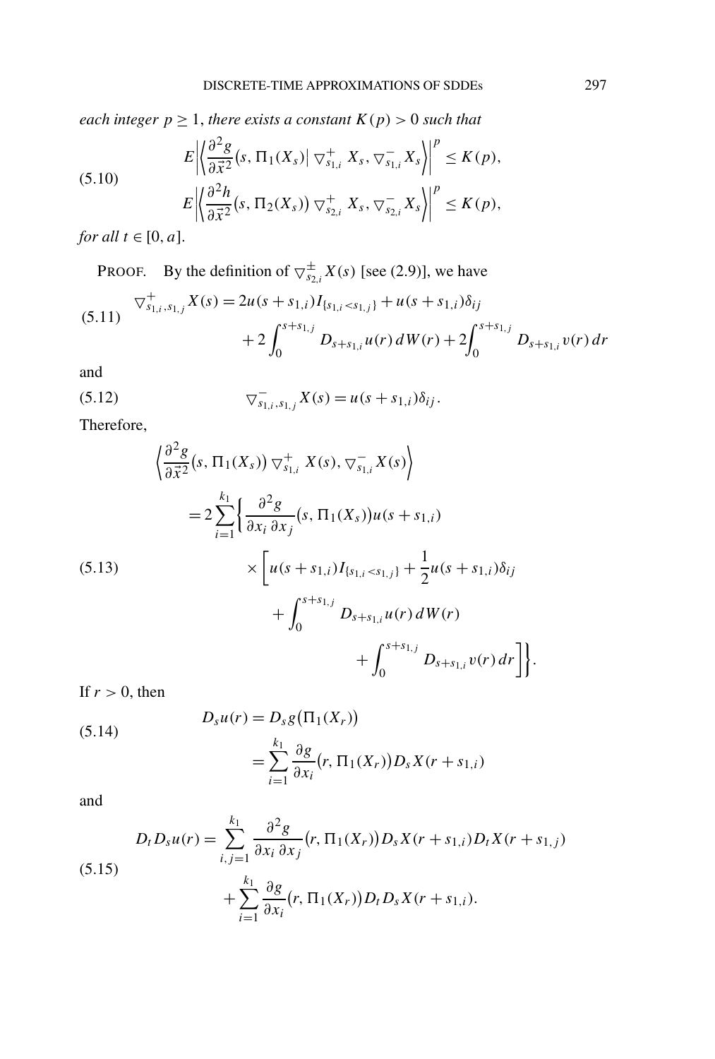*each integer* $p \geq 1$, *there exists a constant* $K(p) > 0$ *such that*

$$
\begin{aligned}
&E\left|\left\langle \frac{\partial^2 g}{\partial \vec{x}^2}\big(s, \Pi_1(X_s)\big| \triangledown^+_{s_{1,i}} X_s, \triangledown^-_{s_{1,i}} X_s\right\rangle\right|^p \leq K(p), \\
&E\left|\left\langle \frac{\partial^2 h}{\partial \vec{x}^2}\big(s, \Pi_2(X_s)\big) \triangledown^+_{s_{2,i}} X_s, \triangledown^-_{s_{2,i}} X_s\right\rangle\right|^p \leq K(p),
\end{aligned}
\tag{5.10}
$$

*for all* $t \in [0, a]$.

PROOF. By the definition of $\triangledown^{\pm}_{s_{2,i}} X(s)$ [see (2.9)], we have

$$
\begin{aligned}
\triangledown^+_{s_{1,i}, s_{1,j}} X(s) &= 2u(s + s_{1,i}) I_{\{s_{1,i} < s_{1,j}\}} + u(s + s_{1,i})\delta_{ij} \\
&\quad + 2\int_0^{s+s_{1,j}} D_{s+s_{1,i}} u(r)\, dW(r) + 2\int_0^{s+s_{1,j}} D_{s+s_{1,i}} v(r)\, dr
\end{aligned}
\tag{5.11}
$$

and

$$
\triangledown^-_{s_{1,i}, s_{1,j}} X(s) = u(s + s_{1,i})\delta_{ij}.
\tag{5.12}
$$

Therefore,

$$
\begin{aligned}
&\left\langle \frac{\partial^2 g}{\partial \vec{x}^2}\big(s, \Pi_1(X_s)\big) \triangledown^+_{s_{1,i}} X(s), \triangledown^-_{s_{1,i}} X(s)\right\rangle \\
&\quad = 2\sum_{i=1}^{k_1} \Bigg\{ \frac{\partial^2 g}{\partial x_i\, \partial x_j}\big(s, \Pi_1(X_s)\big) u(s + s_{1,i}) \\
&\qquad\qquad \times \Bigg[ u(s + s_{1,i}) I_{\{s_{1,i} < s_{1,j}\}} + \frac{1}{2} u(s + s_{1,i})\delta_{ij} \\
&\qquad\qquad\qquad + \int_0^{s+s_{1,j}} D_{s+s_{1,i}} u(r)\, dW(r) \\
&\qquad\qquad\qquad\qquad + \int_0^{s+s_{1,j}} D_{s+s_{1,i}} v(r)\, dr \Bigg]\Bigg\}.
\end{aligned}
\tag{5.13}
$$

If $r > 0$, then

$$
\begin{aligned}
D_s u(r) &= D_s g\big(\Pi_1(X_r)\big) \\
&= \sum_{i=1}^{k_1} \frac{\partial g}{\partial x_i}\big(r, \Pi_1(X_r)\big) D_s X(r + s_{1,i})
\end{aligned}
\tag{5.14}
$$

and

$$
\begin{aligned}
D_t D_s u(r) &= \sum_{i,j=1}^{k_1} \frac{\partial^2 g}{\partial x_i\, \partial x_j}\big(r, \Pi_1(X_r)\big) D_s X(r + s_{1,i}) D_t X(r + s_{1,j}) \\
&\quad + \sum_{i=1}^{k_1} \frac{\partial g}{\partial x_i}\big(r, \Pi_1(X_r)\big) D_t D_s X(r + s_{1,i}).
\end{aligned}
\tag{5.15}
$$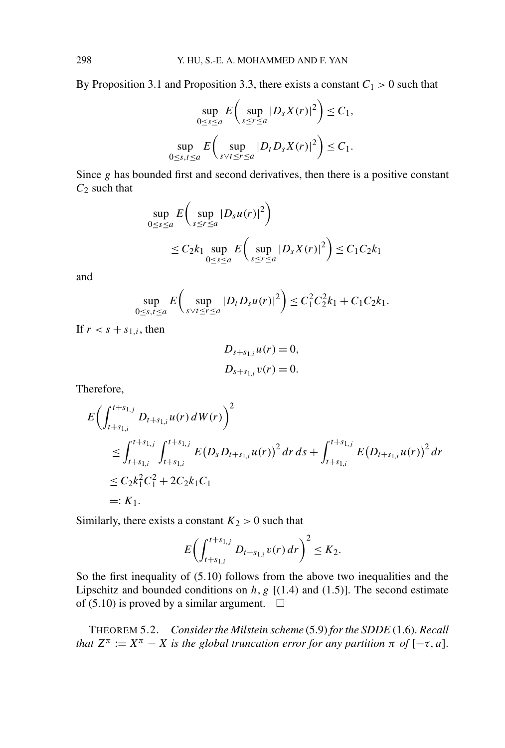By Proposition 3.1 and Proposition 3.3, there exists a constant $C_1 > 0$ such that

$$\sup_{0 \le s \le a} E\Big( \sup_{s \le r \le a} |D_s X(r)|^2 \Big) \le C_1,$$

$$\sup_{0 \le s, t \le a} E\Big( \sup_{s \vee t \le r \le a} |D_t D_s X(r)|^2 \Big) \le C_1.$$

Since $g$ has bounded first and second derivatives, then there is a positive constant $C_2$ such that

$$\begin{aligned}
&\sup_{0 \le s \le a} E\Big( \sup_{s \le r \le a} |D_s u(r)|^2 \Big) \\
&\qquad \le C_2 k_1 \sup_{0 \le s \le a} E\Big( \sup_{s \le r \le a} |D_s X(r)|^2 \Big) \le C_1 C_2 k_1
\end{aligned}$$

and

$$\sup_{0 \le s, t \le a} E\Big( \sup_{s \vee t \le r \le a} |D_t D_s u(r)|^2 \Big) \le C_1^2 C_2^2 k_1 + C_1 C_2 k_1.$$

If $r < s + s_{1,i}$, then

$$D_{s+s_{1,i}} u(r) = 0,$$
$$D_{s+s_{1,i}} v(r) = 0.$$

Therefore,

$$\begin{aligned}
E&\Big( \int_{t+s_{1,i}}^{t+s_{1,j}} D_{t+s_{1,i}} u(r)\, dW(r) \Big)^2 \\
&\le \int_{t+s_{1,i}}^{t+s_{1,j}} \int_{t+s_{1,i}}^{t+s_{1,j}} E\big(D_s D_{t+s_{1,i}} u(r)\big)^2 \, dr\, ds + \int_{t+s_{1,i}}^{t+s_{1,j}} E\big(D_{t+s_{1,i}} u(r)\big)^2 \, dr \\
&\le C_2 k_1^2 C_1^2 + 2 C_2 k_1 C_1 \\
&=: K_1.
\end{aligned}$$

Similarly, there exists a constant $K_2 > 0$ such that

$$E\Big( \int_{t+s_{1,i}}^{t+s_{1,j}} D_{t+s_{1,i}} v(r)\, dr \Big)^2 \le K_2.$$

So the first inequality of (5.10) follows from the above two inequalities and the Lipschitz and bounded conditions on $h, g$ [(1.4) and (1.5)]. The second estimate of (5.10) is proved by a similar argument. $\square$

THEOREM 5.2. *Consider the Milstein scheme* (5.9) *for the SDDE* (1.6). *Recall that $Z^\pi := X^\pi - X$ is the global truncation error for any partition $\pi$ of $[-\tau, a]$.*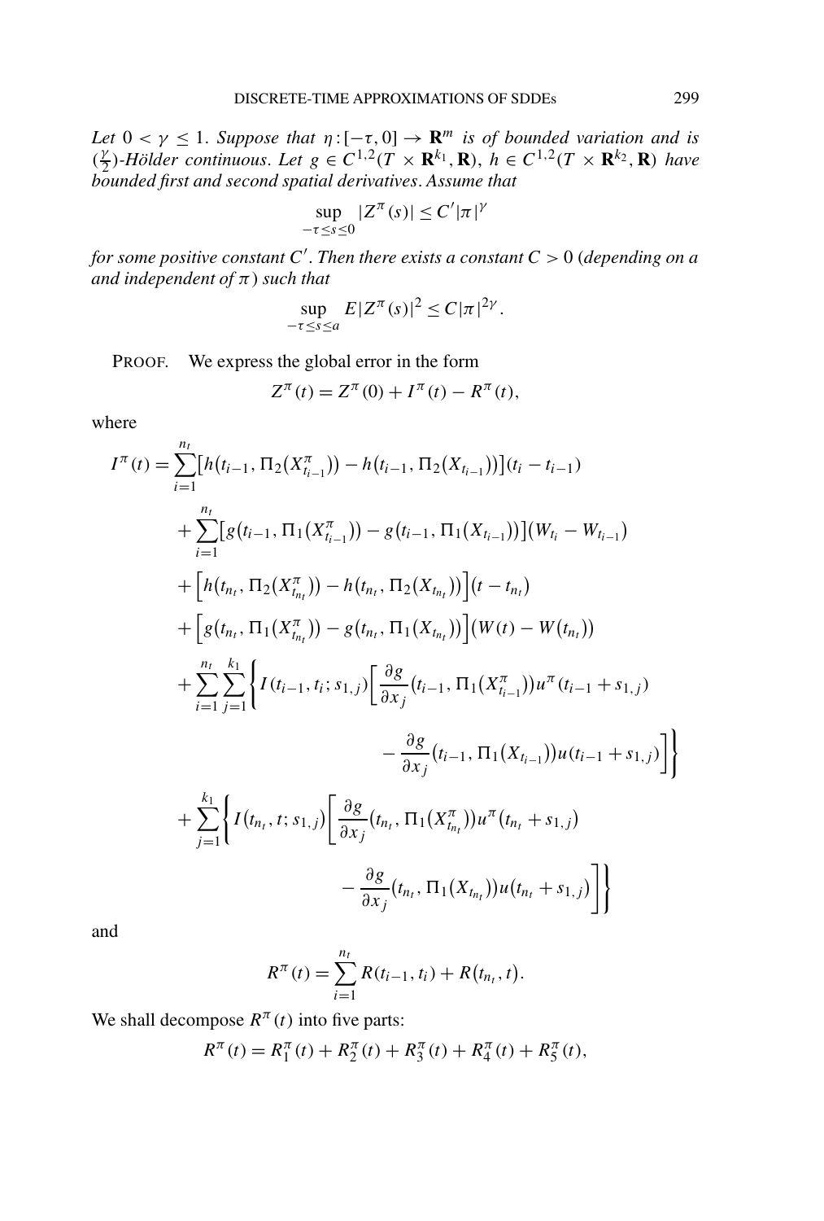*Let $0 < \gamma \leq 1$. Suppose that $\eta : [-\tau, 0] \to \mathbf{R}^m$ is of bounded variation and is $(\frac{\gamma}{2})$-Hölder continuous. Let $g \in C^{1,2}(T \times \mathbf{R}^{k_1}, \mathbf{R})$, $h \in C^{1,2}(T \times \mathbf{R}^{k_2}, \mathbf{R})$ have bounded first and second spatial derivatives. Assume that*

$$\sup_{-\tau \leq s \leq 0} |Z^\pi(s)| \leq C'|\pi|^\gamma$$

*for some positive constant $C'$. Then there exists a constant $C > 0$ (depending on $a$ and independent of $\pi$) such that*

$$\sup_{-\tau \leq s \leq a} E|Z^\pi(s)|^2 \leq C|\pi|^{2\gamma}.$$

PROOF. We express the global error in the form

$$Z^\pi(t) = Z^\pi(0) + I^\pi(t) - R^\pi(t),$$

where

$$\begin{aligned}
I^\pi(t) = {} & \sum_{i=1}^{n_t} \big[h\big(t_{i-1}, \Pi_2(X^\pi_{t_{i-1}})\big) - h\big(t_{i-1}, \Pi_2(X_{t_{i-1}})\big)\big](t_i - t_{i-1}) \\
& + \sum_{i=1}^{n_t} \big[g\big(t_{i-1}, \Pi_1(X^\pi_{t_{i-1}})\big) - g\big(t_{i-1}, \Pi_1(X_{t_{i-1}})\big)\big](W_{t_i} - W_{t_{i-1}}) \\
& + \Big[h\big(t_{n_t}, \Pi_2(X^\pi_{t_{n_t}})\big) - h\big(t_{n_t}, \Pi_2(X_{t_{n_t}})\big)\Big](t - t_{n_t}) \\
& + \Big[g\big(t_{n_t}, \Pi_1(X^\pi_{t_{n_t}})\big) - g\big(t_{n_t}, \Pi_1(X_{t_{n_t}})\big)\Big]\big(W(t) - W(t_{n_t})\big) \\
& + \sum_{i=1}^{n_t} \sum_{j=1}^{k_1} \Bigg\{ I(t_{i-1}, t_i; s_{1,j}) \bigg[ \frac{\partial g}{\partial x_j}\big(t_{i-1}, \Pi_1(X^\pi_{t_{i-1}})\big) u^\pi(t_{i-1} + s_{1,j}) \\
& \qquad\qquad - \frac{\partial g}{\partial x_j}\big(t_{i-1}, \Pi_1(X_{t_{i-1}})\big) u(t_{i-1} + s_{1,j}) \bigg] \Bigg\} \\
& + \sum_{j=1}^{k_1} \Bigg\{ I\big(t_{n_t}, t; s_{1,j}\big) \bigg[ \frac{\partial g}{\partial x_j}\big(t_{n_t}, \Pi_1(X^\pi_{t_{n_t}})\big) u^\pi\big(t_{n_t} + s_{1,j}\big) \\
& \qquad\qquad - \frac{\partial g}{\partial x_j}\big(t_{n_t}, \Pi_1(X_{t_{n_t}})\big) u\big(t_{n_t} + s_{1,j}\big) \bigg] \Bigg\}
\end{aligned}$$

and

$$R^\pi(t) = \sum_{i=1}^{n_t} R(t_{i-1}, t_i) + R\big(t_{n_t}, t\big).$$

We shall decompose $R^\pi(t)$ into five parts:

$$R^\pi(t) = R^\pi_1(t) + R^\pi_2(t) + R^\pi_3(t) + R^\pi_4(t) + R^\pi_5(t),$$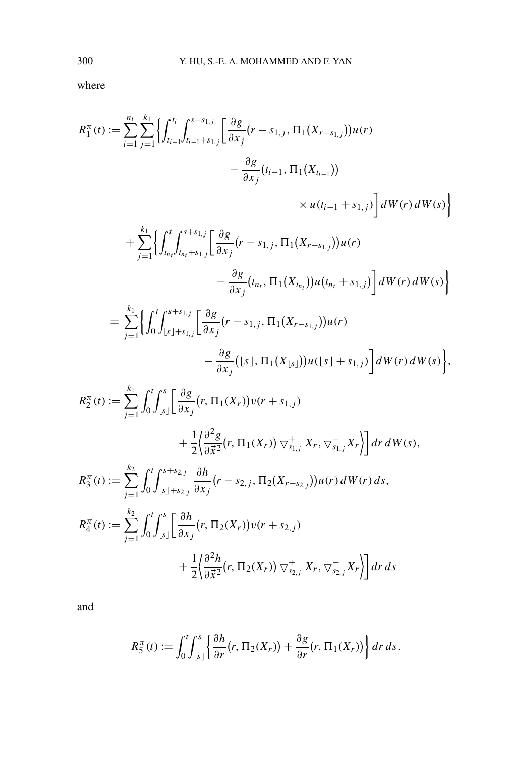where

$$
\begin{aligned}
R_1^\pi(t) &:= \sum_{i=1}^{n_t} \sum_{j=1}^{k_1} \biggl\{ \int_{t_{i-1}}^{t_i} \int_{t_{i-1}+s_{1,j}}^{s+s_{1,j}} \biggl[ \frac{\partial g}{\partial x_j}\bigl(r - s_{1,j}, \Pi_1\bigl(X_{r-s_{1,j}}\bigr)\bigr) u(r) \\
&\qquad\qquad - \frac{\partial g}{\partial x_j}\bigl(t_{i-1}, \Pi_1\bigl(X_{t_{i-1}}\bigr)\bigr) \\
&\qquad\qquad\qquad \times u(t_{i-1} + s_{1,j}) \biggr] \, dW(r) \, dW(s) \biggr\} \\
&\quad + \sum_{j=1}^{k_1} \biggl\{ \int_{t_{n_t}}^{t} \int_{t_{n_t}+s_{1,j}}^{s+s_{1,j}} \biggl[ \frac{\partial g}{\partial x_j}\bigl(r - s_{1,j}, \Pi_1\bigl(X_{r-s_{1,j}}\bigr)\bigr) u(r) \\
&\qquad\qquad - \frac{\partial g}{\partial x_j}\bigl(t_{n_t}, \Pi_1\bigl(X_{t_{n_t}}\bigr)\bigr) u\bigl(t_{n_t} + s_{1,j}\bigr) \biggr] \, dW(r) \, dW(s) \biggr\} \\
&= \sum_{j=1}^{k_1} \biggl\{ \int_0^t \int_{\lfloor s \rfloor + s_{1,j}}^{s+s_{1,j}} \biggl[ \frac{\partial g}{\partial x_j}\bigl(r - s_{1,j}, \Pi_1\bigl(X_{r-s_{1,j}}\bigr)\bigr) u(r) \\
&\qquad\qquad - \frac{\partial g}{\partial x_j}\bigl(\lfloor s \rfloor, \Pi_1\bigl(X_{\lfloor s \rfloor}\bigr)\bigr) u(\lfloor s \rfloor + s_{1,j}) \biggr] \, dW(r) \, dW(s) \biggr\}, \\
R_2^\pi(t) &:= \sum_{j=1}^{k_1} \int_0^t \int_{\lfloor s \rfloor}^{s} \biggl[ \frac{\partial g}{\partial x_j}\bigl(r, \Pi_1(X_r)\bigr) v(r + s_{1,j}) \\
&\qquad\qquad + \frac{1}{2} \biggl\langle \frac{\partial^2 g}{\partial \vec{x}^2}\bigl(r, \Pi_1(X_r)\bigr) \triangledown_{s_{1,j}}^{+} X_r, \triangledown_{s_{1,j}}^{-} X_r \biggr\rangle \biggr] \, dr \, dW(s), \\
R_3^\pi(t) &:= \sum_{j=1}^{k_2} \int_0^t \int_{\lfloor s \rfloor + s_{2,j}}^{s+s_{2,j}} \frac{\partial h}{\partial x_j}\bigl(r - s_{2,j}, \Pi_2\bigl(X_{r-s_{2,j}}\bigr)\bigr) u(r) \, dW(r) \, ds, \\
R_4^\pi(t) &:= \sum_{j=1}^{k_2} \int_0^t \int_{\lfloor s \rfloor}^{s} \biggl[ \frac{\partial h}{\partial x_j}\bigl(r, \Pi_2(X_r)\bigr) v(r + s_{2,j}) \\
&\qquad\qquad + \frac{1}{2} \biggl\langle \frac{\partial^2 h}{\partial \vec{x}^2}\bigl(r, \Pi_2(X_r)\bigr) \triangledown_{s_{2,j}}^{+} X_r, \triangledown_{s_{2,j}}^{-} X_r \biggr\rangle \biggr] \, dr \, ds
\end{aligned}
$$

and

$$
R_5^\pi(t) := \int_0^t \int_{\lfloor s \rfloor}^{s} \biggl\{ \frac{\partial h}{\partial r}\bigl(r, \Pi_2(X_r)\bigr) + \frac{\partial g}{\partial r}\bigl(r, \Pi_1(X_r)\bigr) \biggr\} \, dr \, ds.
$$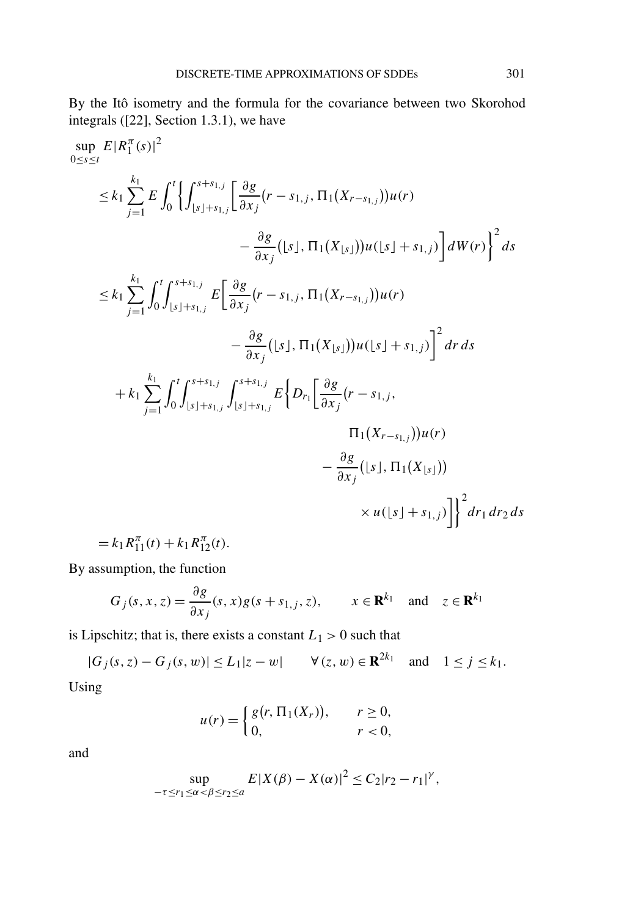By the Itô isometry and the formula for the covariance between two Skorohod integrals ([22], Section 1.3.1), we have

$$
\begin{aligned}
\sup_{0\le s\le t} E|R_1^\pi(s)|^2
&\le k_1 \sum_{j=1}^{k_1} E\int_0^t \Bigg\{\int_{\lfloor s\rfloor+s_{1,j}}^{s+s_{1,j}} \bigg[\frac{\partial g}{\partial x_j}\big(r-s_{1,j},\Pi_1\big(X_{r-s_{1,j}}\big)\big)u(r) \\
&\qquad\qquad - \frac{\partial g}{\partial x_j}\big(\lfloor s\rfloor,\Pi_1\big(X_{\lfloor s\rfloor}\big)\big)u(\lfloor s\rfloor+s_{1,j})\bigg]\,dW(r)\Bigg\}^2 ds \\
&\le k_1 \sum_{j=1}^{k_1} \int_0^t \int_{\lfloor s\rfloor+s_{1,j}}^{s+s_{1,j}} E\bigg[\frac{\partial g}{\partial x_j}\big(r-s_{1,j},\Pi_1\big(X_{r-s_{1,j}}\big)\big)u(r) \\
&\qquad\qquad - \frac{\partial g}{\partial x_j}\big(\lfloor s\rfloor,\Pi_1\big(X_{\lfloor s\rfloor}\big)\big)u(\lfloor s\rfloor+s_{1,j})\bigg]^2 dr\,ds \\
&\quad + k_1 \sum_{j=1}^{k_1} \int_0^t \int_{\lfloor s\rfloor+s_{1,j}}^{s+s_{1,j}} \int_{\lfloor s\rfloor+s_{1,j}}^{s+s_{1,j}} E\bigg\{D_{r_1}\bigg[\frac{\partial g}{\partial x_j}\big(r-s_{1,j}, \\
&\qquad\qquad \Pi_1\big(X_{r-s_{1,j}}\big)\big)u(r) \\
&\qquad\qquad - \frac{\partial g}{\partial x_j}\big(\lfloor s\rfloor,\Pi_1\big(X_{\lfloor s\rfloor}\big)\big) \\
&\qquad\qquad \times u(\lfloor s\rfloor+s_{1,j})\bigg]\bigg\}^2 dr_1\,dr_2\,ds \\
&= k_1 R_{11}^\pi(t) + k_1 R_{12}^\pi(t).
\end{aligned}
$$

By assumption, the function

$$
G_j(s,x,z) = \frac{\partial g}{\partial x_j}(s,x)g(s+s_{1,j},z), \qquad x\in\mathbf{R}^{k_1} \quad \text{and} \quad z\in\mathbf{R}^{k_1}
$$

is Lipschitz; that is, there exists a constant $L_1>0$ such that

$$
|G_j(s,z)-G_j(s,w)| \le L_1|z-w| \qquad \forall (z,w)\in\mathbf{R}^{2k_1} \quad \text{and} \quad 1\le j\le k_1.
$$

Using

$$
u(r) = \begin{cases} g\big(r,\Pi_1(X_r)\big), & r\ge 0, \\ 0, & r<0, \end{cases}
$$

and

$$
\sup_{-\tau\le r_1\le\alpha<\beta\le r_2\le a} E|X(\beta)-X(\alpha)|^2 \le C_2|r_2-r_1|^\gamma,
$$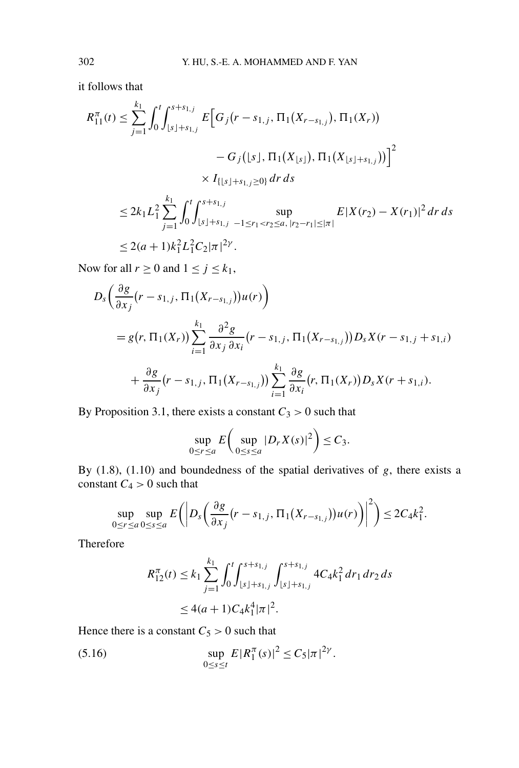it follows that

$$
\begin{aligned}
R_{11}^{\pi}(t) &\leq \sum_{j=1}^{k_1} \int_0^t \int_{\lfloor s \rfloor + s_{1,j}}^{s+s_{1,j}} E\Big[G_j\big(r - s_{1,j}, \Pi_1(X_{r-s_{1,j}}), \Pi_1(X_r)\big) \\
&\qquad\qquad - G_j\big(\lfloor s \rfloor, \Pi_1(X_{\lfloor s \rfloor}), \Pi_1(X_{\lfloor s \rfloor + s_{1,j}})\big)\Big]^2 \\
&\qquad\qquad \times I_{\{\lfloor s \rfloor + s_{1,j} \geq 0\}}\, dr\, ds \\
&\leq 2k_1 L_1^2 \sum_{j=1}^{k_1} \int_0^t \int_{\lfloor s \rfloor + s_{1,j}}^{s+s_{1,j}} \sup_{-1 \leq r_1 < r_2 \leq a,\, |r_2 - r_1| \leq |\pi|} E|X(r_2) - X(r_1)|^2\, dr\, ds \\
&\leq 2(a+1) k_1^2 L_1^2 C_2 |\pi|^{2\gamma}.
\end{aligned}
$$

Now for all $r \geq 0$ and $1 \leq j \leq k_1$,

$$
\begin{aligned}
&D_s\bigg(\frac{\partial g}{\partial x_j}\big(r - s_{1,j}, \Pi_1(X_{r-s_{1,j}})\big) u(r)\bigg) \\
&\quad = g\big(r, \Pi_1(X_r)\big) \sum_{i=1}^{k_1} \frac{\partial^2 g}{\partial x_j\, \partial x_i}\big(r - s_{1,j}, \Pi_1(X_{r-s_{1,j}})\big) D_s X(r - s_{1,j} + s_{1,i}) \\
&\qquad + \frac{\partial g}{\partial x_j}\big(r - s_{1,j}, \Pi_1(X_{r-s_{1,j}})\big) \sum_{i=1}^{k_1} \frac{\partial g}{\partial x_i}\big(r, \Pi_1(X_r)\big) D_s X(r + s_{1,i}).
\end{aligned}
$$

By Proposition 3.1, there exists a constant $C_3 > 0$ such that

$$
\sup_{0 \leq r \leq a} E\Big(\sup_{0 \leq s \leq a} |D_r X(s)|^2\Big) \leq C_3.
$$

By (1.8), (1.10) and boundedness of the spatial derivatives of $g$, there exists a constant $C_4 > 0$ such that

$$
\sup_{0 \leq r \leq a} \sup_{0 \leq s \leq a} E\bigg(\bigg|D_s\bigg(\frac{\partial g}{\partial x_j}\big(r - s_{1,j}, \Pi_1(X_{r-s_{1,j}})\big) u(r)\bigg)\bigg|^2\bigg) \leq 2C_4 k_1^2.
$$

Therefore

$$
\begin{aligned}
R_{12}^{\pi}(t) &\leq k_1 \sum_{j=1}^{k_1} \int_0^t \int_{\lfloor s \rfloor + s_{1,j}}^{s+s_{1,j}} \int_{\lfloor s \rfloor + s_{1,j}}^{s+s_{1,j}} 4C_4 k_1^2\, dr_1\, dr_2\, ds \\
&\leq 4(a+1) C_4 k_1^4 |\pi|^2.
\end{aligned}
$$

Hence there is a constant $C_5 > 0$ such that

$$
\sup_{0 \leq s \leq t} E|R_1^{\pi}(s)|^2 \leq C_5 |\pi|^{2\gamma}. \tag{5.16}
$$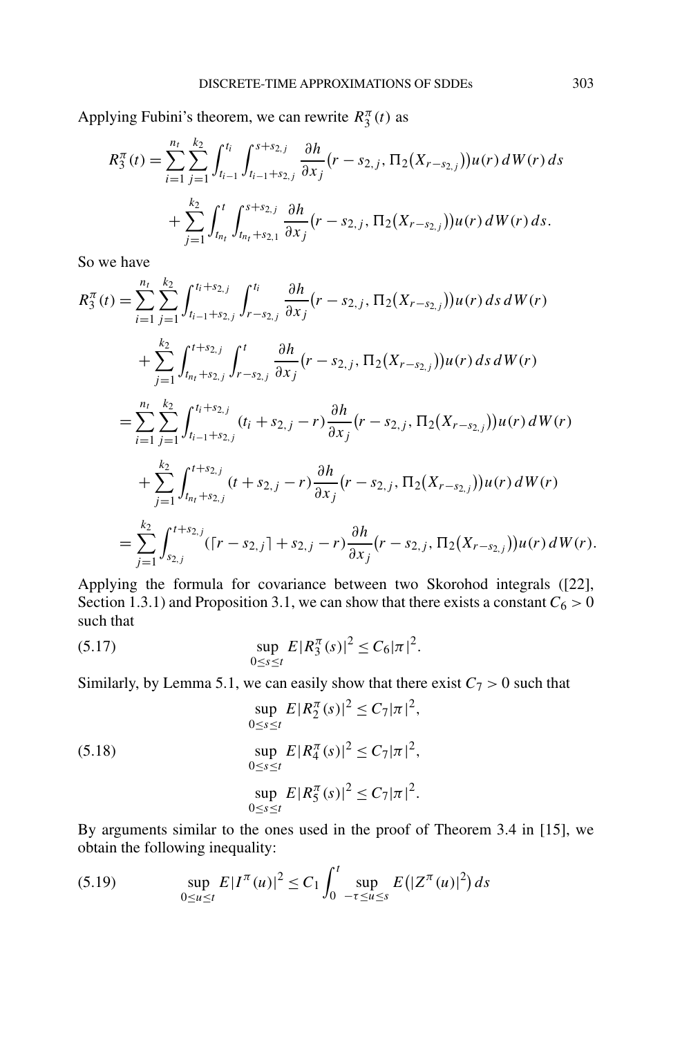Applying Fubini's theorem, we can rewrite $R_3^\pi(t)$ as

$$R_3^\pi(t) = \sum_{i=1}^{n_t} \sum_{j=1}^{k_2} \int_{t_{i-1}}^{t_i} \int_{t_{i-1}+s_{2,j}}^{s+s_{2,j}} \frac{\partial h}{\partial x_j}\big(r - s_{2,j}, \Pi_2\big(X_{r-s_{2,j}}\big)\big) u(r)\, dW(r)\, ds$$
$$+ \sum_{j=1}^{k_2} \int_{t_{n_t}}^{t} \int_{t_{n_t}+s_{2,1}}^{s+s_{2,j}} \frac{\partial h}{\partial x_j}\big(r - s_{2,j}, \Pi_2\big(X_{r-s_{2,j}}\big)\big) u(r)\, dW(r)\, ds.$$

So we have

$$R_3^\pi(t) = \sum_{i=1}^{n_t} \sum_{j=1}^{k_2} \int_{t_{i-1}+s_{2,j}}^{t_i+s_{2,j}} \int_{r-s_{2,j}}^{t_i} \frac{\partial h}{\partial x_j}\big(r - s_{2,j}, \Pi_2\big(X_{r-s_{2,j}}\big)\big) u(r)\, ds\, dW(r)$$
$$+ \sum_{j=1}^{k_2} \int_{t_{n_t}+s_{2,j}}^{t+s_{2,j}} \int_{r-s_{2,j}}^{t} \frac{\partial h}{\partial x_j}\big(r - s_{2,j}, \Pi_2\big(X_{r-s_{2,j}}\big)\big) u(r)\, ds\, dW(r)$$
$$= \sum_{i=1}^{n_t} \sum_{j=1}^{k_2} \int_{t_{i-1}+s_{2,j}}^{t_i+s_{2,j}} (t_i + s_{2,j} - r) \frac{\partial h}{\partial x_j}\big(r - s_{2,j}, \Pi_2\big(X_{r-s_{2,j}}\big)\big) u(r)\, dW(r)$$
$$+ \sum_{j=1}^{k_2} \int_{t_{n_t}+s_{2,j}}^{t+s_{2,j}} (t + s_{2,j} - r) \frac{\partial h}{\partial x_j}\big(r - s_{2,j}, \Pi_2\big(X_{r-s_{2,j}}\big)\big) u(r)\, dW(r)$$
$$= \sum_{j=1}^{k_2} \int_{s_{2,j}}^{t+s_{2,j}} (\lceil r - s_{2,j} \rceil + s_{2,j} - r) \frac{\partial h}{\partial x_j}\big(r - s_{2,j}, \Pi_2\big(X_{r-s_{2,j}}\big)\big) u(r)\, dW(r).$$

Applying the formula for covariance between two Skorohod integrals ([22], Section 1.3.1) and Proposition 3.1, we can show that there exists a constant $C_6 > 0$ such that

$$\sup_{0 \le s \le t} E|R_3^\pi(s)|^2 \le C_6 |\pi|^2. \tag{5.17}$$

Similarly, by Lemma 5.1, we can easily show that there exist $C_7 > 0$ such that

$$\sup_{0 \le s \le t} E|R_2^\pi(s)|^2 \le C_7 |\pi|^2,$$
$$\sup_{0 \le s \le t} E|R_4^\pi(s)|^2 \le C_7 |\pi|^2, \tag{5.18}$$
$$\sup_{0 \le s \le t} E|R_5^\pi(s)|^2 \le C_7 |\pi|^2.$$

By arguments similar to the ones used in the proof of Theorem 3.4 in [15], we obtain the following inequality:

$$\sup_{0 \le u \le t} E|I^\pi(u)|^2 \le C_1 \int_0^t \sup_{-\tau \le u \le s} E\big(|Z^\pi(u)|^2\big)\, ds \tag{5.19}$$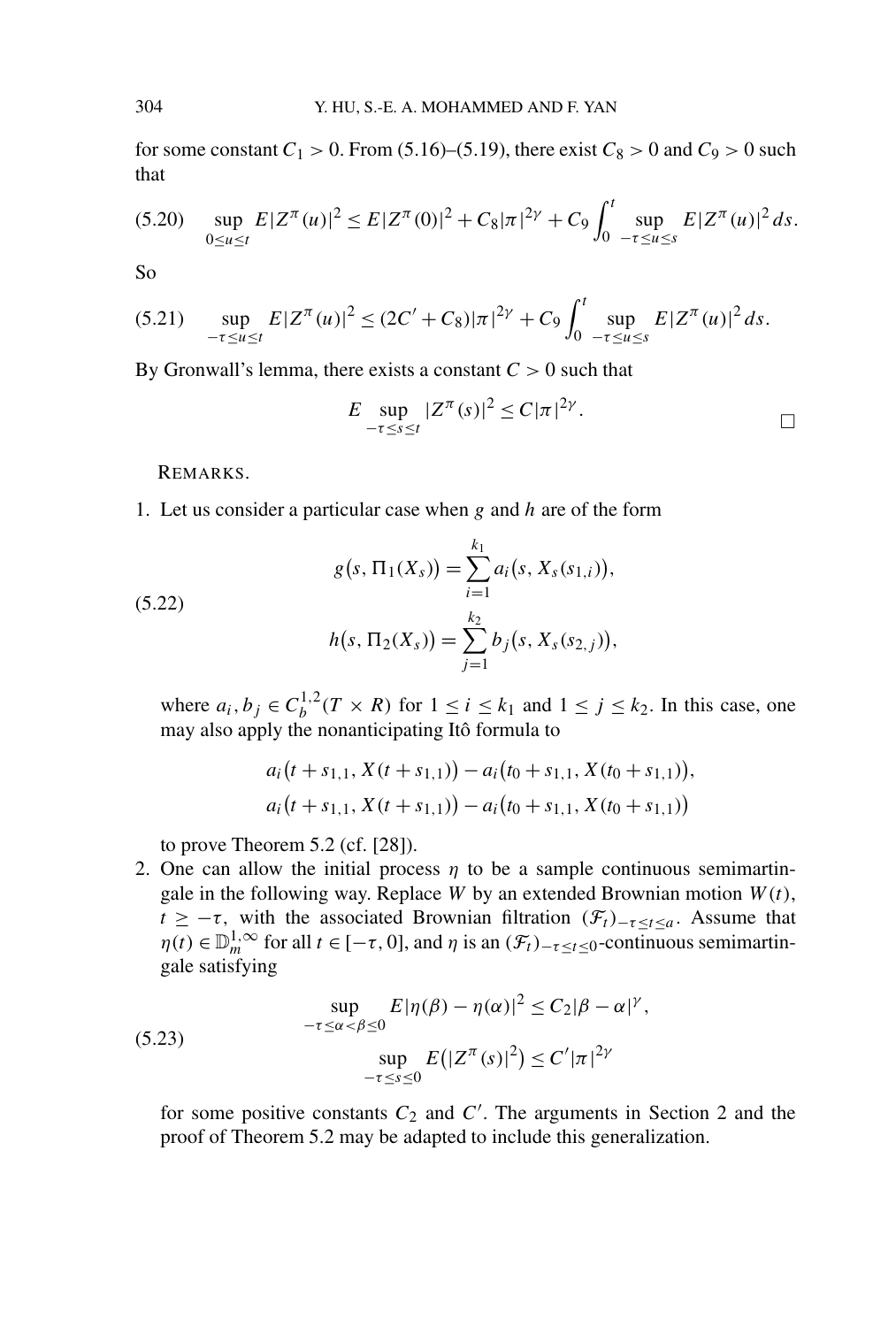for some constant $C_1 > 0$. From (5.16)–(5.19), there exist $C_8 > 0$ and $C_9 > 0$ such that

$$\sup_{0 \le u \le t} E|Z^\pi(u)|^2 \le E|Z^\pi(0)|^2 + C_8|\pi|^{2\gamma} + C_9 \int_0^t \sup_{-\tau \le u \le s} E|Z^\pi(u)|^2 \, ds. \tag{5.20}$$

So

$$\sup_{-\tau \le u \le t} E|Z^\pi(u)|^2 \le (2C' + C_8)|\pi|^{2\gamma} + C_9 \int_0^t \sup_{-\tau \le u \le s} E|Z^\pi(u)|^2 \, ds. \tag{5.21}$$

By Gronwall's lemma, there exists a constant $C > 0$ such that

$$E \sup_{-\tau \le s \le t} |Z^\pi(s)|^2 \le C|\pi|^{2\gamma}.$$

□

REMARKS.

1. Let us consider a particular case when $g$ and $h$ are of the form

$$\begin{aligned} g(s, \Pi_1(X_s)) &= \sum_{i=1}^{k_1} a_i(s, X_s(s_{1,i})), \\ h(s, \Pi_2(X_s)) &= \sum_{j=1}^{k_2} b_j(s, X_s(s_{2,j})), \end{aligned} \tag{5.22}$$

   where $a_i, b_j \in C_b^{1,2}(T \times R)$ for $1 \le i \le k_1$ and $1 \le j \le k_2$. In this case, one may also apply the nonanticipating Itô formula to

$$a_i(t + s_{1,1}, X(t + s_{1,1})) - a_i(t_0 + s_{1,1}, X(t_0 + s_{1,1})),$$
$$a_i(t + s_{1,1}, X(t + s_{1,1})) - a_i(t_0 + s_{1,1}, X(t_0 + s_{1,1}))$$

   to prove Theorem 5.2 (cf. [28]).

2. One can allow the initial process $\eta$ to be a sample continuous semimartingale in the following way. Replace $W$ by an extended Brownian motion $W(t)$, $t \ge -\tau$, with the associated Brownian filtration $(\mathcal{F}_t)_{-\tau \le t \le a}$. Assume that $\eta(t) \in \mathbb{D}_m^{1,\infty}$ for all $t \in [-\tau, 0]$, and $\eta$ is an $(\mathcal{F}_t)_{-\tau \le t \le 0}$-continuous semimartingale satisfying

$$\begin{aligned} \sup_{-\tau \le \alpha < \beta \le 0} E|\eta(\beta) - \eta(\alpha)|^2 &\le C_2|\beta - \alpha|^\gamma, \\ \sup_{-\tau \le s \le 0} E(|Z^\pi(s)|^2) &\le C'|\pi|^{2\gamma} \end{aligned} \tag{5.23}$$

   for some positive constants $C_2$ and $C'$. The arguments in Section 2 and the proof of Theorem 5.2 may be adapted to include this generalization.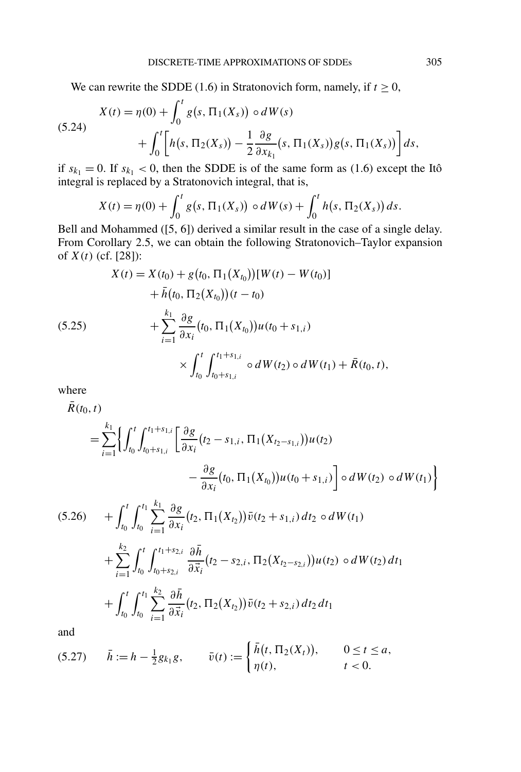We can rewrite the SDDE (1.6) in Stratonovich form, namely, if $t \geq 0$,

$$X(t) = \eta(0) + \int_0^t g\big(s, \Pi_1(X_s)\big) \circ dW(s) + \int_0^t \left[ h\big(s, \Pi_2(X_s)\big) - \frac{1}{2}\frac{\partial g}{\partial x_{k_1}}\big(s, \Pi_1(X_s)\big) g\big(s, \Pi_1(X_s)\big)\right] ds, \tag{5.24}$$

if $s_{k_1} = 0$. If $s_{k_1} < 0$, then the SDDE is of the same form as (1.6) except the Itô integral is replaced by a Stratonovich integral, that is,

$$X(t) = \eta(0) + \int_0^t g\big(s, \Pi_1(X_s)\big) \circ dW(s) + \int_0^t h\big(s, \Pi_2(X_s)\big) ds.$$

Bell and Mohammed ([5, 6]) derived a similar result in the case of a single delay. From Corollary 2.5, we can obtain the following Stratonovich–Taylor expansion of $X(t)$ (cf. [28]):

$$\begin{aligned} X(t) = {} & X(t_0) + g\big(t_0, \Pi_1(X_{t_0})\big)[W(t) - W(t_0)] \\ & + \bar{h}\big(t_0, \Pi_2(X_{t_0})\big)(t - t_0) \\ & + \sum_{i=1}^{k_1} \frac{\partial g}{\partial x_i}\big(t_0, \Pi_1(X_{t_0})\big) u(t_0 + s_{1,i}) \\ & \qquad \times \int_{t_0}^t \int_{t_0+s_{1,i}}^{t_1+s_{1,i}} \circ dW(t_2) \circ dW(t_1) + \bar{R}(t_0, t), \end{aligned} \tag{5.25}$$

where

$$\begin{aligned} \bar{R}(t_0, t) = {} & \sum_{i=1}^{k_1} \bigg\{ \int_{t_0}^t \int_{t_0+s_{1,i}}^{t_1+s_{1,i}} \bigg[ \frac{\partial g}{\partial x_i}\big(t_2 - s_{1,i}, \Pi_1(X_{t_2-s_{1,i}})\big) u(t_2) \\ & \qquad - \frac{\partial g}{\partial x_i}\big(t_0, \Pi_1(X_{t_0})\big) u(t_0 + s_{1,i}) \bigg] \circ dW(t_2) \circ dW(t_1) \bigg\} \\ & + \int_{t_0}^t \int_{t_0}^{t_1} \sum_{i=1}^{k_1} \frac{\partial g}{\partial x_i}\big(t_2, \Pi_1(X_{t_2})\big) \bar{v}(t_2 + s_{1,i})\, dt_2 \circ dW(t_1) \\ & + \sum_{i=1}^{k_2} \int_{t_0}^t \int_{t_0+s_{2,i}}^{t_1+s_{2,i}} \frac{\partial \bar{h}}{\partial \vec{x}_i}\big(t_2 - s_{2,i}, \Pi_2(X_{t_2-s_{2,i}})\big) u(t_2) \circ dW(t_2)\, dt_1 \\ & + \int_{t_0}^t \int_{t_0}^{t_1} \sum_{i=1}^{k_2} \frac{\partial \bar{h}}{\partial \vec{x}_i}\big(t_2, \Pi_2(X_{t_2})\big) \bar{v}(t_2 + s_{2,i})\, dt_2\, dt_1 \end{aligned} \tag{5.26}$$

and

$$\bar{h} := h - \tfrac{1}{2} g_{k_1} g, \qquad \bar{v}(t) := \begin{cases} \bar{h}\big(t, \Pi_2(X_t)\big), & 0 \leq t \leq a, \\ \eta(t), & t < 0. \end{cases} \tag{5.27}$$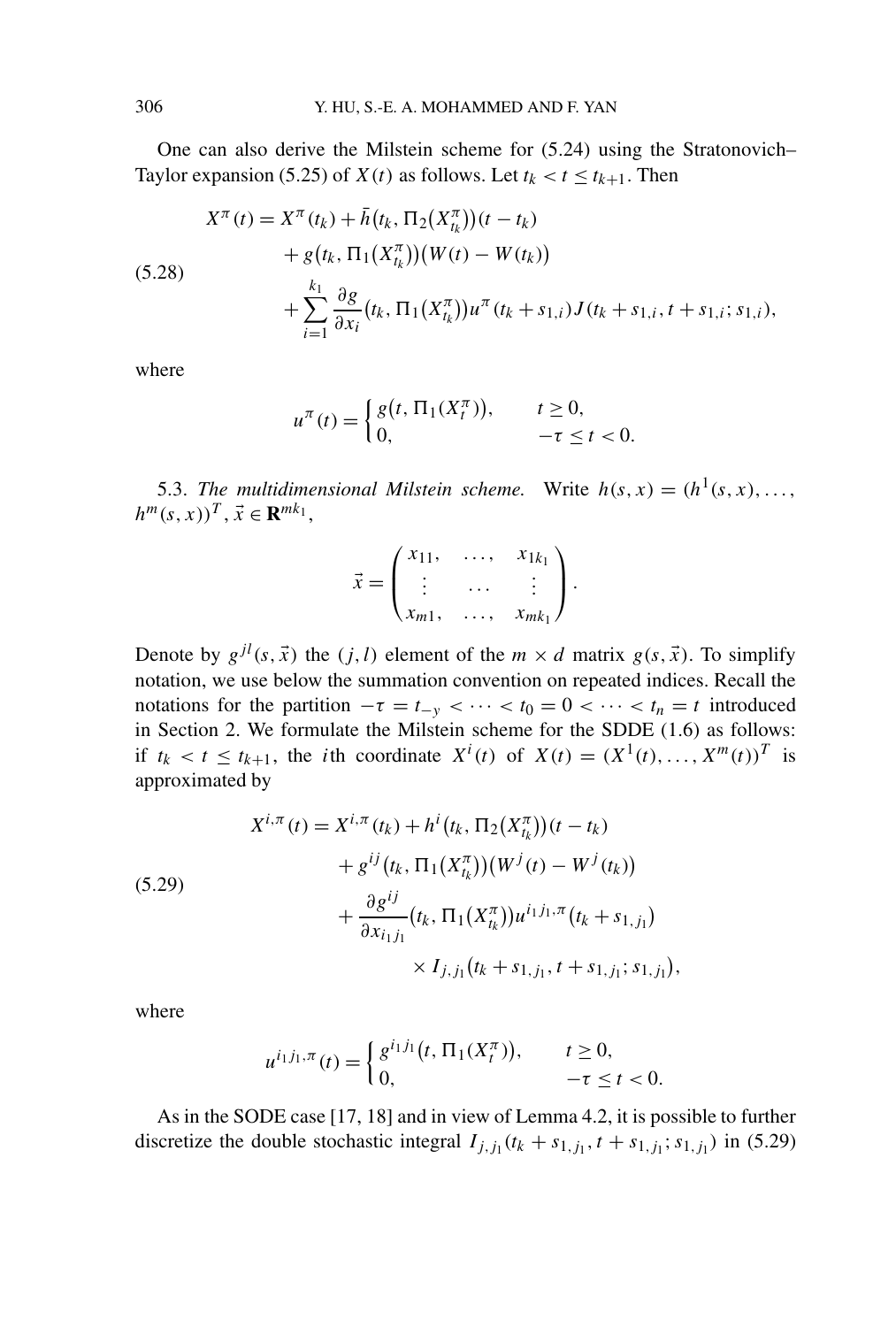One can also derive the Milstein scheme for (5.24) using the Stratonovich–Taylor expansion (5.25) of $X(t)$ as follows. Let $t_k < t \le t_{k+1}$. Then

$$
\begin{aligned}
X^\pi(t) &= X^\pi(t_k) + \bar{h}\big(t_k, \Pi_2\big(X^\pi_{t_k}\big)\big)(t - t_k) \\
&\quad + g\big(t_k, \Pi_1\big(X^\pi_{t_k}\big)\big)\big(W(t) - W(t_k)\big) \\
&\quad + \sum_{i=1}^{k_1} \frac{\partial g}{\partial x_i}\big(t_k, \Pi_1\big(X^\pi_{t_k}\big)\big) u^\pi(t_k + s_{1,i}) J(t_k + s_{1,i}, t + s_{1,i}; s_{1,i}),
\end{aligned}
\tag{5.28}
$$

where

$$
u^\pi(t) = \begin{cases} g\big(t, \Pi_1(X^\pi_t)\big), & t \ge 0, \\ 0, & -\tau \le t < 0. \end{cases}
$$

5.3. *The multidimensional Milstein scheme.* Write $h(s,x) = (h^1(s,x), \ldots, h^m(s,x))^T$, $\vec{x} \in \mathbf{R}^{mk_1}$,

$$
\vec{x} = \begin{pmatrix} x_{11}, & \ldots, & x_{1k_1} \\ \vdots & \ldots & \vdots \\ x_{m1}, & \ldots, & x_{mk_1} \end{pmatrix}.
$$

Denote by $g^{jl}(s, \vec{x})$ the $(j,l)$ element of the $m \times d$ matrix $g(s, \vec{x})$. To simplify notation, we use below the summation convention on repeated indices. Recall the notations for the partition $-\tau = t_{-y} < \cdots < t_0 = 0 < \cdots < t_n = t$ introduced in Section 2. We formulate the Milstein scheme for the SDDE (1.6) as follows: if $t_k < t \le t_{k+1}$, the $i$th coordinate $X^i(t)$ of $X(t) = (X^1(t), \ldots, X^m(t))^T$ is approximated by

$$
\begin{aligned}
X^{i,\pi}(t) &= X^{i,\pi}(t_k) + h^i\big(t_k, \Pi_2\big(X^\pi_{t_k}\big)\big)(t - t_k) \\
&\quad + g^{ij}\big(t_k, \Pi_1\big(X^\pi_{t_k}\big)\big)\big(W^j(t) - W^j(t_k)\big) \\
&\quad + \frac{\partial g^{ij}}{\partial x_{i_1 j_1}}\big(t_k, \Pi_1\big(X^\pi_{t_k}\big)\big) u^{i_1 j_1, \pi}\big(t_k + s_{1,j_1}\big) \\
&\qquad \times I_{j,j_1}\big(t_k + s_{1,j_1}, t + s_{1,j_1}; s_{1,j_1}\big),
\end{aligned}
\tag{5.29}
$$

where

$$
u^{i_1 j_1, \pi}(t) = \begin{cases} g^{i_1 j_1}\big(t, \Pi_1(X^\pi_t)\big), & t \ge 0, \\ 0, & -\tau \le t < 0. \end{cases}
$$

As in the SODE case [17, 18] and in view of Lemma 4.2, it is possible to further discretize the double stochastic integral $I_{j,j_1}(t_k + s_{1,j_1}, t + s_{1,j_1}; s_{1,j_1})$ in (5.29)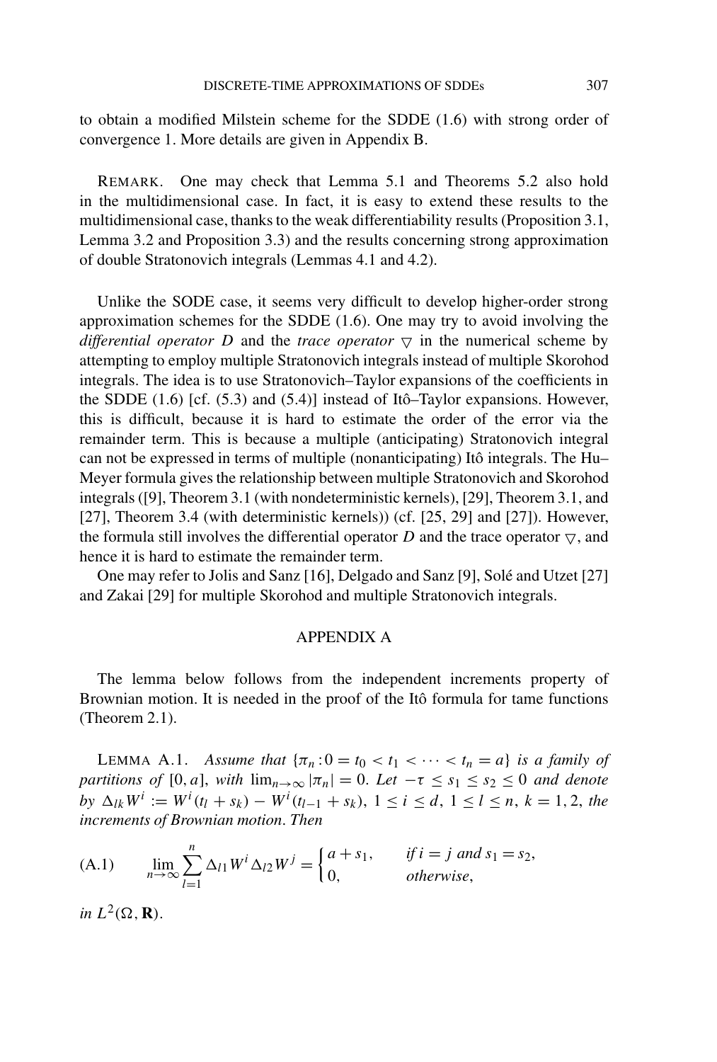to obtain a modified Milstein scheme for the SDDE (1.6) with strong order of convergence 1. More details are given in Appendix B.

REMARK. One may check that Lemma 5.1 and Theorems 5.2 also hold in the multidimensional case. In fact, it is easy to extend these results to the multidimensional case, thanks to the weak differentiability results (Proposition 3.1, Lemma 3.2 and Proposition 3.3) and the results concerning strong approximation of double Stratonovich integrals (Lemmas 4.1 and 4.2).

Unlike the SODE case, it seems very difficult to develop higher-order strong approximation schemes for the SDDE (1.6). One may try to avoid involving the *differential operator* $D$ and the *trace operator* $\bigtriangledown$ in the numerical scheme by attempting to employ multiple Stratonovich integrals instead of multiple Skorohod integrals. The idea is to use Stratonovich–Taylor expansions of the coefficients in the SDDE (1.6) [cf. (5.3) and (5.4)] instead of Itô–Taylor expansions. However, this is difficult, because it is hard to estimate the order of the error via the remainder term. This is because a multiple (anticipating) Stratonovich integral can not be expressed in terms of multiple (nonanticipating) Itô integrals. The Hu–Meyer formula gives the relationship between multiple Stratonovich and Skorohod integrals ([9], Theorem 3.1 (with nondeterministic kernels), [29], Theorem 3.1, and [27], Theorem 3.4 (with deterministic kernels)) (cf. [25, 29] and [27]). However, the formula still involves the differential operator $D$ and the trace operator $\bigtriangledown$, and hence it is hard to estimate the remainder term.

One may refer to Jolis and Sanz [16], Delgado and Sanz [9], Solé and Utzet [27] and Zakai [29] for multiple Skorohod and multiple Stratonovich integrals.

## APPENDIX A

The lemma below follows from the independent increments property of Brownian motion. It is needed in the proof of the Itô formula for tame functions (Theorem 2.1).

LEMMA A.1. *Assume that* $\{\pi_n : 0 = t_0 < t_1 < \cdots < t_n = a\}$ *is a family of partitions of* $[0, a]$, *with* $\lim_{n\to\infty} |\pi_n| = 0$. *Let* $-\tau \le s_1 \le s_2 \le 0$ *and denote by* $\Delta_{lk} W^i := W^i(t_l + s_k) - W^i(t_{l-1} + s_k)$, $1 \le i \le d$, $1 \le l \le n$, $k = 1, 2$, *the increments of Brownian motion. Then*

$$
\lim_{n\to\infty} \sum_{l=1}^{n} \Delta_{l1} W^i \Delta_{l2} W^j = \begin{cases} a + s_1, & \text{if } i = j \text{ and } s_1 = s_2, \\ 0, & \text{otherwise}, \end{cases} \tag{A.1}
$$

*in* $L^2(\Omega, \mathbf{R})$.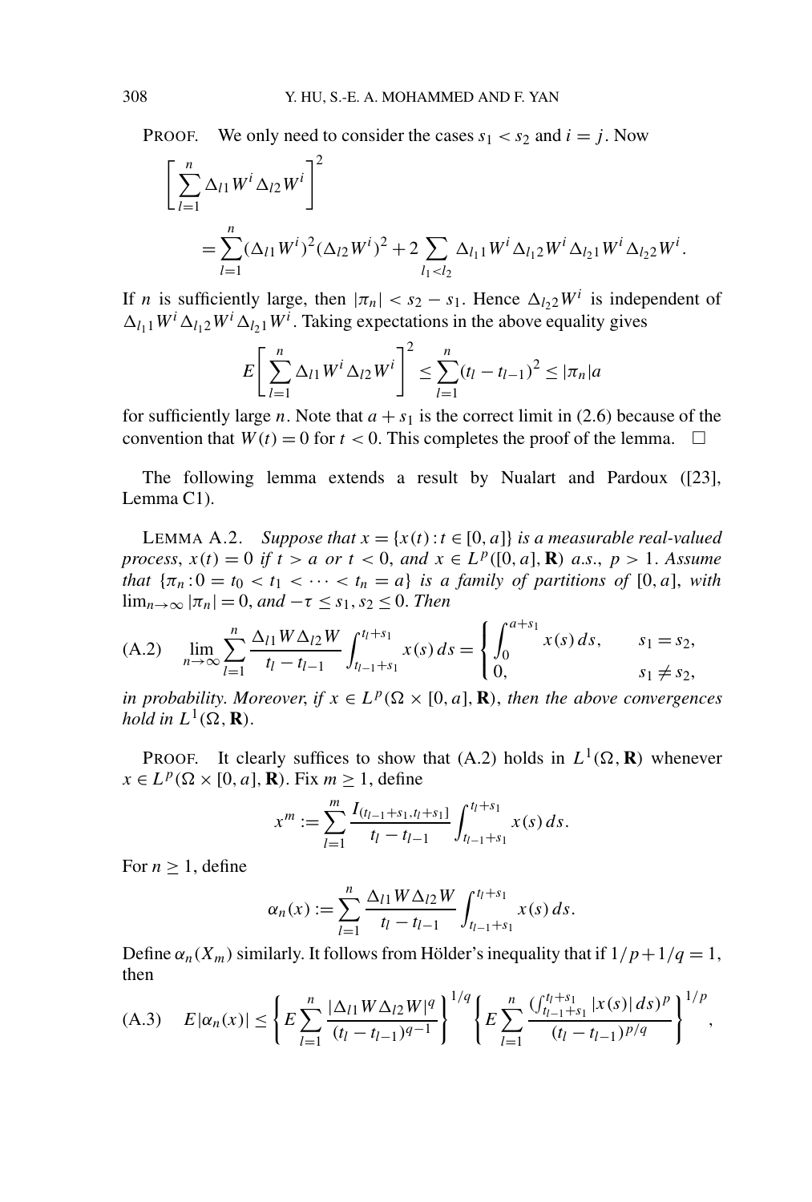PROOF. We only need to consider the cases $s_1 < s_2$ and $i = j$. Now

$$
\begin{aligned}
&\left[\sum_{l=1}^{n} \Delta_{l1} W^i \Delta_{l2} W^i\right]^2 \\
&\qquad = \sum_{l=1}^{n} (\Delta_{l1} W^i)^2 (\Delta_{l2} W^i)^2 + 2 \sum_{l_1 < l_2} \Delta_{l_1 1} W^i \Delta_{l_1 2} W^i \Delta_{l_2 1} W^i \Delta_{l_2 2} W^i.
\end{aligned}
$$

If $n$ is sufficiently large, then $|\pi_n| < s_2 - s_1$. Hence $\Delta_{l_2 2} W^i$ is independent of $\Delta_{l_1 1} W^i \Delta_{l_1 2} W^i \Delta_{l_2 1} W^i$. Taking expectations in the above equality gives

$$
E\left[\sum_{l=1}^{n} \Delta_{l1} W^i \Delta_{l2} W^i\right]^2 \leq \sum_{l=1}^{n} (t_l - t_{l-1})^2 \leq |\pi_n| a
$$

for sufficiently large $n$. Note that $a + s_1$ is the correct limit in (2.6) because of the convention that $W(t) = 0$ for $t < 0$. This completes the proof of the lemma. $\square$

The following lemma extends a result by Nualart and Pardoux ([23], Lemma C1).

LEMMA A.2. *Suppose that $x = \{x(t) : t \in [0, a]\}$ is a measurable real-valued process, $x(t) = 0$ if $t > a$ or $t < 0$, and $x \in L^p([0, a], \mathbf{R})$ a.s., $p > 1$. Assume that $\{\pi_n : 0 = t_0 < t_1 < \cdots < t_n = a\}$ is a family of partitions of $[0, a]$, with $\lim_{n\to\infty} |\pi_n| = 0$, and $-\tau \leq s_1, s_2 \leq 0$. Then*

$$
\lim_{n\to\infty} \sum_{l=1}^{n} \frac{\Delta_{l1} W \Delta_{l2} W}{t_l - t_{l-1}} \int_{t_{l-1}+s_1}^{t_l+s_1} x(s)\, ds = \begin{cases} \displaystyle\int_0^{a+s_1} x(s)\, ds, & s_1 = s_2, \\ 0, & s_1 \neq s_2, \end{cases} \tag{A.2}
$$

*in probability. Moreover, if $x \in L^p(\Omega \times [0, a], \mathbf{R})$, then the above convergences hold in $L^1(\Omega, \mathbf{R})$.*

PROOF. It clearly suffices to show that (A.2) holds in $L^1(\Omega, \mathbf{R})$ whenever $x \in L^p(\Omega \times [0, a], \mathbf{R})$. Fix $m \geq 1$, define

$$
x^m := \sum_{l=1}^{m} \frac{I_{(t_{l-1}+s_1, t_l+s_1]}}{t_l - t_{l-1}} \int_{t_{l-1}+s_1}^{t_l+s_1} x(s)\, ds.
$$

For $n \geq 1$, define

$$
\alpha_n(x) := \sum_{l=1}^{n} \frac{\Delta_{l1} W \Delta_{l2} W}{t_l - t_{l-1}} \int_{t_{l-1}+s_1}^{t_l+s_1} x(s)\, ds.
$$

Define $\alpha_n(X_m)$ similarly. It follows from Hölder's inequality that if $1/p + 1/q = 1$, then

$$
E|\alpha_n(x)| \leq \left\{ E \sum_{l=1}^{n} \frac{|\Delta_{l1} W \Delta_{l2} W|^q}{(t_l - t_{l-1})^{q-1}} \right\}^{1/q} \left\{ E \sum_{l=1}^{n} \frac{(\int_{t_{l-1}+s_1}^{t_l+s_1} |x(s)|\, ds)^p}{(t_l - t_{l-1})^{p/q}} \right\}^{1/p}, \tag{A.3}
$$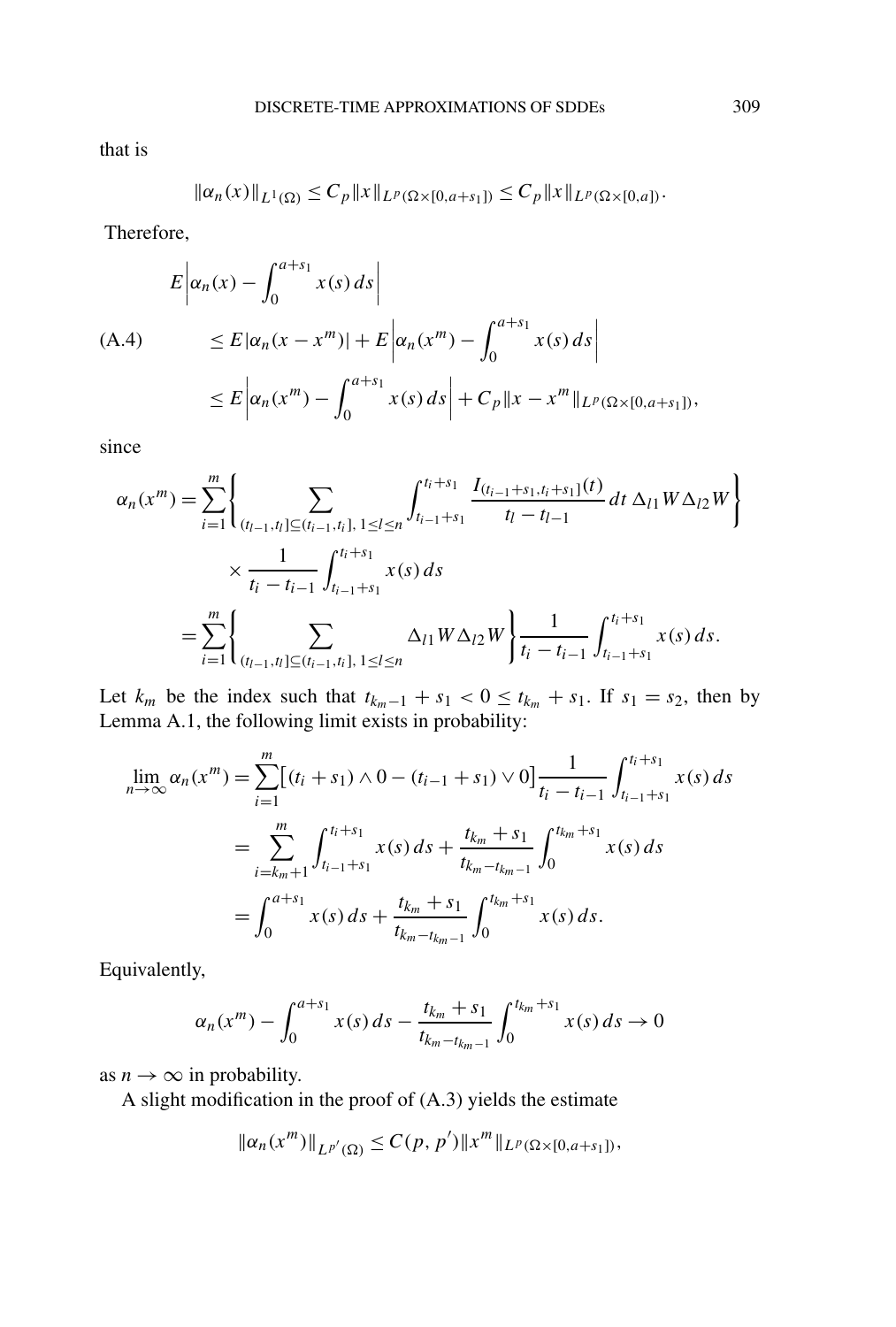that is

$$\|\alpha_n(x)\|_{L^1(\Omega)} \le C_p \|x\|_{L^p(\Omega\times[0,a+s_1])} \le C_p \|x\|_{L^p(\Omega\times[0,a])}.$$

Therefore,

$$
\begin{aligned}
&E\left|\alpha_n(x) - \int_0^{a+s_1} x(s)\,ds\right| \\
\text{(A.4)}\qquad &\le E|\alpha_n(x-x^m)| + E\left|\alpha_n(x^m) - \int_0^{a+s_1} x(s)\,ds\right| \\
&\le E\left|\alpha_n(x^m) - \int_0^{a+s_1} x(s)\,ds\right| + C_p\|x - x^m\|_{L^p(\Omega\times[0,a+s_1])},
\end{aligned}
$$

since

$$
\begin{aligned}
\alpha_n(x^m) &= \sum_{i=1}^m \left\{ \sum_{(t_{l-1},t_l]\subseteq(t_{i-1},t_i],\,1\le l\le n} \int_{t_{i-1}+s_1}^{t_i+s_1} \frac{I_{(t_{i-1}+s_1,t_i+s_1]}(t)}{t_l - t_{l-1}}\,dt\,\Delta_{l1}W\Delta_{l2}W \right\} \\
&\qquad \times \frac{1}{t_i - t_{i-1}} \int_{t_{i-1}+s_1}^{t_i+s_1} x(s)\,ds \\
&= \sum_{i=1}^m \left\{ \sum_{(t_{l-1},t_l]\subseteq(t_{i-1},t_i],\,1\le l\le n} \Delta_{l1}W\Delta_{l2}W \right\} \frac{1}{t_i - t_{i-1}} \int_{t_{i-1}+s_1}^{t_i+s_1} x(s)\,ds.
\end{aligned}
$$

Let $k_m$ be the index such that $t_{k_m-1} + s_1 < 0 \le t_{k_m} + s_1$. If $s_1 = s_2$, then by Lemma A.1, the following limit exists in probability:

$$
\begin{aligned}
\lim_{n\to\infty} \alpha_n(x^m) &= \sum_{i=1}^m \big[(t_i + s_1)\wedge 0 - (t_{i-1}+s_1)\vee 0\big] \frac{1}{t_i - t_{i-1}} \int_{t_{i-1}+s_1}^{t_i+s_1} x(s)\,ds \\
&= \sum_{i=k_m+1}^m \int_{t_{i-1}+s_1}^{t_i+s_1} x(s)\,ds + \frac{t_{k_m}+s_1}{t_{k_m} - t_{k_m-1}} \int_0^{t_{k_m}+s_1} x(s)\,ds \\
&= \int_0^{a+s_1} x(s)\,ds + \frac{t_{k_m}+s_1}{t_{k_m} - t_{k_m-1}} \int_0^{t_{k_m}+s_1} x(s)\,ds.
\end{aligned}
$$

Equivalently,

$$\alpha_n(x^m) - \int_0^{a+s_1} x(s)\,ds - \frac{t_{k_m}+s_1}{t_{k_m} - t_{k_m-1}} \int_0^{t_{k_m}+s_1} x(s)\,ds \to 0$$

as $n \to \infty$ in probability.

A slight modification in the proof of (A.3) yields the estimate

$$\|\alpha_n(x^m)\|_{L^{p'}(\Omega)} \le C(p, p')\|x^m\|_{L^p(\Omega\times[0,a+s_1])},$$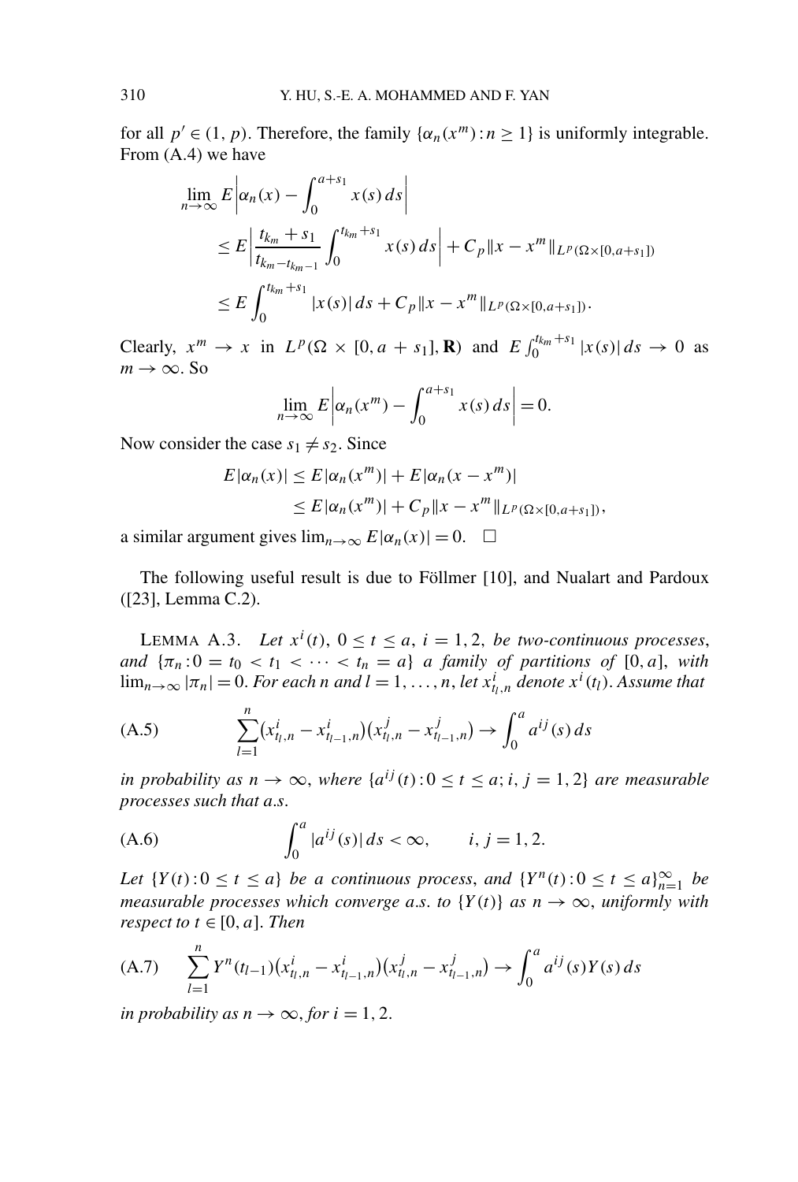for all $p' \in (1, p)$. Therefore, the family $\{\alpha_n(x^m) : n \geq 1\}$ is uniformly integrable. From (A.4) we have

$$
\begin{aligned}
\lim_{n\to\infty} E\left|\alpha_n(x) - \int_0^{a+s_1} x(s)\,ds\right| \\
&\leq E\left|\frac{t_{k_m} + s_1}{t_{k_m} - t_{k_m - 1}} \int_0^{t_{k_m}+s_1} x(s)\,ds\right| + C_p\|x - x^m\|_{L^p(\Omega\times[0,a+s_1])} \\
&\leq E\int_0^{t_{k_m}+s_1} |x(s)|\,ds + C_p\|x - x^m\|_{L^p(\Omega\times[0,a+s_1])}.
\end{aligned}
$$

Clearly, $x^m \to x$ in $L^p(\Omega \times [0, a + s_1], \mathbf{R})$ and $E\int_0^{t_{k_m}+s_1} |x(s)|\,ds \to 0$ as $m \to \infty$. So

$$
\lim_{n\to\infty} E\left|\alpha_n(x^m) - \int_0^{a+s_1} x(s)\,ds\right| = 0.
$$

Now consider the case $s_1 \neq s_2$. Since

$$
\begin{aligned}
E|\alpha_n(x)| &\leq E|\alpha_n(x^m)| + E|\alpha_n(x - x^m)| \\
&\leq E|\alpha_n(x^m)| + C_p\|x - x^m\|_{L^p(\Omega\times[0,a+s_1])},
\end{aligned}
$$

a similar argument gives $\lim_{n\to\infty} E|\alpha_n(x)| = 0$. $\square$

The following useful result is due to Föllmer [10], and Nualart and Pardoux ([23], Lemma C.2).

LEMMA A.3. *Let $x^i(t)$, $0 \leq t \leq a$, $i = 1, 2$, be two-continuous processes, and $\{\pi_n : 0 = t_0 < t_1 < \cdots < t_n = a\}$ a family of partitions of $[0, a]$, with $\lim_{n\to\infty} |\pi_n| = 0$. For each $n$ and $l = 1, \ldots, n$, let $x^i_{t_l,n}$ denote $x^i(t_l)$. Assume that*

$$
\sum_{l=1}^{n} (x^i_{t_l,n} - x^i_{t_{l-1},n})(x^j_{t_l,n} - x^j_{t_{l-1},n}) \to \int_0^a a^{ij}(s)\,ds \tag{A.5}
$$

*in probability as $n \to \infty$, where $\{a^{ij}(t) : 0 \leq t \leq a; i, j = 1, 2\}$ are measurable processes such that a.s.*

$$
\int_0^a |a^{ij}(s)|\,ds < \infty, \qquad i, j = 1, 2. \tag{A.6}
$$

*Let $\{Y(t) : 0 \leq t \leq a\}$ be a continuous process, and $\{Y^n(t) : 0 \leq t \leq a\}_{n=1}^{\infty}$ be measurable processes which converge a.s. to $\{Y(t)\}$ as $n \to \infty$, uniformly with respect to $t \in [0, a]$. Then*

$$
\sum_{l=1}^{n} Y^n(t_{l-1})(x^i_{t_l,n} - x^i_{t_{l-1},n})(x^j_{t_l,n} - x^j_{t_{l-1},n}) \to \int_0^a a^{ij}(s)Y(s)\,ds \tag{A.7}
$$

*in probability as $n \to \infty$, for $i = 1, 2$.*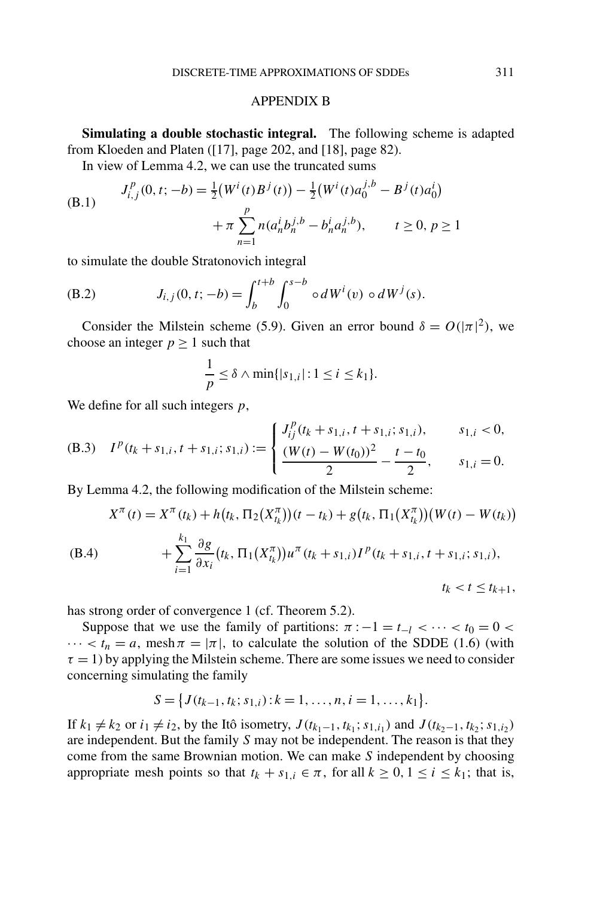## APPENDIX B

**Simulating a double stochastic integral.** The following scheme is adapted from Kloeden and Platen ([17], page 202, and [18], page 82).

In view of Lemma 4.2, we can use the truncated sums

$$
\begin{aligned}
J^p_{i,j}(0,t;-b) &= \tfrac{1}{2}\big(W^i(t)B^j(t)\big) - \tfrac{1}{2}\big(W^i(t)a_0^{j,b} - B^j(t)a_0^i\big) \\
&\quad + \pi \sum_{n=1}^{p} n(a_n^i b_n^{j,b} - b_n^i a_n^{j,b}), \qquad t \geq 0,\ p \geq 1
\end{aligned} \tag{B.1}
$$

to simulate the double Stratonovich integral

$$
J_{i,j}(0,t;-b) = \int_b^{t+b} \int_0^{s-b} \circ\, dW^i(v) \circ dW^j(s). \tag{B.2}
$$

Consider the Milstein scheme (5.9). Given an error bound $\delta = O(|\pi|^2)$, we choose an integer $p \geq 1$ such that

$$
\frac{1}{p} \leq \delta \wedge \min\{|s_{1,i}| : 1 \leq i \leq k_1\}.
$$

We define for all such integers $p$,

$$
I^p(t_k + s_{1,i}, t + s_{1,i}; s_{1,i}) := \begin{cases} J^p_{ij}(t_k + s_{1,i}, t + s_{1,i}; s_{1,i}), & s_{1,i} < 0, \\[4pt] \dfrac{(W(t) - W(t_0))^2}{2} - \dfrac{t - t_0}{2}, & s_{1,i} = 0. \end{cases} \tag{B.3}
$$

By Lemma 4.2, the following modification of the Milstein scheme:

$$
\begin{aligned}
X^\pi(t) &= X^\pi(t_k) + h\big(t_k, \Pi_2(X^\pi_{t_k})\big)(t - t_k) + g\big(t_k, \Pi_1(X^\pi_{t_k})\big)\big(W(t) - W(t_k)\big) \\
&\quad + \sum_{i=1}^{k_1} \frac{\partial g}{\partial x_i}\big(t_k, \Pi_1(X^\pi_{t_k})\big) u^\pi(t_k + s_{1,i}) I^p(t_k + s_{1,i}, t + s_{1,i}; s_{1,i}), \\
&\qquad\qquad\qquad\qquad\qquad\qquad\qquad\qquad\qquad\qquad t_k < t \leq t_{k+1},
\end{aligned} \tag{B.4}
$$

has strong order of convergence 1 (cf. Theorem 5.2).

Suppose that we use the family of partitions: $\pi : -1 = t_{-l} < \cdots < t_0 = 0 < \cdots < t_n = a$, mesh $\pi = |\pi|$, to calculate the solution of the SDDE (1.6) (with $\tau = 1$) by applying the Milstein scheme. There are some issues we need to consider concerning simulating the family

$$
S = \{J(t_{k-1}, t_k; s_{1,i}) : k = 1, \ldots, n, i = 1, \ldots, k_1\}.
$$

If $k_1 \neq k_2$ or $i_1 \neq i_2$, by the Itô isometry, $J(t_{k_1 - 1}, t_{k_1}; s_{1,i_1})$ and $J(t_{k_2 - 1}, t_{k_2}; s_{1,i_2})$ are independent. But the family $S$ may not be independent. The reason is that they come from the same Brownian motion. We can make $S$ independent by choosing appropriate mesh points so that $t_k + s_{1,i} \in \pi$, for all $k \geq 0$, $1 \leq i \leq k_1$; that is,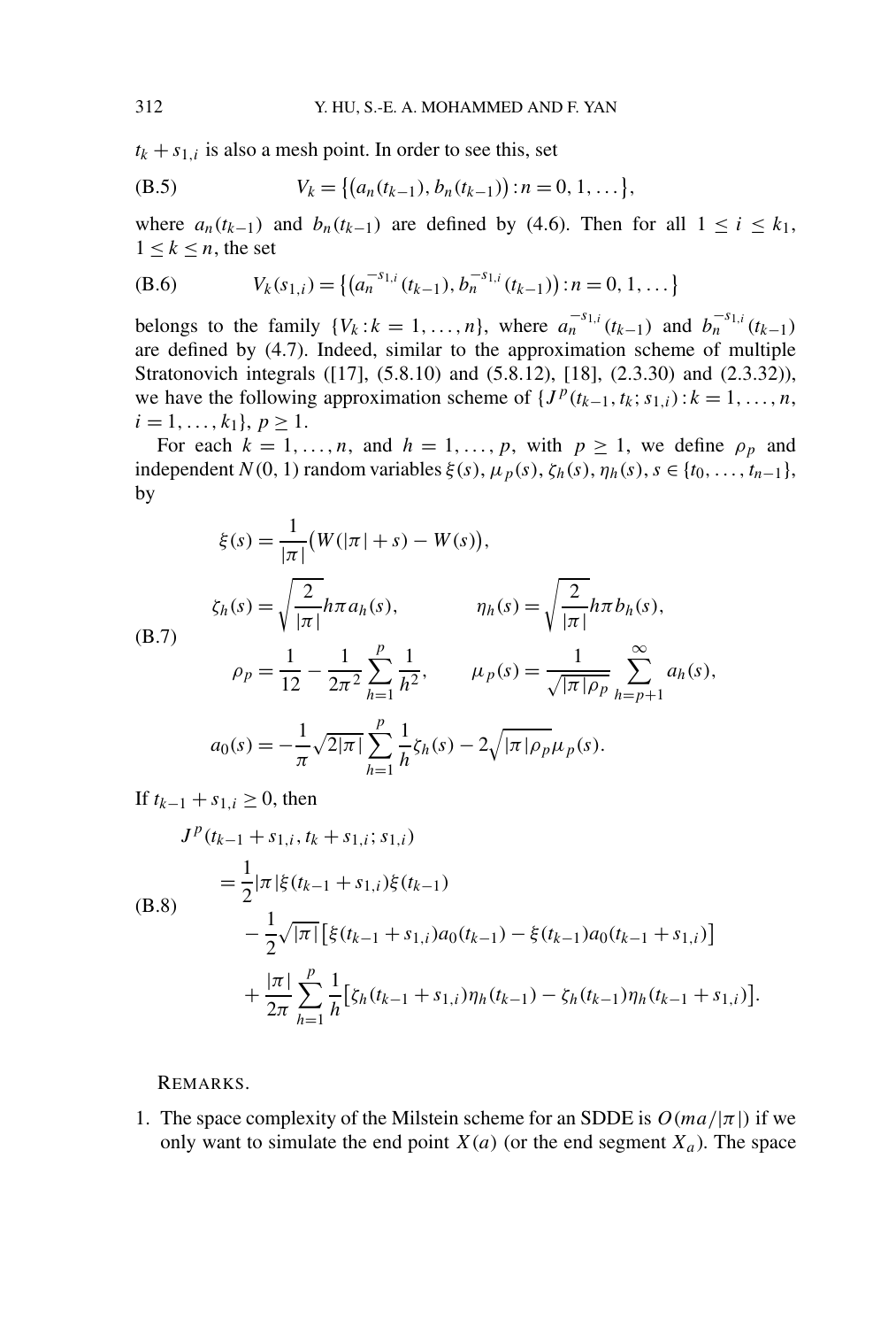$t_k + s_{1,i}$ is also a mesh point. In order to see this, set

$$V_k = \{(a_n(t_{k-1}), b_n(t_{k-1})) : n = 0, 1, \ldots\}, \tag{B.5}$$

where $a_n(t_{k-1})$ and $b_n(t_{k-1})$ are defined by (4.6). Then for all $1 \le i \le k_1$, $1 \le k \le n$, the set

$$V_k(s_{1,i}) = \{(a_n^{-s_{1,i}}(t_{k-1}), b_n^{-s_{1,i}}(t_{k-1})) : n = 0, 1, \ldots\} \tag{B.6}$$

belongs to the family $\{V_k : k = 1, \ldots, n\}$, where $a_n^{-s_{1,i}}(t_{k-1})$ and $b_n^{-s_{1,i}}(t_{k-1})$ are defined by (4.7). Indeed, similar to the approximation scheme of multiple Stratonovich integrals ([17], (5.8.10) and (5.8.12), [18], (2.3.30) and (2.3.32)), we have the following approximation scheme of $\{J^p(t_{k-1}, t_k; s_{1,i}) : k = 1, \ldots, n, i = 1, \ldots, k_1\}$, $p \ge 1$.

For each $k = 1, \ldots, n$, and $h = 1, \ldots, p$, with $p \ge 1$, we define $\rho_p$ and independent $N(0,1)$ random variables $\xi(s)$, $\mu_p(s)$, $\zeta_h(s)$, $\eta_h(s)$, $s \in \{t_0, \ldots, t_{n-1}\}$, by

$$\begin{aligned}
&\xi(s) = \frac{1}{|\pi|}\big(W(|\pi| + s) - W(s)\big),\\
&\zeta_h(s) = \sqrt{\frac{2}{|\pi|}} h\pi a_h(s), \qquad \eta_h(s) = \sqrt{\frac{2}{|\pi|}} h\pi b_h(s),\\
&\rho_p = \frac{1}{12} - \frac{1}{2\pi^2}\sum_{h=1}^{p}\frac{1}{h^2}, \qquad \mu_p(s) = \frac{1}{\sqrt{|\pi|\rho_p}}\sum_{h=p+1}^{\infty} a_h(s),\\
&a_0(s) = -\frac{1}{\pi}\sqrt{2|\pi|}\sum_{h=1}^{p}\frac{1}{h}\zeta_h(s) - 2\sqrt{|\pi|\rho_p}\,\mu_p(s).
\end{aligned} \tag{B.7}$$

If $t_{k-1} + s_{1,i} \ge 0$, then

$$\begin{aligned}
J^p&(t_{k-1} + s_{1,i}, t_k + s_{1,i}; s_{1,i})\\
&= \frac{1}{2}|\pi|\xi(t_{k-1} + s_{1,i})\xi(t_{k-1})\\
&\quad - \frac{1}{2}\sqrt{|\pi|}\big[\xi(t_{k-1} + s_{1,i})a_0(t_{k-1}) - \xi(t_{k-1})a_0(t_{k-1} + s_{1,i})\big]\\
&\quad + \frac{|\pi|}{2\pi}\sum_{h=1}^{p}\frac{1}{h}\big[\zeta_h(t_{k-1} + s_{1,i})\eta_h(t_{k-1}) - \zeta_h(t_{k-1})\eta_h(t_{k-1} + s_{1,i})\big].
\end{aligned} \tag{B.8}$$

REMARKS.

1. The space complexity of the Milstein scheme for an SDDE is $O(ma/|\pi|)$ if we only want to simulate the end point $X(a)$ (or the end segment $X_a$). The space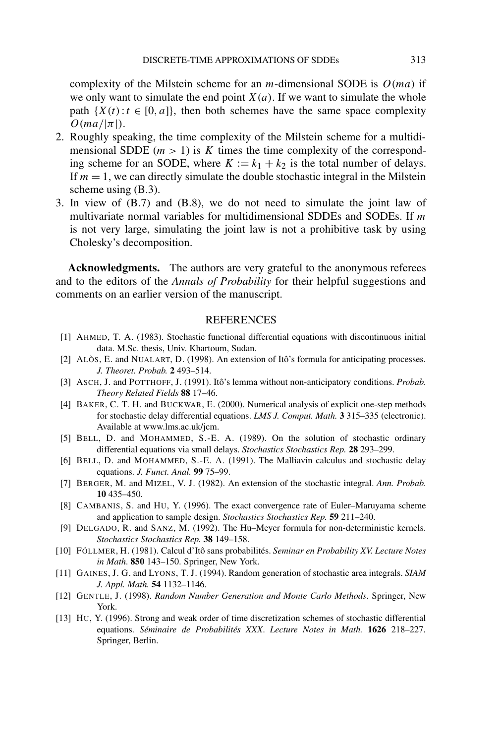complexity of the Milstein scheme for an $m$-dimensional SODE is $O(ma)$ if we only want to simulate the end point $X(a)$. If we want to simulate the whole path $\{X(t) : t \in [0, a]\}$, then both schemes have the same space complexity $O(ma/|\pi|)$.

2. Roughly speaking, the time complexity of the Milstein scheme for a multidimensional SDDE ($m > 1$) is $K$ times the time complexity of the corresponding scheme for an SODE, where $K := k_1 + k_2$ is the total number of delays. If $m = 1$, we can directly simulate the double stochastic integral in the Milstein scheme using (B.3).
3. In view of (B.7) and (B.8), we do not need to simulate the joint law of multivariate normal variables for multidimensional SDDEs and SODEs. If $m$ is not very large, simulating the joint law is not a prohibitive task by using Cholesky's decomposition.

**Acknowledgments.** The authors are very grateful to the anonymous referees and to the editors of the *Annals of Probability* for their helpful suggestions and comments on an earlier version of the manuscript.

## REFERENCES

[1] AHMED, T. A. (1983). Stochastic functional differential equations with discontinuous initial data. M.Sc. thesis, Univ. Khartoum, Sudan.

[2] ALÒS, E. and NUALART, D. (1998). An extension of Itô's formula for anticipating processes. *J. Theoret. Probab.* **2** 493–514.

[3] ASCH, J. and POTTHOFF, J. (1991). Itô's lemma without non-anticipatory conditions. *Probab. Theory Related Fields* **88** 17–46.

[4] BAKER, C. T. H. and BUCKWAR, E. (2000). Numerical analysis of explicit one-step methods for stochastic delay differential equations. *LMS J. Comput. Math.* **3** 315–335 (electronic). Available at www.lms.ac.uk/jcm.

[5] BELL, D. and MOHAMMED, S.-E. A. (1989). On the solution of stochastic ordinary differential equations via small delays. *Stochastics Stochastics Rep.* **28** 293–299.

[6] BELL, D. and MOHAMMED, S.-E. A. (1991). The Malliavin calculus and stochastic delay equations. *J. Funct. Anal.* **99** 75–99.

[7] BERGER, M. and MIZEL, V. J. (1982). An extension of the stochastic integral. *Ann. Probab.* **10** 435–450.

[8] CAMBANIS, S. and HU, Y. (1996). The exact convergence rate of Euler–Maruyama scheme and application to sample design. *Stochastics Stochastics Rep.* **59** 211–240.

[9] DELGADO, R. and SANZ, M. (1992). The Hu–Meyer formula for non-deterministic kernels. *Stochastics Stochastics Rep.* **38** 149–158.

[10] FÖLLMER, H. (1981). Calcul d'Itô sans probabilités. *Seminar en Probability XV. Lecture Notes in Math.* **850** 143–150. Springer, New York.

[11] GAINES, J. G. and LYONS, T. J. (1994). Random generation of stochastic area integrals. *SIAM J. Appl. Math.* **54** 1132–1146.

[12] GENTLE, J. (1998). *Random Number Generation and Monte Carlo Methods*. Springer, New York.

[13] HU, Y. (1996). Strong and weak order of time discretization schemes of stochastic differential equations. *Séminaire de Probabilités XXX*. *Lecture Notes in Math.* **1626** 218–227. Springer, Berlin.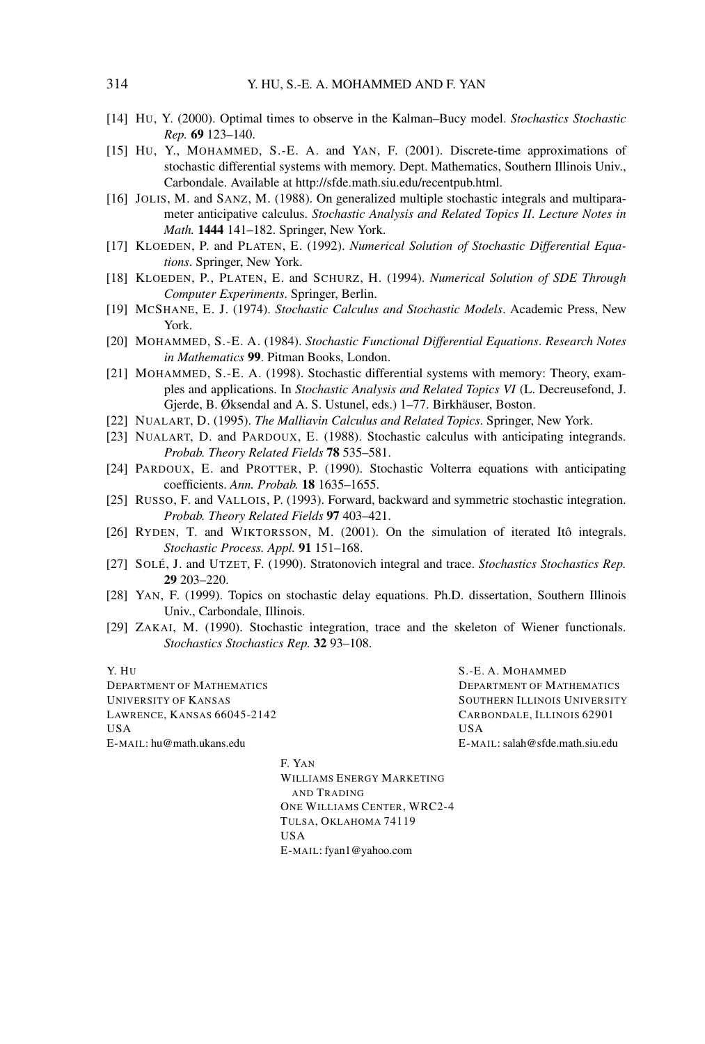[14] HU, Y. (2000). Optimal times to observe in the Kalman–Bucy model. *Stochastics Stochastic Rep.* **69** 123–140.

[15] HU, Y., MOHAMMED, S.-E. A. and YAN, F. (2001). Discrete-time approximations of stochastic differential systems with memory. Dept. Mathematics, Southern Illinois Univ., Carbondale. Available at http://sfde.math.siu.edu/recentpub.html.

[16] JOLIS, M. and SANZ, M. (1988). On generalized multiple stochastic integrals and multiparameter anticipative calculus. *Stochastic Analysis and Related Topics II*. *Lecture Notes in Math.* **1444** 141–182. Springer, New York.

[17] KLOEDEN, P. and PLATEN, E. (1992). *Numerical Solution of Stochastic Differential Equations*. Springer, New York.

[18] KLOEDEN, P., PLATEN, E. and SCHURZ, H. (1994). *Numerical Solution of SDE Through Computer Experiments*. Springer, Berlin.

[19] MCSHANE, E. J. (1974). *Stochastic Calculus and Stochastic Models*. Academic Press, New York.

[20] MOHAMMED, S.-E. A. (1984). *Stochastic Functional Differential Equations*. *Research Notes in Mathematics* **99**. Pitman Books, London.

[21] MOHAMMED, S.-E. A. (1998). Stochastic differential systems with memory: Theory, examples and applications. In *Stochastic Analysis and Related Topics VI* (L. Decreusefond, J. Gjerde, B. Øksendal and A. S. Ustunel, eds.) 1–77. Birkhäuser, Boston.

[22] NUALART, D. (1995). *The Malliavin Calculus and Related Topics*. Springer, New York.

[23] NUALART, D. and PARDOUX, E. (1988). Stochastic calculus with anticipating integrands. *Probab. Theory Related Fields* **78** 535–581.

[24] PARDOUX, E. and PROTTER, P. (1990). Stochastic Volterra equations with anticipating coefficients. *Ann. Probab.* **18** 1635–1655.

[25] RUSSO, F. and VALLOIS, P. (1993). Forward, backward and symmetric stochastic integration. *Probab. Theory Related Fields* **97** 403–421.

[26] RYDEN, T. and WIKTORSSON, M. (2001). On the simulation of iterated Itô integrals. *Stochastic Process. Appl.* **91** 151–168.

[27] SOLÉ, J. and UTZET, F. (1990). Stratonovich integral and trace. *Stochastics Stochastics Rep.* **29** 203–220.

[28] YAN, F. (1999). Topics on stochastic delay equations. Ph.D. dissertation, Southern Illinois Univ., Carbondale, Illinois.

[29] ZAKAI, M. (1990). Stochastic integration, trace and the skeleton of Wiener functionals. *Stochastics Stochastics Rep.* **32** 93–108.

Y. HU
DEPARTMENT OF MATHEMATICS
UNIVERSITY OF KANSAS
LAWRENCE, KANSAS 66045-2142
USA
E-MAIL: hu@math.ukans.edu

S.-E. A. MOHAMMED
DEPARTMENT OF MATHEMATICS
SOUTHERN ILLINOIS UNIVERSITY
CARBONDALE, ILLINOIS 62901
USA
E-MAIL: salah@sfde.math.siu.edu

F. YAN
WILLIAMS ENERGY MARKETING AND TRADING
ONE WILLIAMS CENTER, WRC2-4
TULSA, OKLAHOMA 74119
USA
E-MAIL: fyan1@yahoo.com